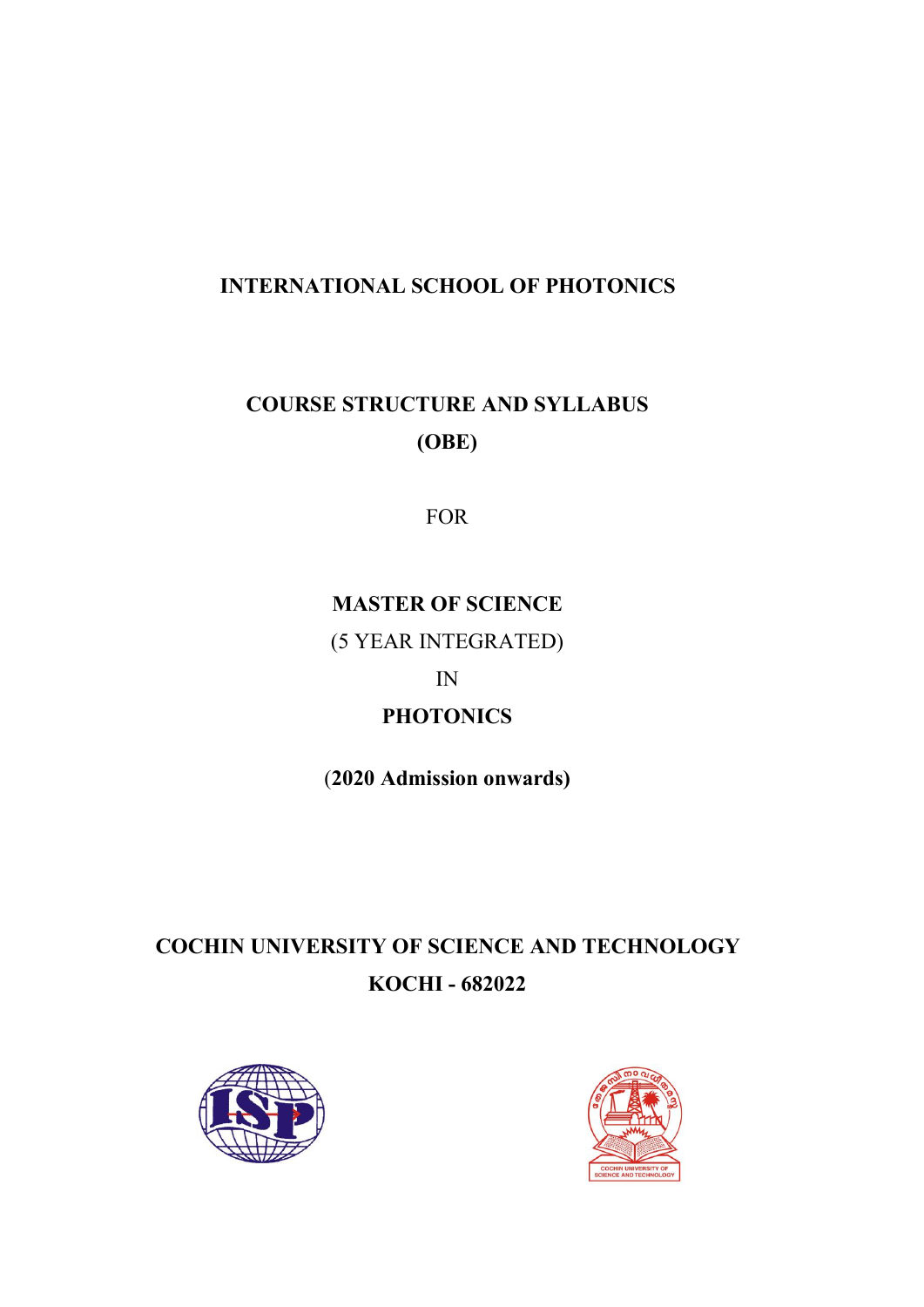# INTERNATIONAL SCHOOL OF PHOTONICS

## COURSE STRUCTURE AND SYLLABUS

## (OBE)

FOR

## MASTER OF SCIENCE

(5 YEAR INTEGRATED)

IN

## PHOTONICS

**(2020 Admission onwards)**

## COCHIN UNIVERSITY OF SCIENCE AND TECHNOLOGY

## KOCHI - 682022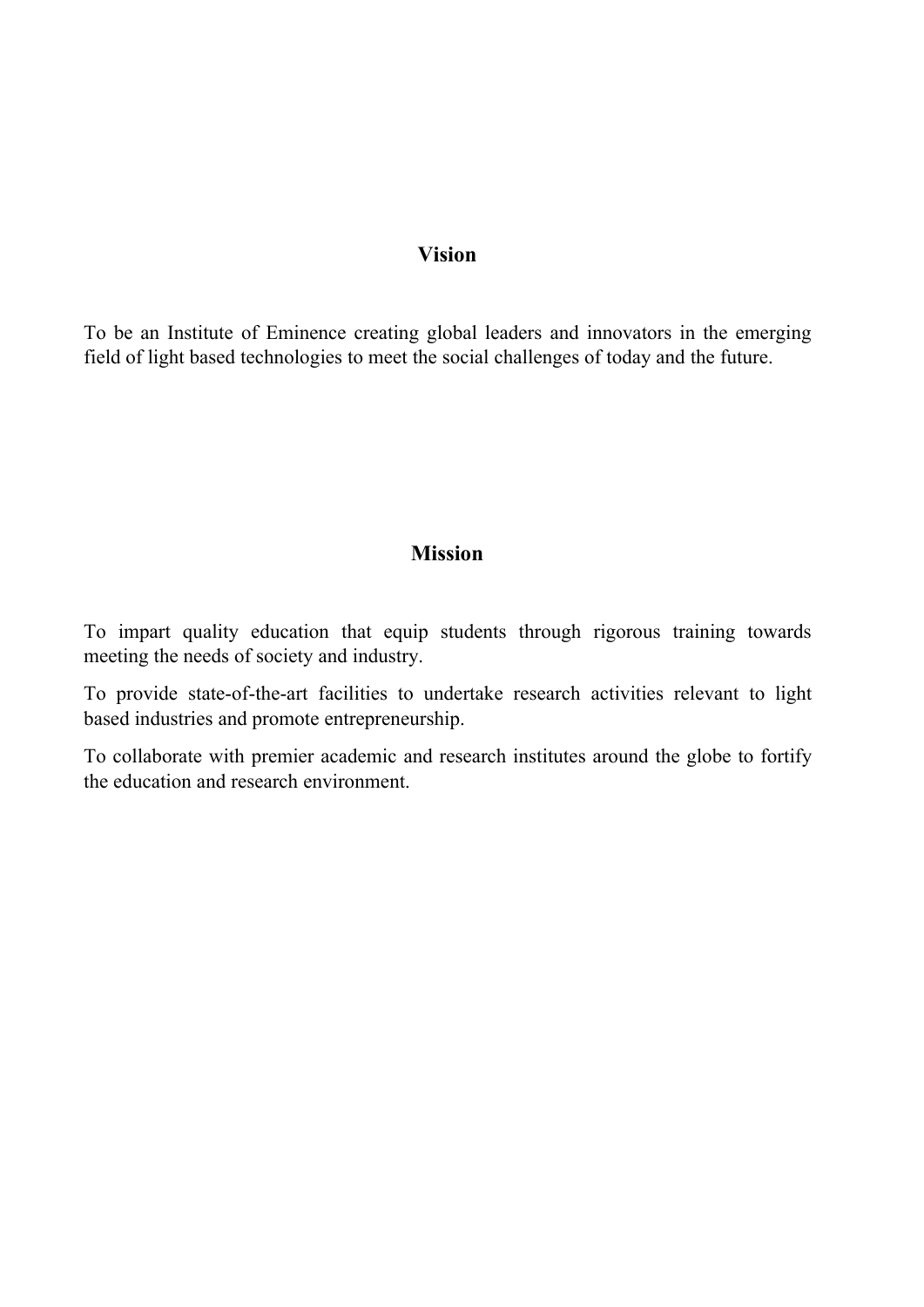## Vision

To be an Institute of Eminence creating global leaders and innovators in the emerging field of light based technologies to meet the social challenges of today and the future.

## Mission

To impart quality education that equip students through rigorous training towards meeting the needs of society and industry.

To provide state-of-the-art facilities to undertake research activities relevant to light based industries and promote entrepreneurship.

To collaborate with premier academic and research institutes around the globe to fortify the education and research environment.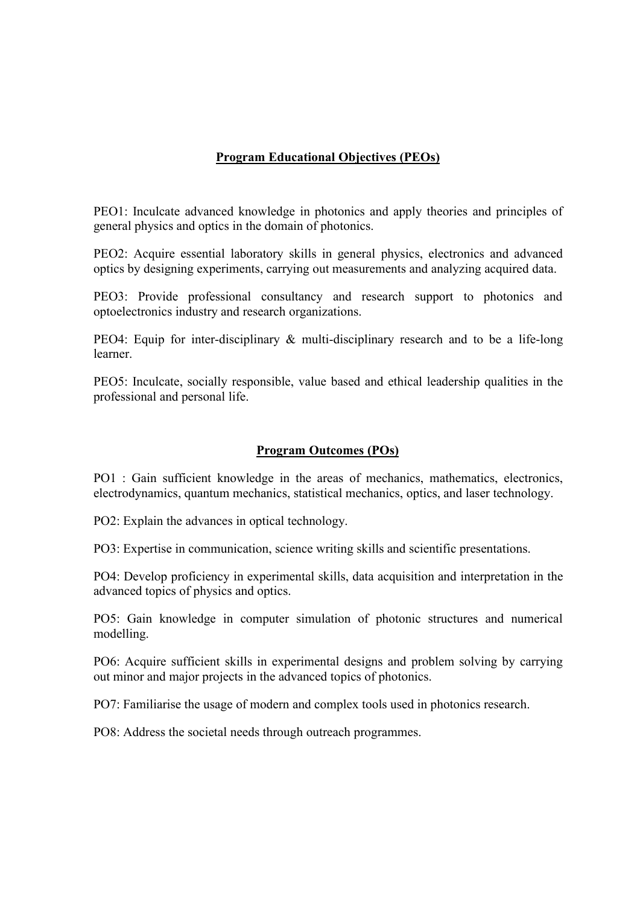## Program Educational Objectives (PEOs)

PEO1: Inculcate advanced knowledge in photonics and apply theories and principles of general physics and optics in the domain of photonics.

PEO2: Acquire essential laboratory skills in general physics, electronics and advanced optics by designing experiments, carrying out measurements and analyzing acquired data.

PEO3: Provide professional consultancy and research support to photonics and optoelectronics industry and research organizations.

PEO4: Equip for inter-disciplinary & multi-disciplinary research and to be a life-long learner.

PEO5: Inculcate, socially responsible, value based and ethical leadership qualities in the professional and personal life.

## Program Outcomes (POs)

PO1 : Gain sufficient knowledge in the areas of mechanics, mathematics, electronics, electrodynamics, quantum mechanics, statistical mechanics, optics, and laser technology.

PO2: Explain the advances in optical technology.

PO3: Expertise in communication, science writing skills and scientific presentations.

PO4: Develop proficiency in experimental skills, data acquisition and interpretation in the advanced topics of physics and optics.

PO5: Gain knowledge in computer simulation of photonic structures and numerical modelling.

PO6: Acquire sufficient skills in experimental designs and problem solving by carrying out minor and major projects in the advanced topics of photonics.

PO7: Familiarise the usage of modern and complex tools used in photonics research.

PO8: Address the societal needs through outreach programmes.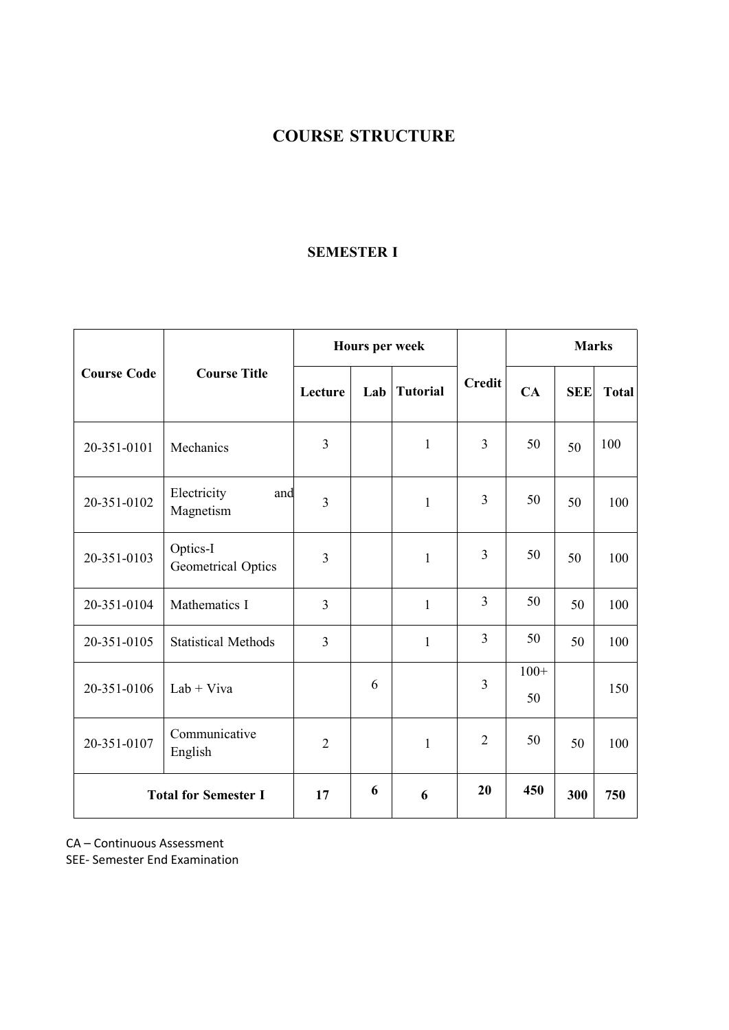# COURSE STRUCTURE

## SEMESTER I

| Course Code | Course Title | Hours per week | | | Credit | Marks | | |
|---|---|---|---|---|---|---|---|---|
| | | Lecture | Lab | Tutorial | | CA | SEE | Total |
| 20-351-0101 | Mechanics | 3 | | 1 | 3 | 50 | 50 | 100 |
| 20-351-0102 | Electricity and Magnetism | 3 | | 1 | 3 | 50 | 50 | 100 |
| 20-351-0103 | Optics-I Geometrical Optics | 3 | | 1 | 3 | 50 | 50 | 100 |
| 20-351-0104 | Mathematics I | 3 | | 1 | 3 | 50 | 50 | 100 |
| 20-351-0105 | Statistical Methods | 3 | | 1 | 3 | 50 | 50 | 100 |
| 20-351-0106 | Lab + Viva | | 6 | | 3 | 100+ 50 | | 150 |
| 20-351-0107 | Communicative English | 2 | | 1 | 2 | 50 | 50 | 100 |
| **Total for Semester I** | | **17** | **6** | **6** | **20** | **450** | **300** | **750** |

CA – Continuous Assessment
SEE- Semester End Examination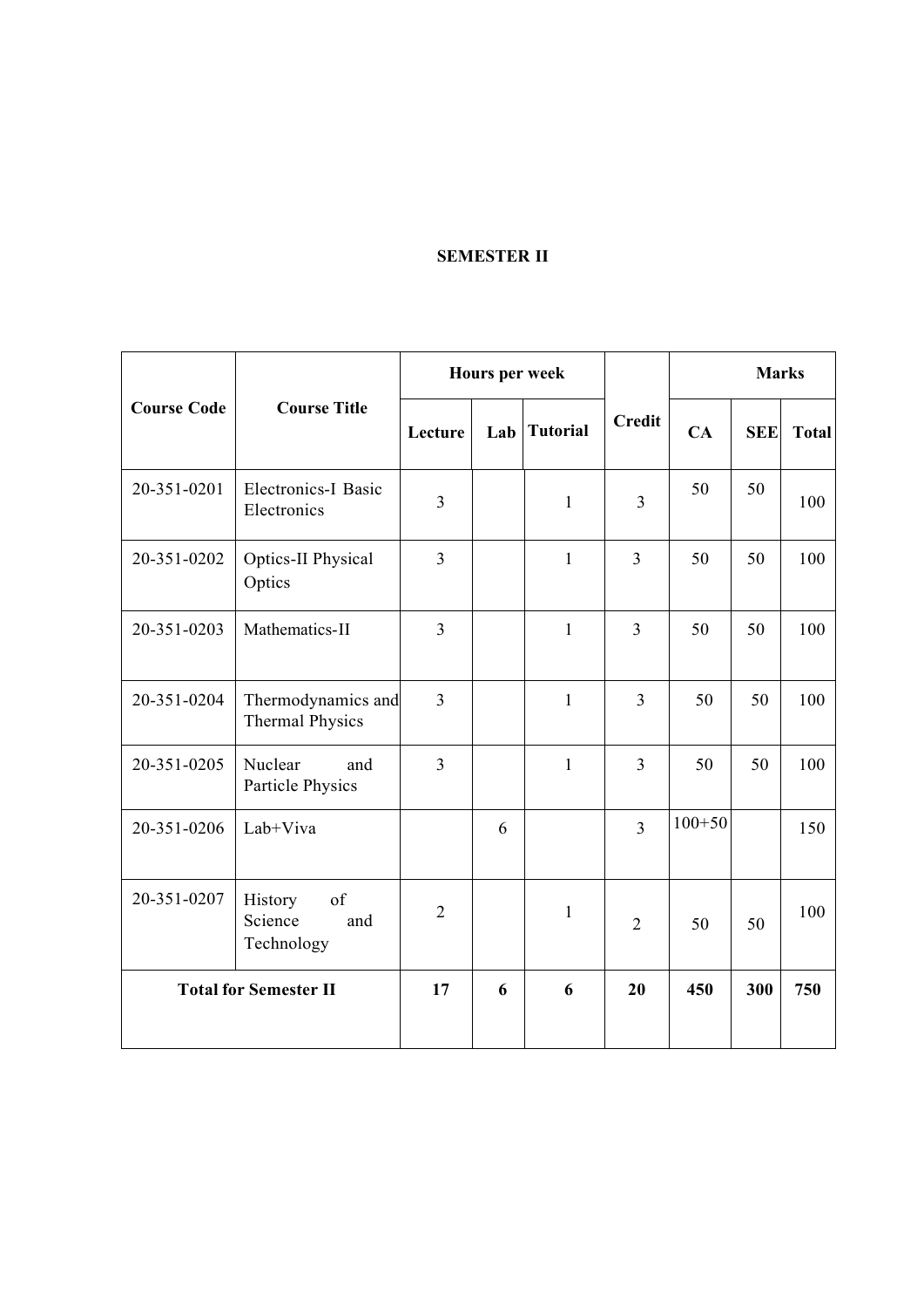# SEMESTER II

| Course Code | Course Title | Hours per week | | | Credit | Marks | | |
|---|---|---|---|---|---|---|---|---|
| | | Lecture | Lab | Tutorial | | CA | SEE | Total |
| 20-351-0201 | Electronics-I Basic Electronics | 3 | | 1 | 3 | 50 | 50 | 100 |
| 20-351-0202 | Optics-II Physical Optics | 3 | | 1 | 3 | 50 | 50 | 100 |
| 20-351-0203 | Mathematics-II | 3 | | 1 | 3 | 50 | 50 | 100 |
| 20-351-0204 | Thermodynamics and Thermal Physics | 3 | | 1 | 3 | 50 | 50 | 100 |
| 20-351-0205 | Nuclear and Particle Physics | 3 | | 1 | 3 | 50 | 50 | 100 |
| 20-351-0206 | Lab+Viva | | 6 | | 3 | 100+50 | | 150 |
| 20-351-0207 | History of Science and Technology | 2 | | 1 | 2 | 50 | 50 | 100 |
| **Total for Semester II** | | **17** | **6** | **6** | **20** | **450** | **300** | **750** |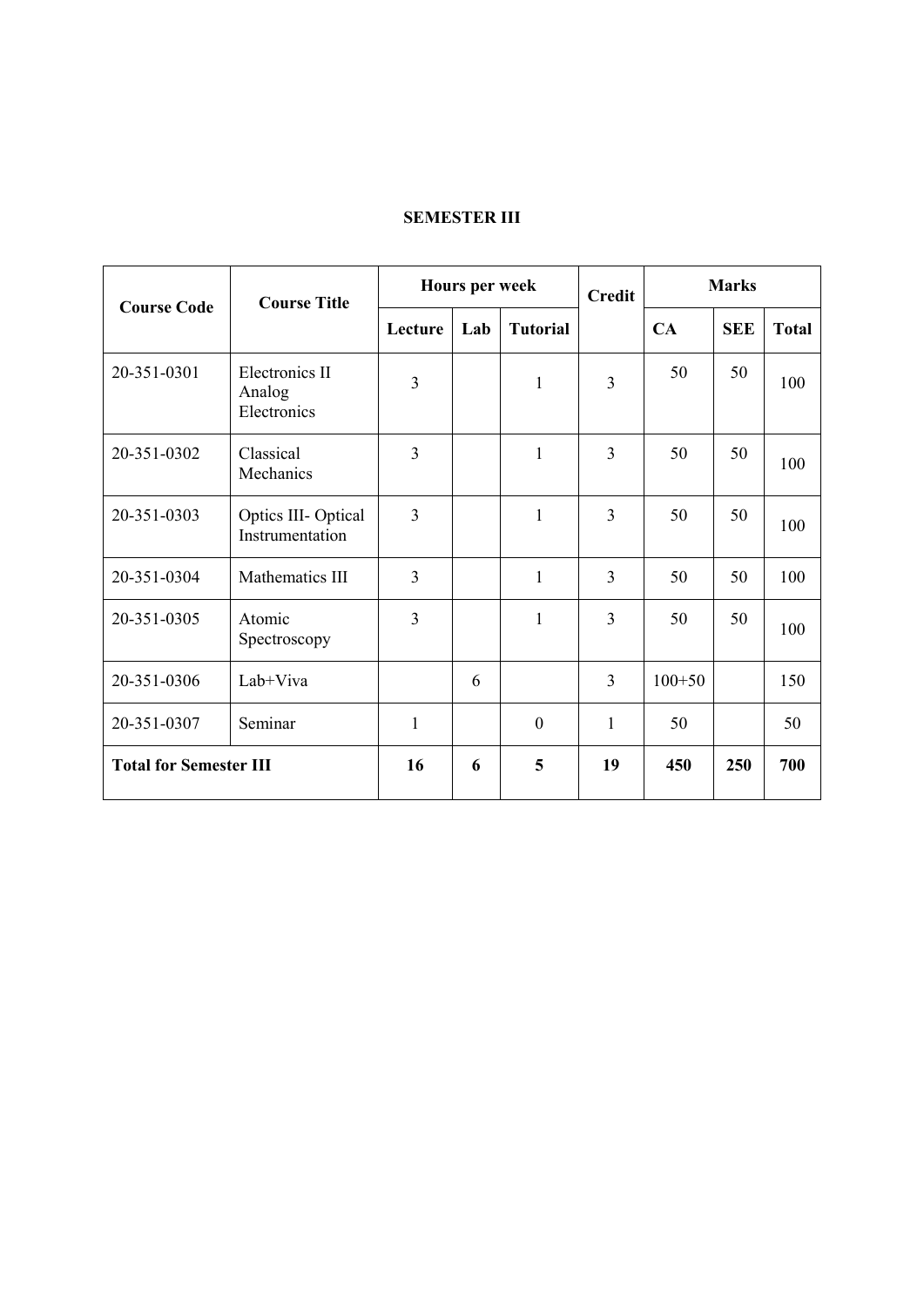**SEMESTER III**

| Course Code | Course Title | Hours per week | | | Credit | Marks | | |
|---|---|---|---|---|---|---|---|---|
| | | Lecture | Lab | Tutorial | | CA | SEE | Total |
| 20-351-0301 | Electronics II Analog Electronics | 3 | | 1 | 3 | 50 | 50 | 100 |
| 20-351-0302 | Classical Mechanics | 3 | | 1 | 3 | 50 | 50 | 100 |
| 20-351-0303 | Optics III- Optical Instrumentation | 3 | | 1 | 3 | 50 | 50 | 100 |
| 20-351-0304 | Mathematics III | 3 | | 1 | 3 | 50 | 50 | 100 |
| 20-351-0305 | Atomic Spectroscopy | 3 | | 1 | 3 | 50 | 50 | 100 |
| 20-351-0306 | Lab+Viva | | 6 | | 3 | 100+50 | | 150 |
| 20-351-0307 | Seminar | 1 | | 0 | 1 | 50 | | 50 |
| **Total for Semester III** | | **16** | **6** | **5** | **19** | **450** | **250** | **700** |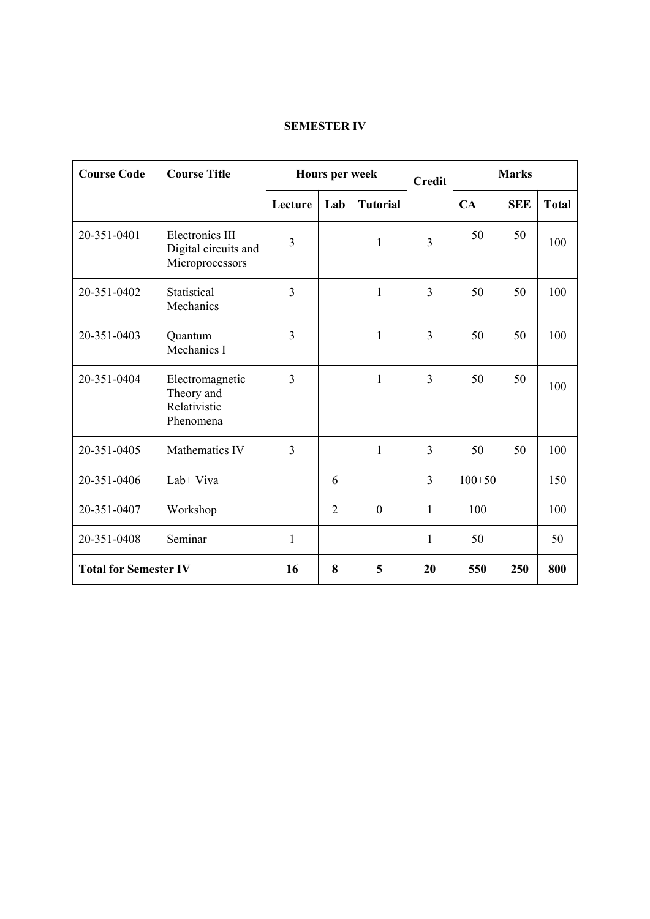**SEMESTER IV**

| Course Code | Course Title | Hours per week | | | Credit | Marks | | |
|---|---|---|---|---|---|---|---|---|
| | | Lecture | Lab | Tutorial | | CA | SEE | Total |
| 20-351-0401 | Electronics III Digital circuits and Microprocessors | 3 | | 1 | 3 | 50 | 50 | 100 |
| 20-351-0402 | Statistical Mechanics | 3 | | 1 | 3 | 50 | 50 | 100 |
| 20-351-0403 | Quantum Mechanics I | 3 | | 1 | 3 | 50 | 50 | 100 |
| 20-351-0404 | Electromagnetic Theory and Relativistic Phenomena | 3 | | 1 | 3 | 50 | 50 | 100 |
| 20-351-0405 | Mathematics IV | 3 | | 1 | 3 | 50 | 50 | 100 |
| 20-351-0406 | Lab+ Viva | | 6 | | 3 | 100+50 | | 150 |
| 20-351-0407 | Workshop | | 2 | 0 | 1 | 100 | | 100 |
| 20-351-0408 | Seminar | 1 | | | 1 | 50 | | 50 |
| **Total for Semester IV** | | **16** | **8** | **5** | **20** | **550** | **250** | **800** |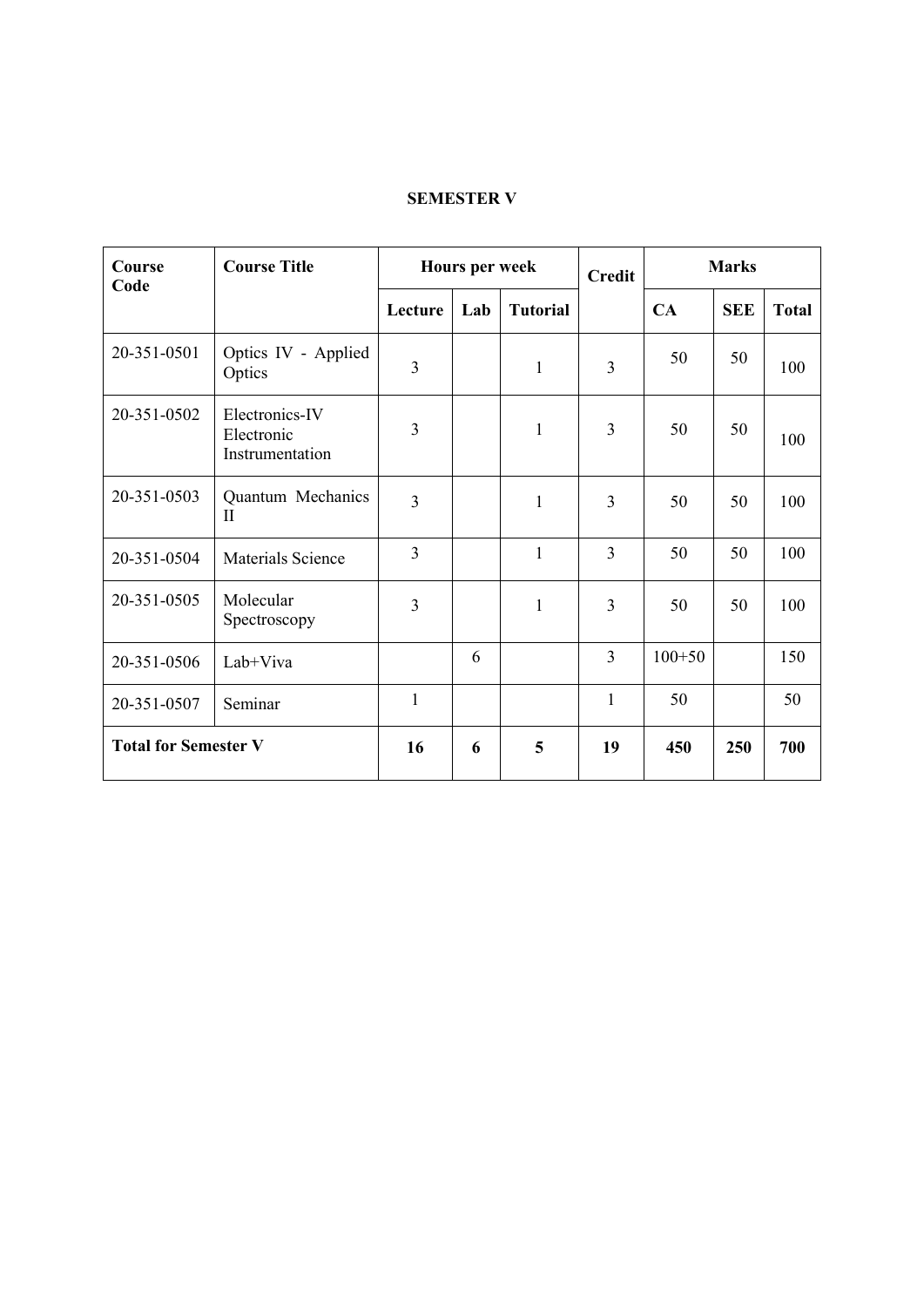**SEMESTER V**

| Course Code | Course Title | Hours per week | | | Credit | Marks | | |
|---|---|---|---|---|---|---|---|---|
| | | Lecture | Lab | Tutorial | | CA | SEE | Total |
| 20-351-0501 | Optics IV - Applied Optics | 3 | | 1 | 3 | 50 | 50 | 100 |
| 20-351-0502 | Electronics-IV Electronic Instrumentation | 3 | | 1 | 3 | 50 | 50 | 100 |
| 20-351-0503 | Quantum Mechanics II | 3 | | 1 | 3 | 50 | 50 | 100 |
| 20-351-0504 | Materials Science | 3 | | 1 | 3 | 50 | 50 | 100 |
| 20-351-0505 | Molecular Spectroscopy | 3 | | 1 | 3 | 50 | 50 | 100 |
| 20-351-0506 | Lab+Viva | | 6 | | 3 | 100+50 | | 150 |
| 20-351-0507 | Seminar | 1 | | | 1 | 50 | | 50 |
| **Total for Semester V** | | **16** | **6** | **5** | **19** | **450** | **250** | **700** |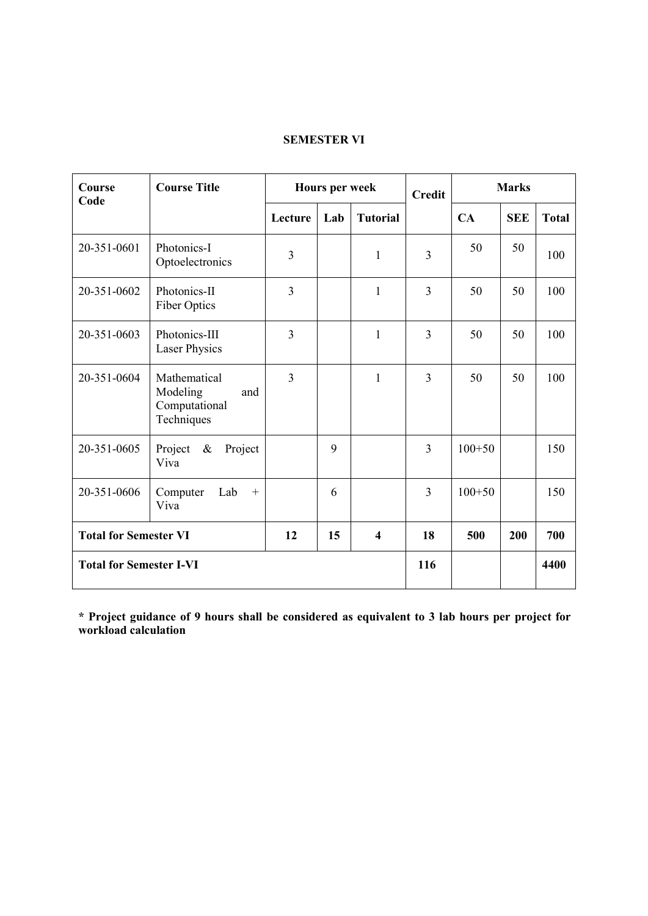**SEMESTER VI**

| Course Code | Course Title | Hours per week | | | Credit | Marks | | |
|---|---|---|---|---|---|---|---|---|
| | | Lecture | Lab | Tutorial | | CA | SEE | Total |
| 20-351-0601 | Photonics-I Optoelectronics | 3 | | 1 | 3 | 50 | 50 | 100 |
| 20-351-0602 | Photonics-II Fiber Optics | 3 | | 1 | 3 | 50 | 50 | 100 |
| 20-351-0603 | Photonics-III Laser Physics | 3 | | 1 | 3 | 50 | 50 | 100 |
| 20-351-0604 | Mathematical Modeling and Computational Techniques | 3 | | 1 | 3 | 50 | 50 | 100 |
| 20-351-0605 | Project & Project Viva | | 9 | | 3 | 100+50 | | 150 |
| 20-351-0606 | Computer Lab + Viva | | 6 | | 3 | 100+50 | | 150 |
| **Total for Semester VI** | | **12** | **15** | **4** | **18** | **500** | **200** | **700** |
| **Total for Semester I-VI** | | | | | **116** | | | **4400** |

**\* Project guidance of 9 hours shall be considered as equivalent to 3 lab hours per project for workload calculation**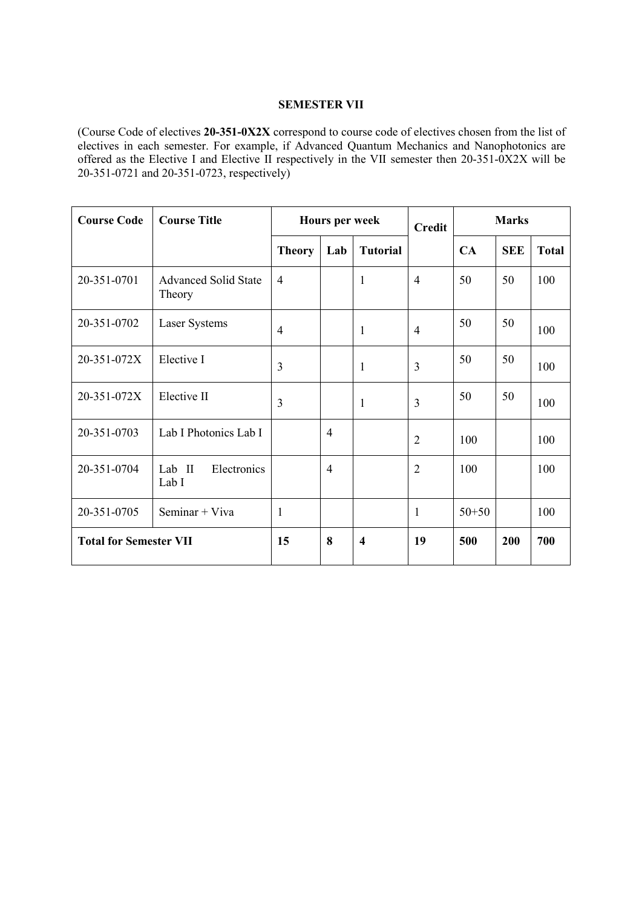## SEMESTER VII

(Course Code of electives **20-351-0X2X** correspond to course code of electives chosen from the list of electives in each semester. For example, if Advanced Quantum Mechanics and Nanophotonics are offered as the Elective I and Elective II respectively in the VII semester then 20-351-0X2X will be 20-351-0721 and 20-351-0723, respectively)

| **Course Code** | **Course Title** | **Hours per week** | | | **Credit** | **Marks** | | |
|---|---|---|---|---|---|---|---|---|
| | | **Theory** | **Lab** | **Tutorial** | | **CA** | **SEE** | **Total** |
| 20-351-0701 | Advanced Solid State Theory | 4 | | 1 | 4 | 50 | 50 | 100 |
| 20-351-0702 | Laser Systems | 4 | | 1 | 4 | 50 | 50 | 100 |
| 20-351-072X | Elective I | 3 | | 1 | 3 | 50 | 50 | 100 |
| 20-351-072X | Elective II | 3 | | 1 | 3 | 50 | 50 | 100 |
| 20-351-0703 | Lab I Photonics Lab I | | 4 | | 2 | 100 | | 100 |
| 20-351-0704 | Lab II Electronics Lab I | | 4 | | 2 | 100 | | 100 |
| 20-351-0705 | Seminar + Viva | 1 | | | 1 | 50+50 | | 100 |
| **Total for Semester VII** | | **15** | **8** | **4** | **19** | **500** | **200** | **700** |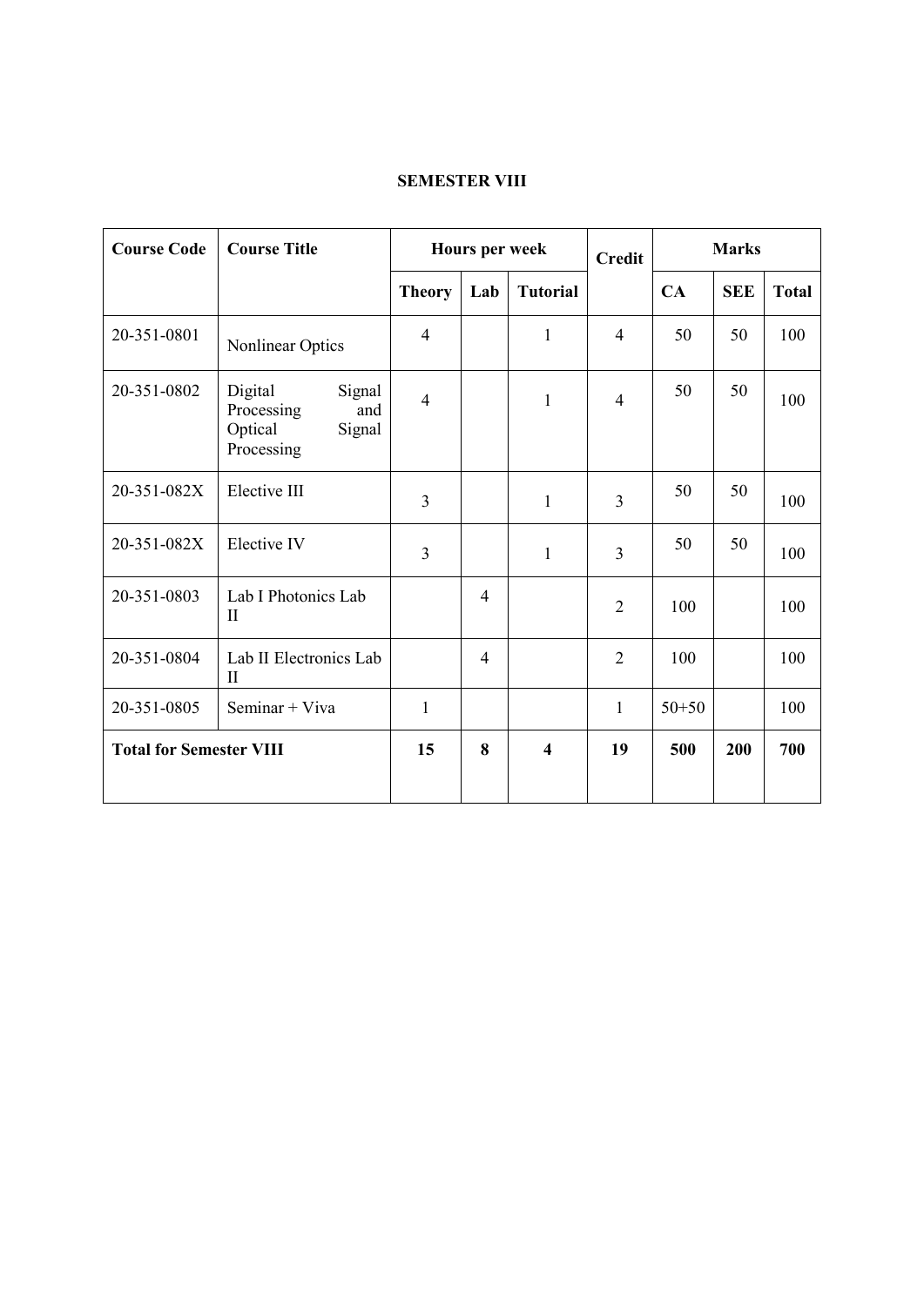**SEMESTER VIII**

| Course Code | Course Title | Hours per week | | | Credit | Marks | | |
|---|---|---|---|---|---|---|---|---|
| | | Theory | Lab | Tutorial | | CA | SEE | Total |
| 20-351-0801 | Nonlinear Optics | 4 | | 1 | 4 | 50 | 50 | 100 |
| 20-351-0802 | Digital Signal Processing and Optical Signal Processing | 4 | | 1 | 4 | 50 | 50 | 100 |
| 20-351-082X | Elective III | 3 | | 1 | 3 | 50 | 50 | 100 |
| 20-351-082X | Elective IV | 3 | | 1 | 3 | 50 | 50 | 100 |
| 20-351-0803 | Lab I Photonics Lab II | | 4 | | 2 | 100 | | 100 |
| 20-351-0804 | Lab II Electronics Lab II | | 4 | | 2 | 100 | | 100 |
| 20-351-0805 | Seminar + Viva | 1 | | | 1 | 50+50 | | 100 |
| **Total for Semester VIII** | | **15** | **8** | **4** | **19** | **500** | **200** | **700** |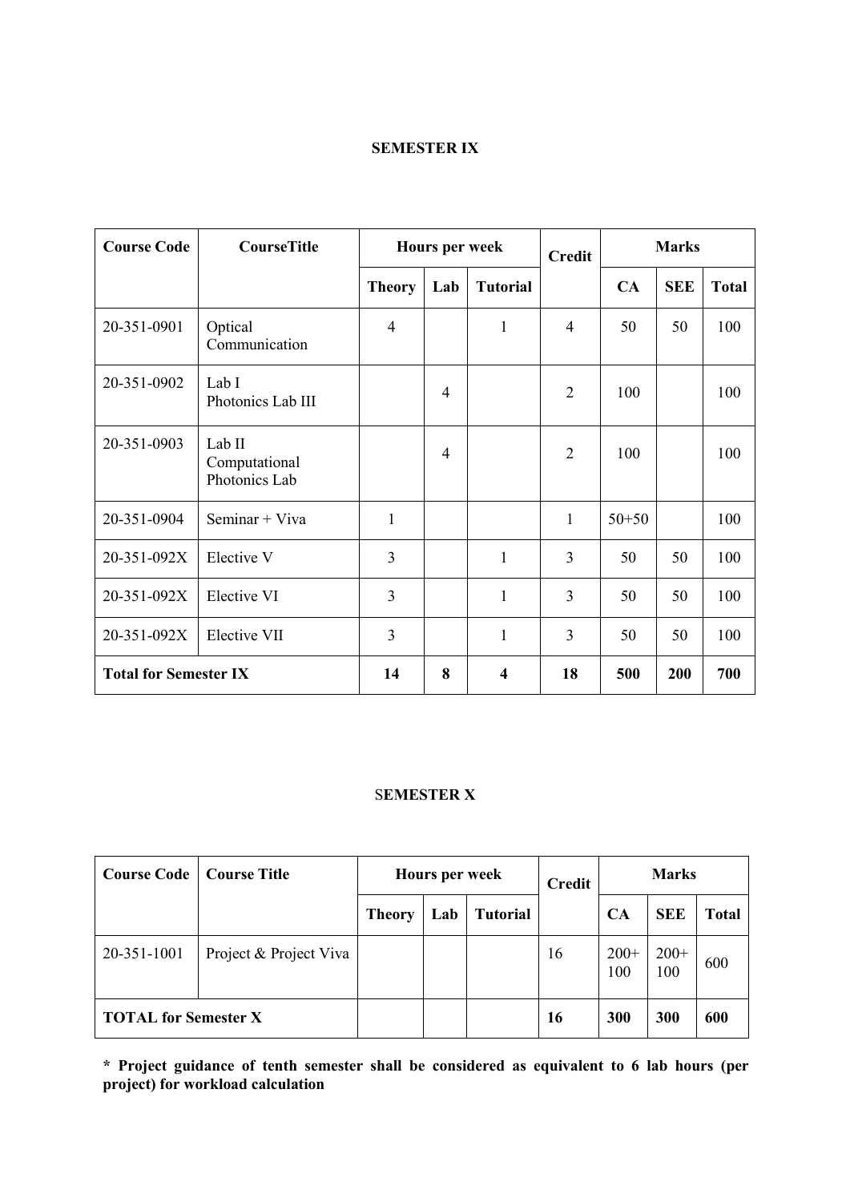## SEMESTER IX

| Course Code | CourseTitle | Hours per week | | | Credit | Marks | | |
|---|---|---|---|---|---|---|---|---|
| | | Theory | Lab | Tutorial | | CA | SEE | Total |
| 20-351-0901 | Optical Communication | 4 | | 1 | 4 | 50 | 50 | 100 |
| 20-351-0902 | Lab I Photonics Lab III | | 4 | | 2 | 100 | | 100 |
| 20-351-0903 | Lab II Computational Photonics Lab | | 4 | | 2 | 100 | | 100 |
| 20-351-0904 | Seminar + Viva | 1 | | | 1 | 50+50 | | 100 |
| 20-351-092X | Elective V | 3 | | 1 | 3 | 50 | 50 | 100 |
| 20-351-092X | Elective VI | 3 | | 1 | 3 | 50 | 50 | 100 |
| 20-351-092X | Elective VII | 3 | | 1 | 3 | 50 | 50 | 100 |
| **Total for Semester IX** | | **14** | **8** | **4** | **18** | **500** | **200** | **700** |

## SEMESTER X

| Course Code | Course Title | Hours per week | | | Credit | Marks | | |
|---|---|---|---|---|---|---|---|---|
| | | Theory | Lab | Tutorial | | CA | SEE | Total |
| 20-351-1001 | Project & Project Viva | | | | 16 | 200+ 100 | 200+ 100 | 600 |
| **TOTAL for Semester X** | | | | | **16** | **300** | **300** | **600** |

**\* Project guidance of tenth semester shall be considered as equivalent to 6 lab hours (per project) for workload calculation**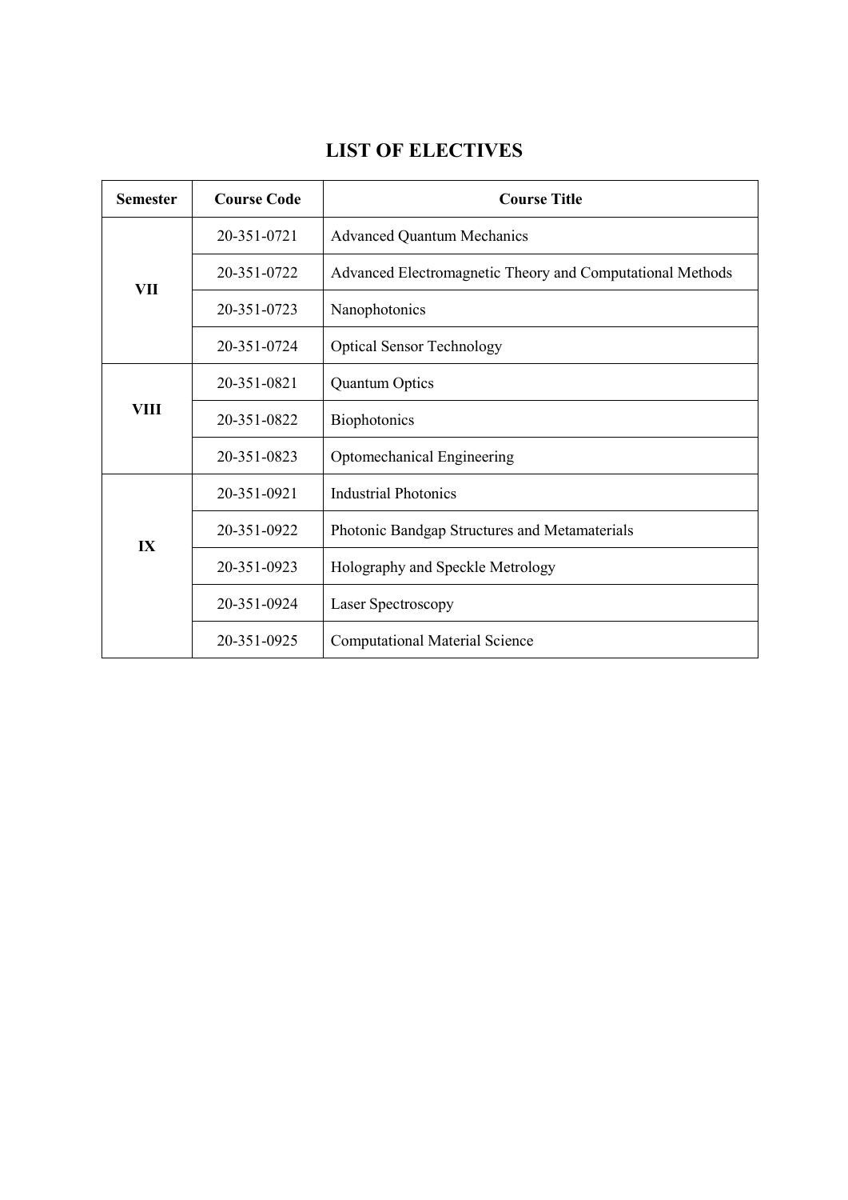# LIST OF ELECTIVES

| Semester | Course Code | Course Title |
|---|---|---|
| VII | 20-351-0721 | Advanced Quantum Mechanics |
| | 20-351-0722 | Advanced Electromagnetic Theory and Computational Methods |
| | 20-351-0723 | Nanophotonics |
| | 20-351-0724 | Optical Sensor Technology |
| VIII | 20-351-0821 | Quantum Optics |
| | 20-351-0822 | Biophotonics |
| | 20-351-0823 | Optomechanical Engineering |
| IX | 20-351-0921 | Industrial Photonics |
| | 20-351-0922 | Photonic Bandgap Structures and Metamaterials |
| | 20-351-0923 | Holography and Speckle Metrology |
| | 20-351-0924 | Laser Spectroscopy |
| | 20-351-0925 | Computational Material Science |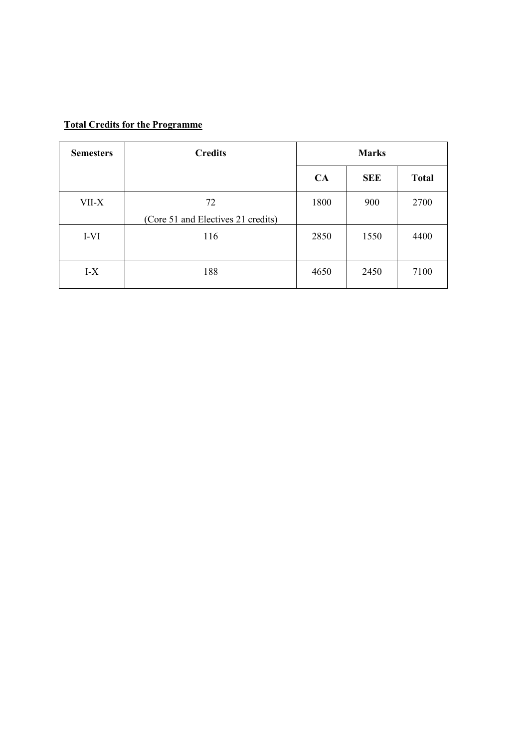**Total Credits for the Programme**

| Semesters | Credits | Marks | | |
|---|---|---|---|---|
| | | CA | SEE | Total |
| VII-X | 72 (Core 51 and Electives 21 credits) | 1800 | 900 | 2700 |
| I-VI | 116 | 2850 | 1550 | 4400 |
| I-X | 188 | 4650 | 2450 | 7100 |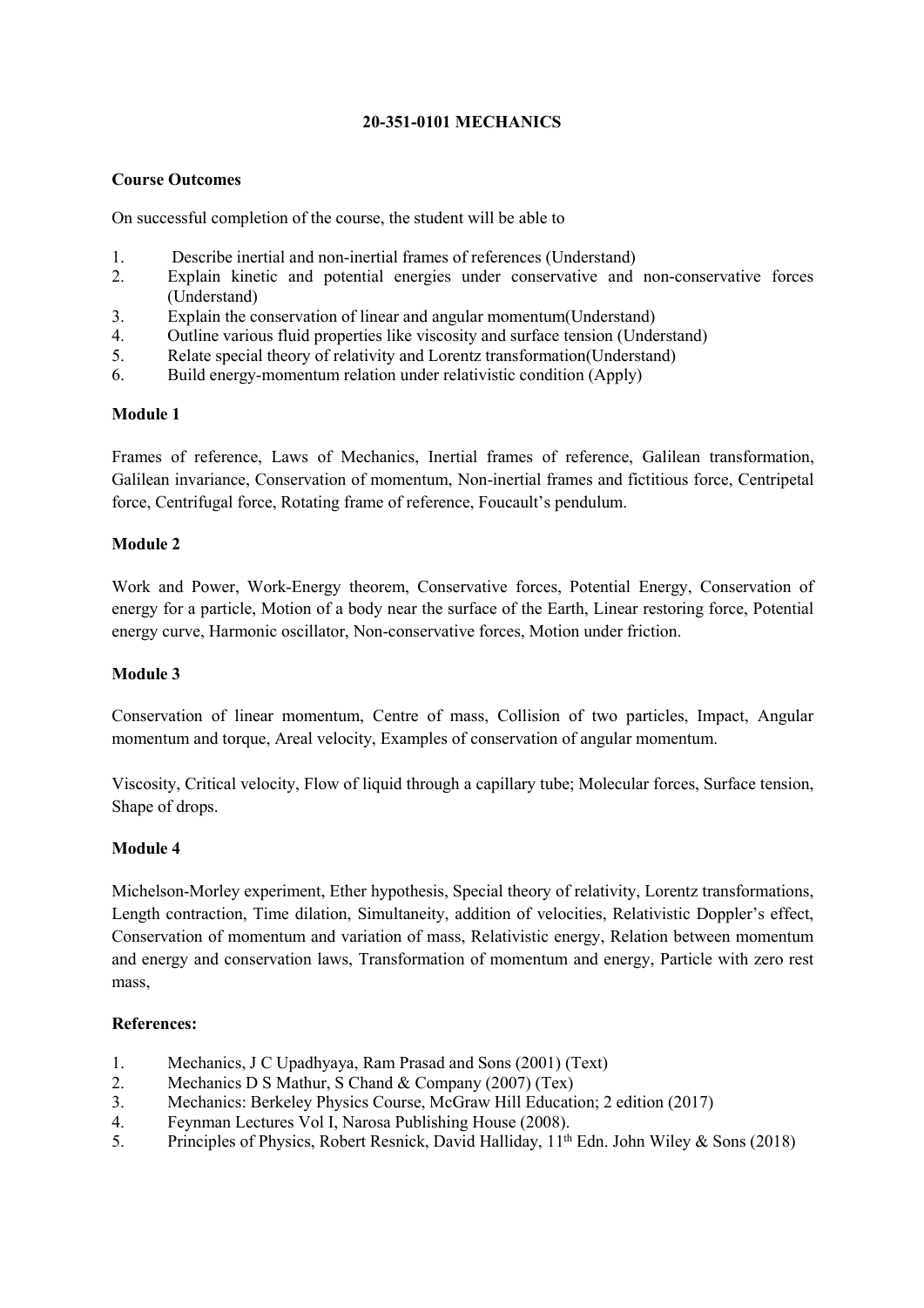# 20-351-0101 MECHANICS

**Course Outcomes**

On successful completion of the course, the student will be able to

1. Describe inertial and non-inertial frames of references (Understand)
2. Explain kinetic and potential energies under conservative and non-conservative forces (Understand)
3. Explain the conservation of linear and angular momentum(Understand)
4. Outline various fluid properties like viscosity and surface tension (Understand)
5. Relate special theory of relativity and Lorentz transformation(Understand)
6. Build energy-momentum relation under relativistic condition (Apply)

**Module 1**

Frames of reference, Laws of Mechanics, Inertial frames of reference, Galilean transformation, Galilean invariance, Conservation of momentum, Non-inertial frames and fictitious force, Centripetal force, Centrifugal force, Rotating frame of reference, Foucault's pendulum.

**Module 2**

Work and Power, Work-Energy theorem, Conservative forces, Potential Energy, Conservation of energy for a particle, Motion of a body near the surface of the Earth, Linear restoring force, Potential energy curve, Harmonic oscillator, Non-conservative forces, Motion under friction.

**Module 3**

Conservation of linear momentum, Centre of mass, Collision of two particles, Impact, Angular momentum and torque, Areal velocity, Examples of conservation of angular momentum.

Viscosity, Critical velocity, Flow of liquid through a capillary tube; Molecular forces, Surface tension, Shape of drops.

**Module 4**

Michelson-Morley experiment, Ether hypothesis, Special theory of relativity, Lorentz transformations, Length contraction, Time dilation, Simultaneity, addition of velocities, Relativistic Doppler's effect, Conservation of momentum and variation of mass, Relativistic energy, Relation between momentum and energy and conservation laws, Transformation of momentum and energy, Particle with zero rest mass,

**References:**

1. Mechanics, J C Upadhyaya, Ram Prasad and Sons (2001) (Text)
2. Mechanics D S Mathur, S Chand & Company (2007) (Tex)
3. Mechanics: Berkeley Physics Course, McGraw Hill Education; 2 edition (2017)
4. Feynman Lectures Vol I, Narosa Publishing House (2008).
5. Principles of Physics, Robert Resnick, David Halliday, 11th Edn. John Wiley & Sons (2018)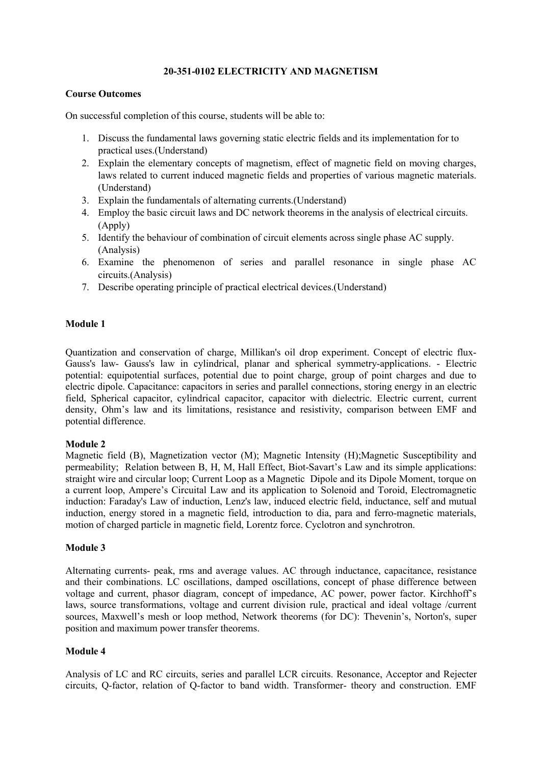## 20-351-0102 ELECTRICITY AND MAGNETISM

**Course Outcomes**

On successful completion of this course, students will be able to:

1. Discuss the fundamental laws governing static electric fields and its implementation for to practical uses.(Understand)
2. Explain the elementary concepts of magnetism, effect of magnetic field on moving charges, laws related to current induced magnetic fields and properties of various magnetic materials. (Understand)
3. Explain the fundamentals of alternating currents.(Understand)
4. Employ the basic circuit laws and DC network theorems in the analysis of electrical circuits. (Apply)
5. Identify the behaviour of combination of circuit elements across single phase AC supply. (Analysis)
6. Examine the phenomenon of series and parallel resonance in single phase AC circuits.(Analysis)
7. Describe operating principle of practical electrical devices.(Understand)

**Module 1**

Quantization and conservation of charge, Millikan's oil drop experiment. Concept of electric flux-Gauss's law- Gauss's law in cylindrical, planar and spherical symmetry-applications. - Electric potential: equipotential surfaces, potential due to point charge, group of point charges and due to electric dipole. Capacitance: capacitors in series and parallel connections, storing energy in an electric field, Spherical capacitor, cylindrical capacitor, capacitor with dielectric. Electric current, current density, Ohm's law and its limitations, resistance and resistivity, comparison between EMF and potential difference.

**Module 2**

Magnetic field (B), Magnetization vector (M); Magnetic Intensity (H);Magnetic Susceptibility and permeability; Relation between B, H, M, Hall Effect, Biot-Savart's Law and its simple applications: straight wire and circular loop; Current Loop as a Magnetic Dipole and its Dipole Moment, torque on a current loop, Ampere's Circuital Law and its application to Solenoid and Toroid, Electromagnetic induction: Faraday's Law of induction, Lenz's law, induced electric field, inductance, self and mutual induction, energy stored in a magnetic field, introduction to dia, para and ferro-magnetic materials, motion of charged particle in magnetic field, Lorentz force. Cyclotron and synchrotron.

**Module 3**

Alternating currents- peak, rms and average values. AC through inductance, capacitance, resistance and their combinations. LC oscillations, damped oscillations, concept of phase difference between voltage and current, phasor diagram, concept of impedance, AC power, power factor. Kirchhoff's laws, source transformations, voltage and current division rule, practical and ideal voltage /current sources, Maxwell's mesh or loop method, Network theorems (for DC): Thevenin's, Norton's, super position and maximum power transfer theorems.

**Module 4**

Analysis of LC and RC circuits, series and parallel LCR circuits. Resonance, Acceptor and Rejecter circuits, Q-factor, relation of Q-factor to band width. Transformer- theory and construction. EMF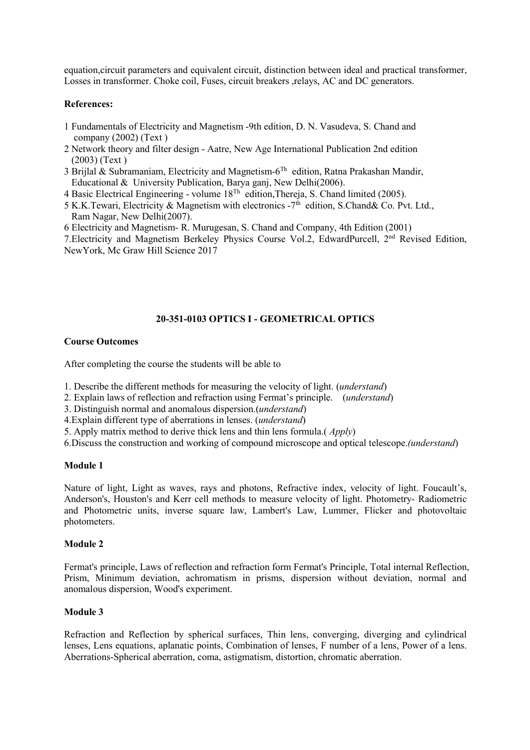equation,circuit parameters and equivalent circuit, distinction between ideal and practical transformer, Losses in transformer. Choke coil, Fuses, circuit breakers ,relays, AC and DC generators.

**References:**

1 Fundamentals of Electricity and Magnetism -9th edition, D. N. Vasudeva, S. Chand and company (2002) (Text )
2 Network theory and filter design - Aatre, New Age International Publication 2nd edition (2003) (Text )
3 Brijlal & Subramaniam, Electricity and Magnetism-6Th edition, Ratna Prakashan Mandir, Educational & University Publication, Barya ganj, New Delhi(2006).
4 Basic Electrical Engineering - volume 18Th edition,Thereja, S. Chand limited (2005).
5 K.K.Tewari, Electricity & Magnetism with electronics -7th edition, S.Chand& Co. Pvt. Ltd., Ram Nagar, New Delhi(2007).
6 Electricity and Magnetism- R. Murugesan, S. Chand and Company, 4th Edition (2001)
7.Electricity and Magnetism Berkeley Physics Course Vol.2, EdwardPurcell, 2nd Revised Edition, NewYork, Mc Graw Hill Science 2017

## 20-351-0103 OPTICS I - GEOMETRICAL OPTICS

**Course Outcomes**

After completing the course the students will be able to

1. Describe the different methods for measuring the velocity of light. (*understand*)
2. Explain laws of reflection and refraction using Fermat's principle. (*understand*)
3. Distinguish normal and anomalous dispersion.(*understand*)
4.Explain different type of aberrations in lenses. (*understand*)
5. Apply matrix method to derive thick lens and thin lens formula.( *Apply*)
6.Discuss the construction and working of compound microscope and optical telescope.*(understand*)

**Module 1**

Nature of light, Light as waves, rays and photons, Refractive index, velocity of light. Foucault's, Anderson's, Houston's and Kerr cell methods to measure velocity of light. Photometry- Radiometric and Photometric units, inverse square law, Lambert's Law, Lummer, Flicker and photovoltaic photometers.

**Module 2**

Fermat's principle, Laws of reflection and refraction form Fermat's Principle, Total internal Reflection, Prism, Minimum deviation, achromatism in prisms, dispersion without deviation, normal and anomalous dispersion, Wood's experiment.

**Module 3**

Refraction and Reflection by spherical surfaces, Thin lens, converging, diverging and cylindrical lenses, Lens equations, aplanatic points, Combination of lenses, F number of a lens, Power of a lens. Aberrations-Spherical aberration, coma, astigmatism, distortion, chromatic aberration.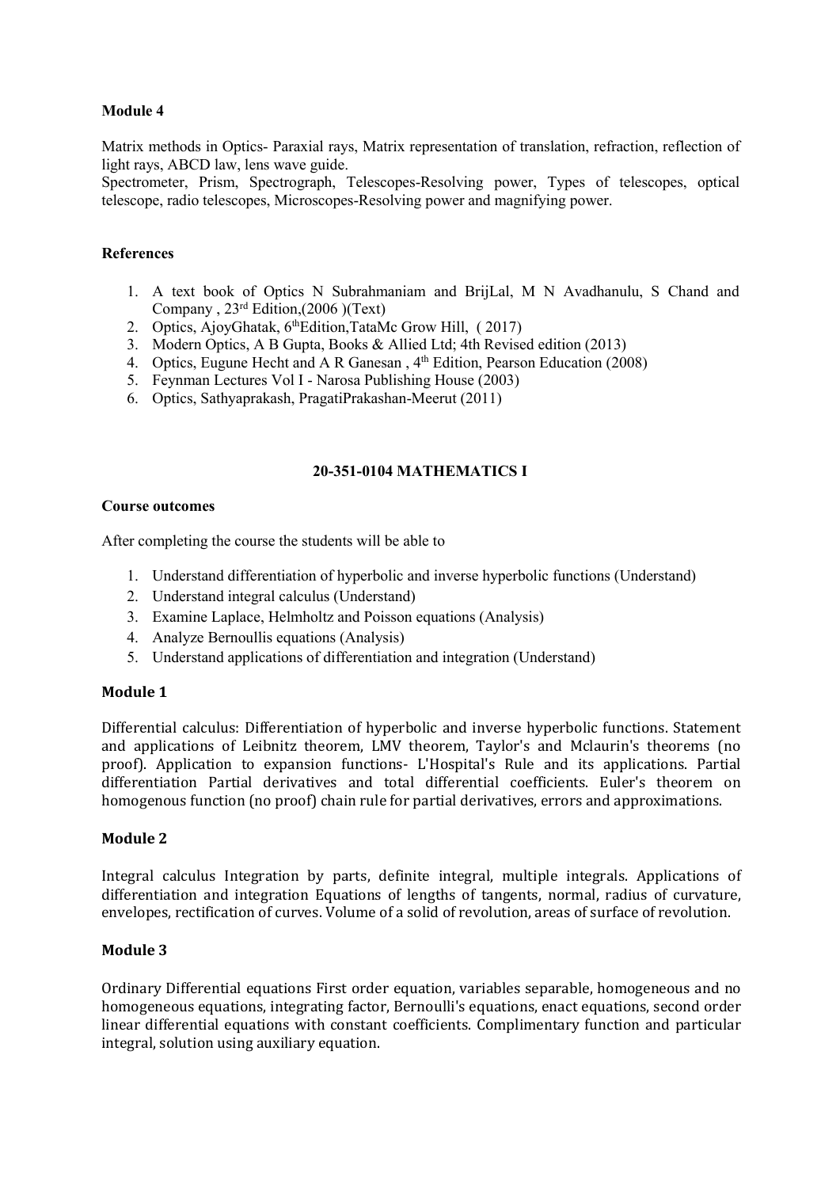**Module 4**

Matrix methods in Optics- Paraxial rays, Matrix representation of translation, refraction, reflection of light rays, ABCD law, lens wave guide.

Spectrometer, Prism, Spectrograph, Telescopes-Resolving power, Types of telescopes, optical telescope, radio telescopes, Microscopes-Resolving power and magnifying power.

**References**

1. A text book of Optics N Subrahmaniam and BrijLal, M N Avadhanulu, S Chand and Company , 23rd Edition,(2006 )(Text)
2. Optics, AjoyGhatak, 6thEdition,TataMc Grow Hill, ( 2017)
3. Modern Optics, A B Gupta, Books & Allied Ltd; 4th Revised edition (2013)
4. Optics, Eugune Hecht and A R Ganesan , 4th Edition, Pearson Education (2008)
5. Feynman Lectures Vol I - Narosa Publishing House (2003)
6. Optics, Sathyaprakash, PragatiPrakashan-Meerut (2011)

## 20-351-0104 MATHEMATICS I

**Course outcomes**

After completing the course the students will be able to

1. Understand differentiation of hyperbolic and inverse hyperbolic functions (Understand)
2. Understand integral calculus (Understand)
3. Examine Laplace, Helmholtz and Poisson equations (Analysis)
4. Analyze Bernoullis equations (Analysis)
5. Understand applications of differentiation and integration (Understand)

**Module 1**

Differential calculus: Differentiation of hyperbolic and inverse hyperbolic functions. Statement and applications of Leibnitz theorem, LMV theorem, Taylor's and Mclaurin's theorems (no proof). Application to expansion functions- L'Hospital's Rule and its applications. Partial differentiation Partial derivatives and total differential coefficients. Euler's theorem on homogenous function (no proof) chain rule for partial derivatives, errors and approximations.

**Module 2**

Integral calculus Integration by parts, definite integral, multiple integrals. Applications of differentiation and integration Equations of lengths of tangents, normal, radius of curvature, envelopes, rectification of curves. Volume of a solid of revolution, areas of surface of revolution.

**Module 3**

Ordinary Differential equations First order equation, variables separable, homogeneous and no homogeneous equations, integrating factor, Bernoulli's equations, enact equations, second order linear differential equations with constant coefficients. Complimentary function and particular integral, solution using auxiliary equation.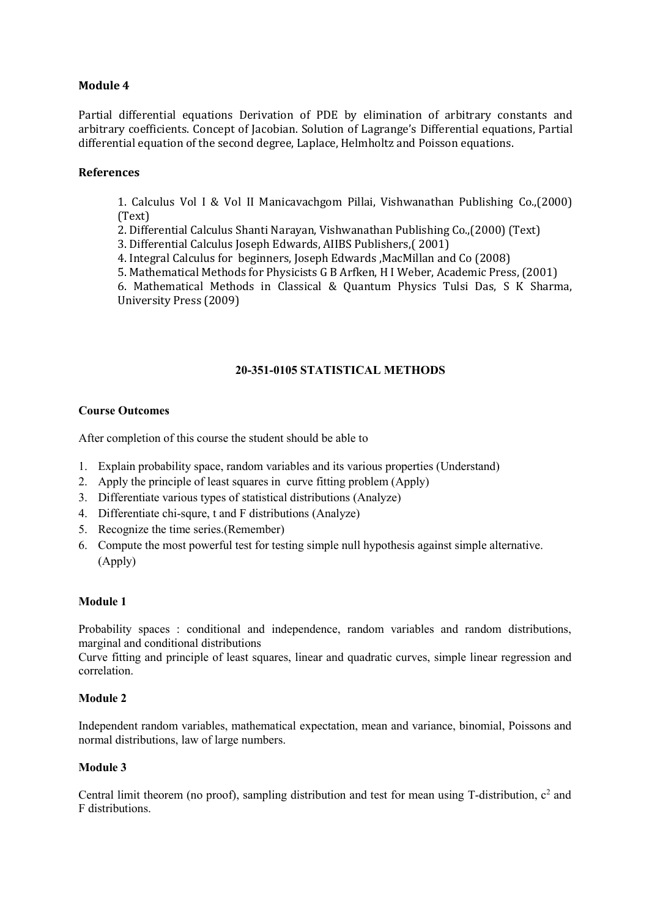### Module 4

Partial differential equations Derivation of PDE by elimination of arbitrary constants and arbitrary coefficients. Concept of Jacobian. Solution of Lagrange's Differential equations, Partial differential equation of the second degree, Laplace, Helmholtz and Poisson equations.

### References

1. Calculus Vol I & Vol II Manicavachgom Pillai, Vishwanathan Publishing Co.,(2000) (Text)
2. Differential Calculus Shanti Narayan, Vishwanathan Publishing Co.,(2000) (Text)
3. Differential Calculus Joseph Edwards, AIIBS Publishers,( 2001)
4. Integral Calculus for beginners, Joseph Edwards ,MacMillan and Co (2008)
5. Mathematical Methods for Physicists G B Arfken, H I Weber, Academic Press, (2001)
6. Mathematical Methods in Classical & Quantum Physics Tulsi Das, S K Sharma, University Press (2009)

## 20-351-0105 STATISTICAL METHODS

### Course Outcomes

After completion of this course the student should be able to

1. Explain probability space, random variables and its various properties (Understand)
2. Apply the principle of least squares in curve fitting problem (Apply)
3. Differentiate various types of statistical distributions (Analyze)
4. Differentiate chi-squre, t and F distributions (Analyze)
5. Recognize the time series.(Remember)
6. Compute the most powerful test for testing simple null hypothesis against simple alternative. (Apply)

### Module 1

Probability spaces : conditional and independence, random variables and random distributions, marginal and conditional distributions

Curve fitting and principle of least squares, linear and quadratic curves, simple linear regression and correlation.

### Module 2

Independent random variables, mathematical expectation, mean and variance, binomial, Poissons and normal distributions, law of large numbers.

### Module 3

Central limit theorem (no proof), sampling distribution and test for mean using T-distribution, $c^2$ and F distributions.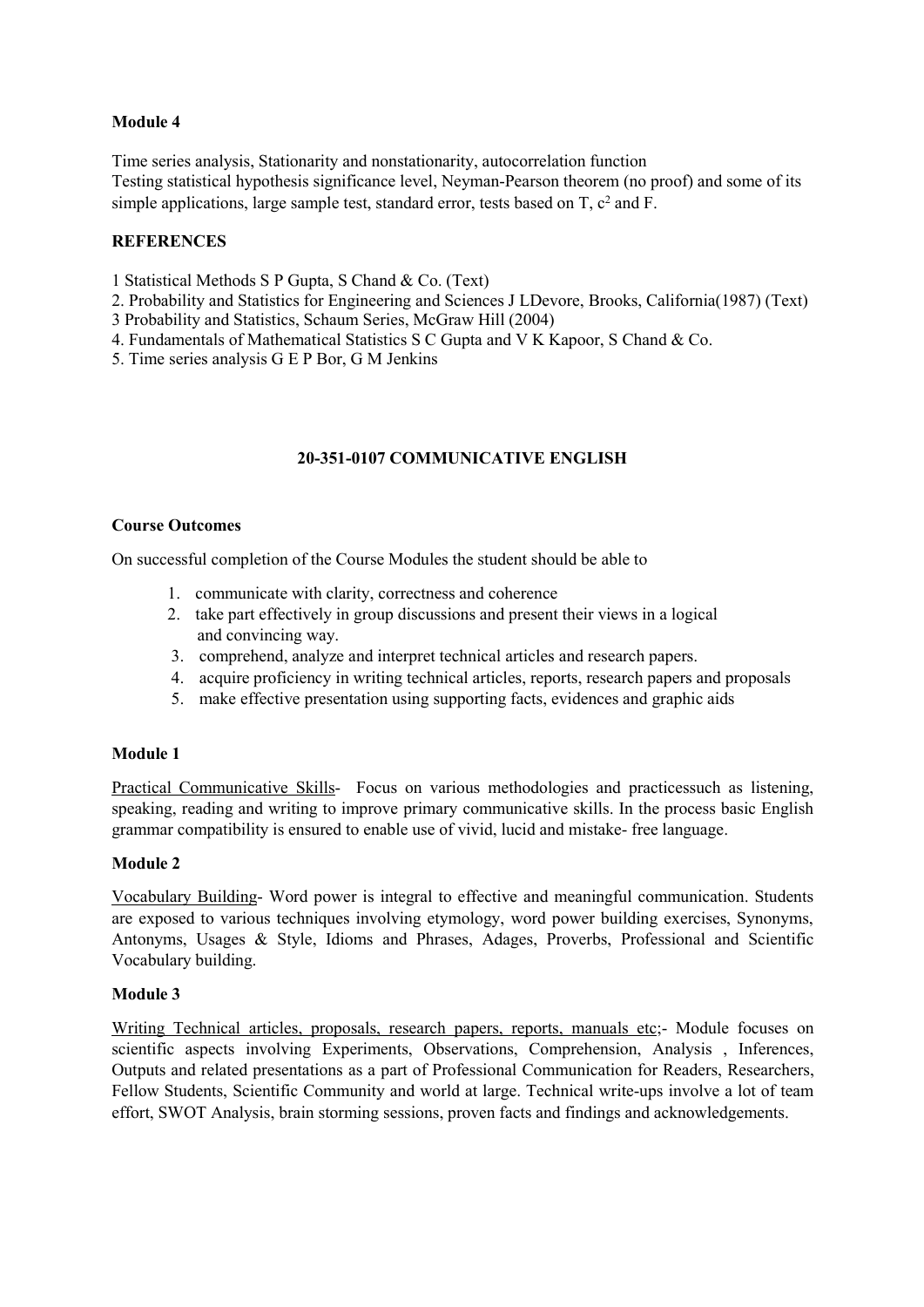**Module 4**

Time series analysis, Stationarity and nonstationarity, autocorrelation function
Testing statistical hypothesis significance level, Neyman-Pearson theorem (no proof) and some of its simple applications, large sample test, standard error, tests based on T, $c^2$ and F.

**REFERENCES**

1 Statistical Methods S P Gupta, S Chand & Co. (Text)
2. Probability and Statistics for Engineering and Sciences J LDevore, Brooks, California(1987) (Text)
3 Probability and Statistics, Schaum Series, McGraw Hill (2004)
4. Fundamentals of Mathematical Statistics S C Gupta and V K Kapoor, S Chand & Co.
5. Time series analysis G E P Bor, G M Jenkins

## 20-351-0107 COMMUNICATIVE ENGLISH

**Course Outcomes**

On successful completion of the Course Modules the student should be able to

1. communicate with clarity, correctness and coherence
2. take part effectively in group discussions and present their views in a logical and convincing way.
3. comprehend, analyze and interpret technical articles and research papers.
4. acquire proficiency in writing technical articles, reports, research papers and proposals
5. make effective presentation using supporting facts, evidences and graphic aids

**Module 1**

Practical Communicative Skills- Focus on various methodologies and practicessuch as listening, speaking, reading and writing to improve primary communicative skills. In the process basic English grammar compatibility is ensured to enable use of vivid, lucid and mistake- free language.

**Module 2**

Vocabulary Building- Word power is integral to effective and meaningful communication. Students are exposed to various techniques involving etymology, word power building exercises, Synonyms, Antonyms, Usages & Style, Idioms and Phrases, Adages, Proverbs, Professional and Scientific Vocabulary building.

**Module 3**

Writing Technical articles, proposals, research papers, reports, manuals etc;- Module focuses on scientific aspects involving Experiments, Observations, Comprehension, Analysis , Inferences, Outputs and related presentations as a part of Professional Communication for Readers, Researchers, Fellow Students, Scientific Community and world at large. Technical write-ups involve a lot of team effort, SWOT Analysis, brain storming sessions, proven facts and findings and acknowledgements.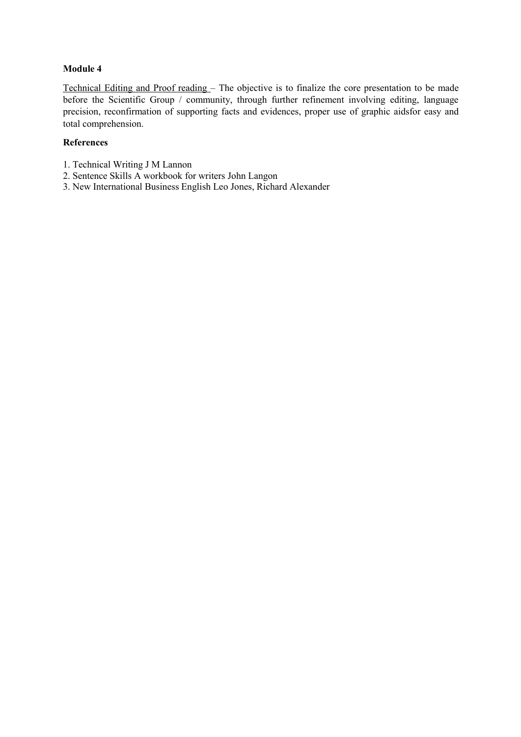**Module 4**

<u>Technical Editing and Proof reading</u> – The objective is to finalize the core presentation to be made before the Scientific Group / community, through further refinement involving editing, language precision, reconfirmation of supporting facts and evidences, proper use of graphic aidsfor easy and total comprehension.

**References**

1. Technical Writing J M Lannon
2. Sentence Skills A workbook for writers John Langon
3. New International Business English Leo Jones, Richard Alexander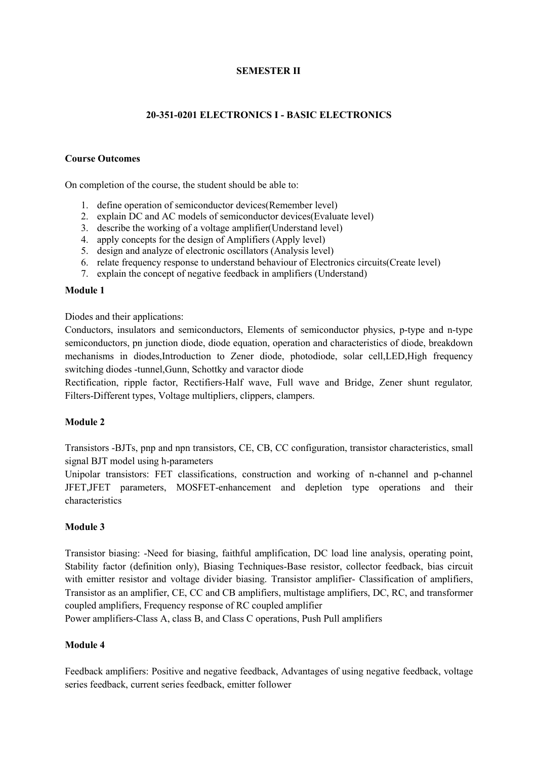## SEMESTER II

### 20-351-0201 ELECTRONICS I - BASIC ELECTRONICS

**Course Outcomes**

On completion of the course, the student should be able to:

1. define operation of semiconductor devices(Remember level)
2. explain DC and AC models of semiconductor devices(Evaluate level)
3. describe the working of a voltage amplifier(Understand level)
4. apply concepts for the design of Amplifiers (Apply level)
5. design and analyze of electronic oscillators (Analysis level)
6. relate frequency response to understand behaviour of Electronics circuits(Create level)
7. explain the concept of negative feedback in amplifiers (Understand)

**Module 1**

Diodes and their applications:
Conductors, insulators and semiconductors, Elements of semiconductor physics, p-type and n-type semiconductors, pn junction diode, diode equation, operation and characteristics of diode, breakdown mechanisms in diodes,Introduction to Zener diode, photodiode, solar cell,LED,High frequency switching diodes -tunnel,Gunn, Schottky and varactor diode
Rectification, ripple factor, Rectifiers-Half wave, Full wave and Bridge, Zener shunt regulator, Filters-Different types, Voltage multipliers, clippers, clampers.

**Module 2**

Transistors -BJTs, pnp and npn transistors, CE, CB, CC configuration, transistor characteristics, small signal BJT model using h-parameters
Unipolar transistors: FET classifications, construction and working of n-channel and p-channel JFET,JFET parameters, MOSFET-enhancement and depletion type operations and their characteristics

**Module 3**

Transistor biasing: -Need for biasing, faithful amplification, DC load line analysis, operating point, Stability factor (definition only), Biasing Techniques-Base resistor, collector feedback, bias circuit with emitter resistor and voltage divider biasing. Transistor amplifier- Classification of amplifiers, Transistor as an amplifier, CE, CC and CB amplifiers, multistage amplifiers, DC, RC, and transformer coupled amplifiers, Frequency response of RC coupled amplifier
Power amplifiers-Class A, class B, and Class C operations, Push Pull amplifiers

**Module 4**

Feedback amplifiers: Positive and negative feedback, Advantages of using negative feedback, voltage series feedback, current series feedback, emitter follower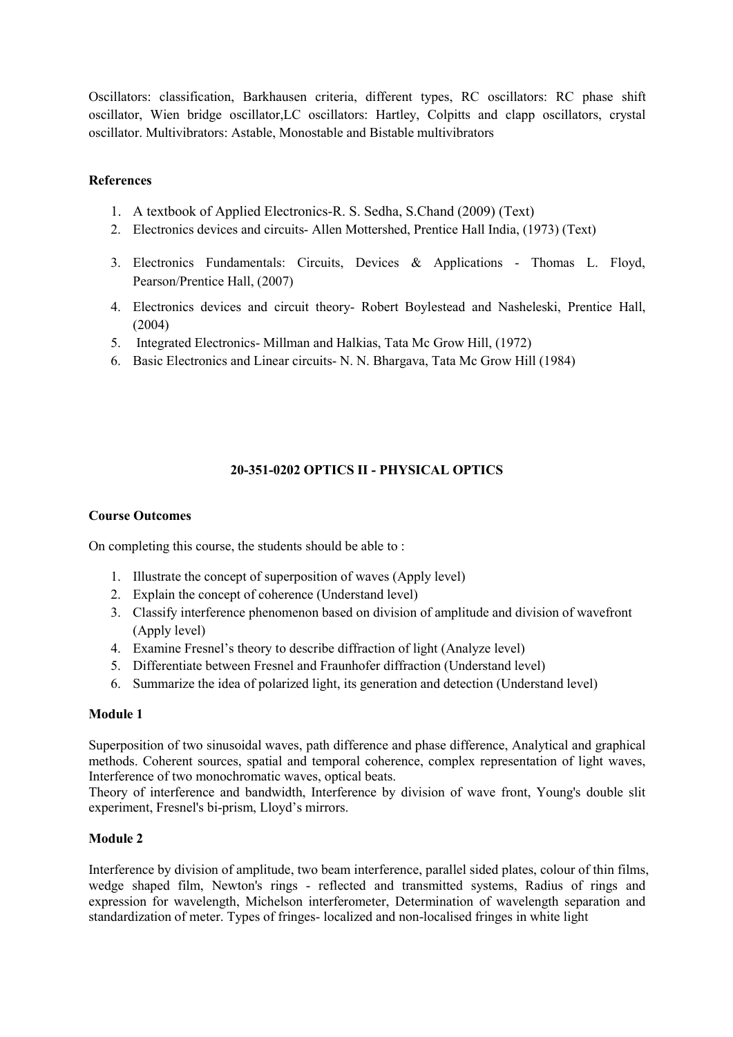Oscillators: classification, Barkhausen criteria, different types, RC oscillators: RC phase shift oscillator, Wien bridge oscillator,LC oscillators: Hartley, Colpitts and clapp oscillators, crystal oscillator. Multivibrators: Astable, Monostable and Bistable multivibrators

**References**

1. A textbook of Applied Electronics-R. S. Sedha, S.Chand (2009) (Text)
2. Electronics devices and circuits- Allen Mottershed, Prentice Hall India, (1973) (Text)
3. Electronics Fundamentals: Circuits, Devices & Applications - Thomas L. Floyd, Pearson/Prentice Hall, (2007)
4. Electronics devices and circuit theory- Robert Boylestead and Nasheleski, Prentice Hall, (2004)
5. Integrated Electronics- Millman and Halkias, Tata Mc Grow Hill, (1972)
6. Basic Electronics and Linear circuits- N. N. Bhargava, Tata Mc Grow Hill (1984)

## 20-351-0202 OPTICS II - PHYSICAL OPTICS

**Course Outcomes**

On completing this course, the students should be able to :

1. Illustrate the concept of superposition of waves (Apply level)
2. Explain the concept of coherence (Understand level)
3. Classify interference phenomenon based on division of amplitude and division of wavefront (Apply level)
4. Examine Fresnel's theory to describe diffraction of light (Analyze level)
5. Differentiate between Fresnel and Fraunhofer diffraction (Understand level)
6. Summarize the idea of polarized light, its generation and detection (Understand level)

**Module 1**

Superposition of two sinusoidal waves, path difference and phase difference, Analytical and graphical methods. Coherent sources, spatial and temporal coherence, complex representation of light waves, Interference of two monochromatic waves, optical beats.
Theory of interference and bandwidth, Interference by division of wave front, Young's double slit experiment, Fresnel's bi-prism, Lloyd's mirrors.

**Module 2**

Interference by division of amplitude, two beam interference, parallel sided plates, colour of thin films, wedge shaped film, Newton's rings - reflected and transmitted systems, Radius of rings and expression for wavelength, Michelson interferometer, Determination of wavelength separation and standardization of meter. Types of fringes- localized and non-localised fringes in white light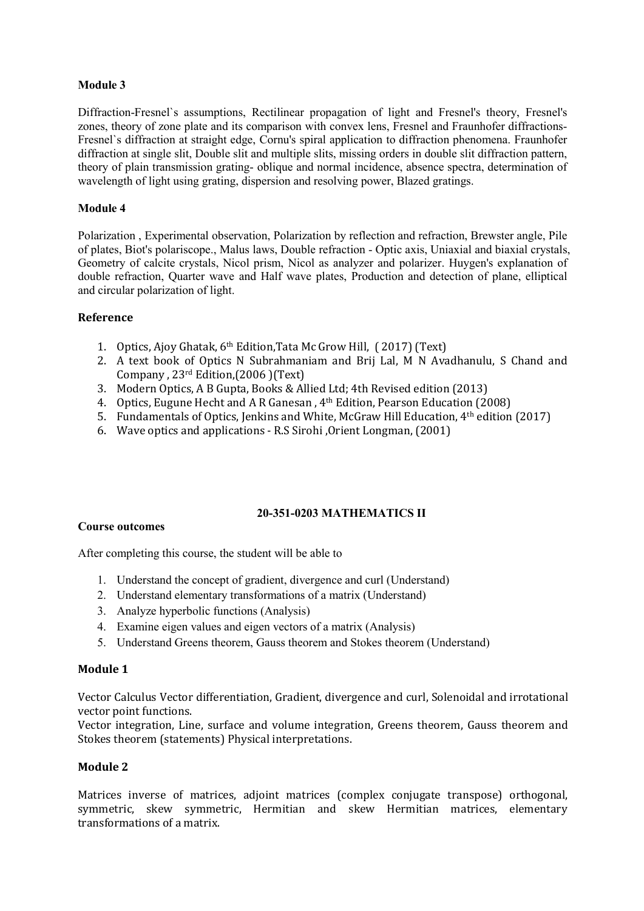**Module 3**

Diffraction-Fresnel`s assumptions, Rectilinear propagation of light and Fresnel's theory, Fresnel's zones, theory of zone plate and its comparison with convex lens, Fresnel and Fraunhofer diffractions-Fresnel`s diffraction at straight edge, Cornu's spiral application to diffraction phenomena. Fraunhofer diffraction at single slit, Double slit and multiple slits, missing orders in double slit diffraction pattern, theory of plain transmission grating- oblique and normal incidence, absence spectra, determination of wavelength of light using grating, dispersion and resolving power, Blazed gratings.

**Module 4**

Polarization , Experimental observation, Polarization by reflection and refraction, Brewster angle, Pile of plates, Biot's polariscope., Malus laws, Double refraction - Optic axis, Uniaxial and biaxial crystals, Geometry of calcite crystals, Nicol prism, Nicol as analyzer and polarizer. Huygen's explanation of double refraction, Quarter wave and Half wave plates, Production and detection of plane, elliptical and circular polarization of light.

**Reference**

1. Optics, Ajoy Ghatak, 6th Edition,Tata Mc Grow Hill, ( 2017) (Text)
2. A text book of Optics N Subrahmaniam and Brij Lal, M N Avadhanulu, S Chand and Company , 23rd Edition,(2006 )(Text)
3. Modern Optics, A B Gupta, Books & Allied Ltd; 4th Revised edition (2013)
4. Optics, Eugune Hecht and A R Ganesan , 4th Edition, Pearson Education (2008)
5. Fundamentals of Optics, Jenkins and White, McGraw Hill Education, 4th edition (2017)
6. Wave optics and applications - R.S Sirohi ,Orient Longman, (2001)

## 20-351-0203 MATHEMATICS II

**Course outcomes**

After completing this course, the student will be able to

1. Understand the concept of gradient, divergence and curl (Understand)
2. Understand elementary transformations of a matrix (Understand)
3. Analyze hyperbolic functions (Analysis)
4. Examine eigen values and eigen vectors of a matrix (Analysis)
5. Understand Greens theorem, Gauss theorem and Stokes theorem (Understand)

**Module 1**

Vector Calculus Vector differentiation, Gradient, divergence and curl, Solenoidal and irrotational vector point functions.
Vector integration, Line, surface and volume integration, Greens theorem, Gauss theorem and Stokes theorem (statements) Physical interpretations.

**Module 2**

Matrices inverse of matrices, adjoint matrices (complex conjugate transpose) orthogonal, symmetric, skew symmetric, Hermitian and skew Hermitian matrices, elementary transformations of a matrix.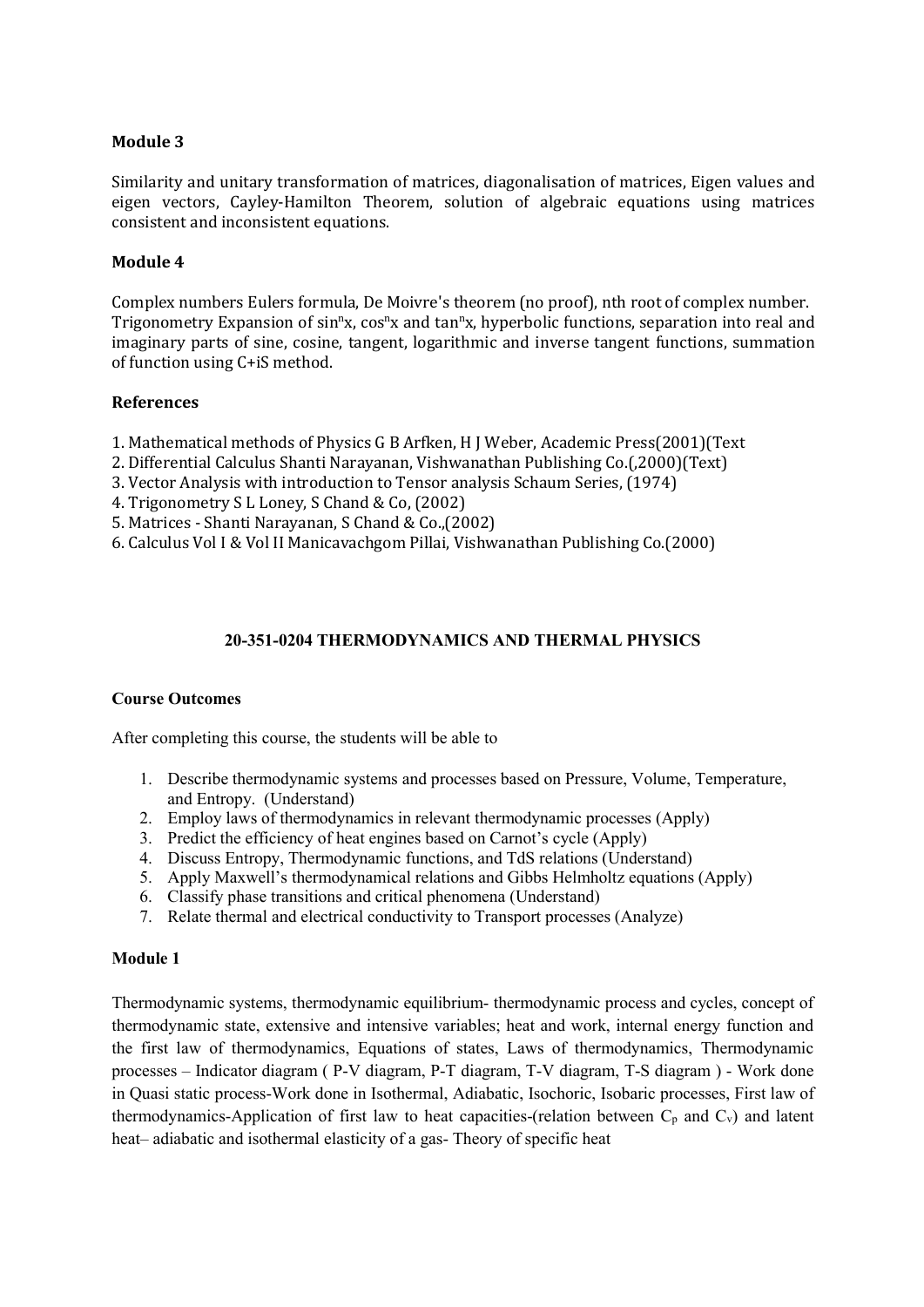### Module 3

Similarity and unitary transformation of matrices, diagonalisation of matrices, Eigen values and eigen vectors, Cayley-Hamilton Theorem, solution of algebraic equations using matrices consistent and inconsistent equations.

### Module 4

Complex numbers Eulers formula, De Moivre's theorem (no proof), nth root of complex number. Trigonometry Expansion of $\sin^n x$, $\cos^n x$ and $\tan^n x$, hyperbolic functions, separation into real and imaginary parts of sine, cosine, tangent, logarithmic and inverse tangent functions, summation of function using C+iS method.

### References

1. Mathematical methods of Physics G B Arfken, H J Weber, Academic Press(2001)(Text
2. Differential Calculus Shanti Narayanan, Vishwanathan Publishing Co.(,2000)(Text)
3. Vector Analysis with introduction to Tensor analysis Schaum Series, (1974)
4. Trigonometry S L Loney, S Chand & Co, (2002)
5. Matrices - Shanti Narayanan, S Chand & Co.,(2002)
6. Calculus Vol I & Vol II Manicavachgom Pillai, Vishwanathan Publishing Co.(2000)

## 20-351-0204 THERMODYNAMICS AND THERMAL PHYSICS

### Course Outcomes

After completing this course, the students will be able to

1. Describe thermodynamic systems and processes based on Pressure, Volume, Temperature, and Entropy. (Understand)
2. Employ laws of thermodynamics in relevant thermodynamic processes (Apply)
3. Predict the efficiency of heat engines based on Carnot's cycle (Apply)
4. Discuss Entropy, Thermodynamic functions, and TdS relations (Understand)
5. Apply Maxwell's thermodynamical relations and Gibbs Helmholtz equations (Apply)
6. Classify phase transitions and critical phenomena (Understand)
7. Relate thermal and electrical conductivity to Transport processes (Analyze)

### Module 1

Thermodynamic systems, thermodynamic equilibrium- thermodynamic process and cycles, concept of thermodynamic state, extensive and intensive variables; heat and work, internal energy function and the first law of thermodynamics, Equations of states, Laws of thermodynamics, Thermodynamic processes – Indicator diagram ( P-V diagram, P-T diagram, T-V diagram, T-S diagram ) - Work done in Quasi static process-Work done in Isothermal, Adiabatic, Isochoric, Isobaric processes, First law of thermodynamics-Application of first law to heat capacities-(relation between $C_p$ and $C_v$) and latent heat– adiabatic and isothermal elasticity of a gas- Theory of specific heat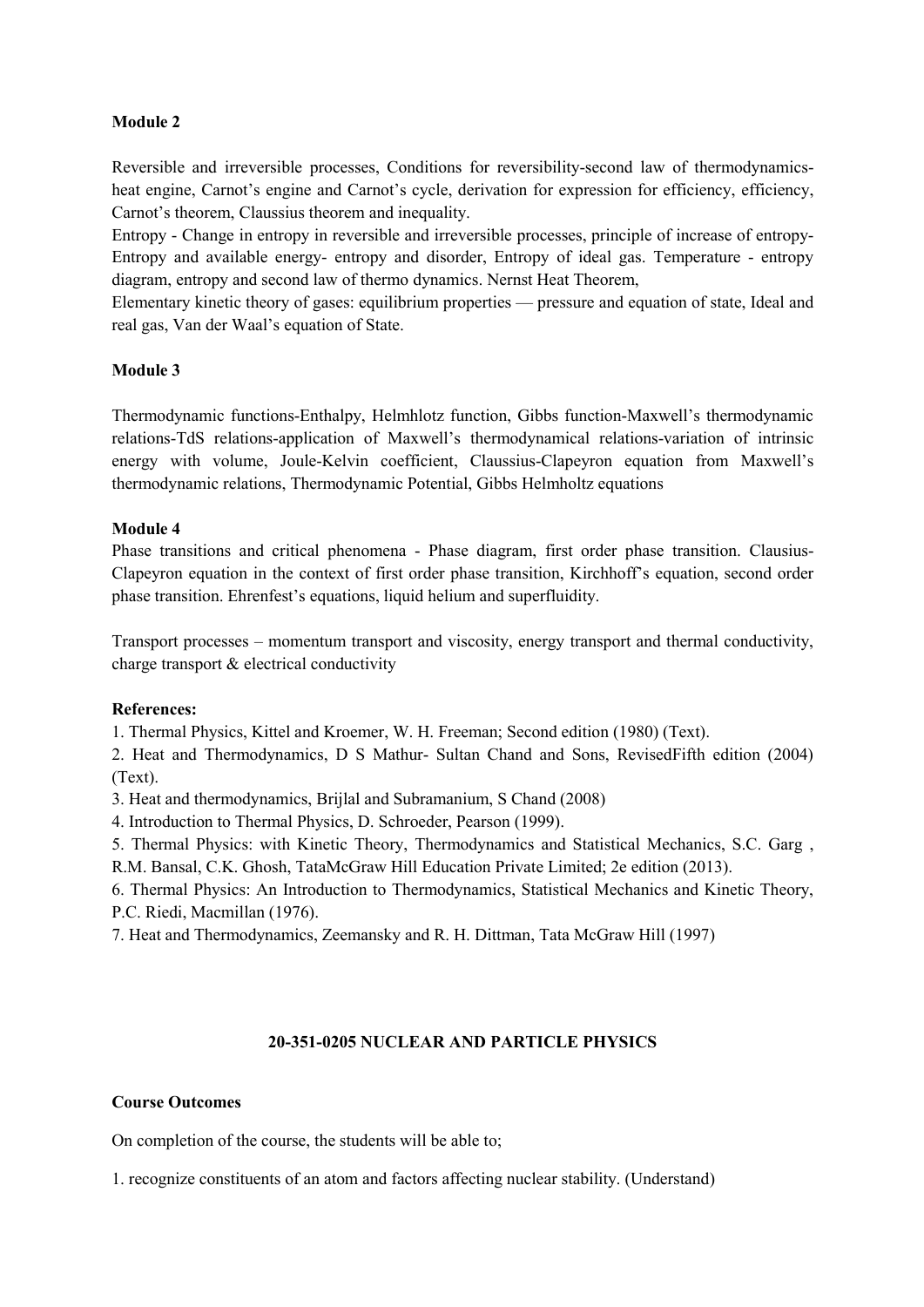**Module 2**

Reversible and irreversible processes, Conditions for reversibility-second law of thermodynamics-heat engine, Carnot's engine and Carnot's cycle, derivation for expression for efficiency, efficiency, Carnot's theorem, Claussius theorem and inequality.

Entropy - Change in entropy in reversible and irreversible processes, principle of increase of entropy-Entropy and available energy- entropy and disorder, Entropy of ideal gas. Temperature - entropy diagram, entropy and second law of thermo dynamics. Nernst Heat Theorem,

Elementary kinetic theory of gases: equilibrium properties — pressure and equation of state, Ideal and real gas, Van der Waal's equation of State.

**Module 3**

Thermodynamic functions-Enthalpy, Helmhlotz function, Gibbs function-Maxwell's thermodynamic relations-TdS relations-application of Maxwell's thermodynamical relations-variation of intrinsic energy with volume, Joule-Kelvin coefficient, Claussius-Clapeyron equation from Maxwell's thermodynamic relations, Thermodynamic Potential, Gibbs Helmholtz equations

**Module 4**

Phase transitions and critical phenomena - Phase diagram, first order phase transition. Clausius-Clapeyron equation in the context of first order phase transition, Kirchhoff's equation, second order phase transition. Ehrenfest's equations, liquid helium and superfluidity.

Transport processes – momentum transport and viscosity, energy transport and thermal conductivity, charge transport & electrical conductivity

**References:**

1. Thermal Physics, Kittel and Kroemer, W. H. Freeman; Second edition (1980) (Text).
2. Heat and Thermodynamics, D S Mathur- Sultan Chand and Sons, RevisedFifth edition (2004) (Text).
3. Heat and thermodynamics, Brijlal and Subramanium, S Chand (2008)
4. Introduction to Thermal Physics, D. Schroeder, Pearson (1999).
5. Thermal Physics: with Kinetic Theory, Thermodynamics and Statistical Mechanics, S.C. Garg , R.M. Bansal, C.K. Ghosh, TataMcGraw Hill Education Private Limited; 2e edition (2013).
6. Thermal Physics: An Introduction to Thermodynamics, Statistical Mechanics and Kinetic Theory, P.C. Riedi, Macmillan (1976).
7. Heat and Thermodynamics, Zeemansky and R. H. Dittman, Tata McGraw Hill (1997)

## 20-351-0205 NUCLEAR AND PARTICLE PHYSICS

**Course Outcomes**

On completion of the course, the students will be able to;

1. recognize constituents of an atom and factors affecting nuclear stability. (Understand)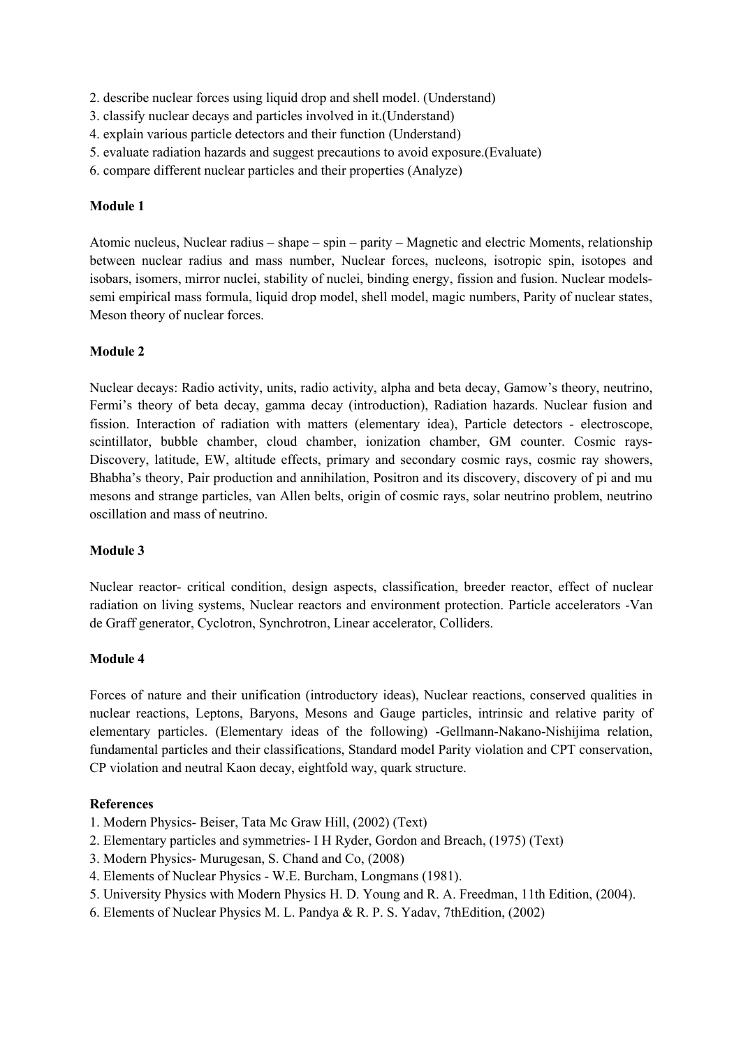2. describe nuclear forces using liquid drop and shell model. (Understand)
3. classify nuclear decays and particles involved in it.(Understand)
4. explain various particle detectors and their function (Understand)
5. evaluate radiation hazards and suggest precautions to avoid exposure.(Evaluate)
6. compare different nuclear particles and their properties (Analyze)

**Module 1**

Atomic nucleus, Nuclear radius – shape – spin – parity – Magnetic and electric Moments, relationship between nuclear radius and mass number, Nuclear forces, nucleons, isotropic spin, isotopes and isobars, isomers, mirror nuclei, stability of nuclei, binding energy, fission and fusion. Nuclear models- semi empirical mass formula, liquid drop model, shell model, magic numbers, Parity of nuclear states, Meson theory of nuclear forces.

**Module 2**

Nuclear decays: Radio activity, units, radio activity, alpha and beta decay, Gamow's theory, neutrino, Fermi's theory of beta decay, gamma decay (introduction), Radiation hazards. Nuclear fusion and fission. Interaction of radiation with matters (elementary idea), Particle detectors - electroscope, scintillator, bubble chamber, cloud chamber, ionization chamber, GM counter. Cosmic rays- Discovery, latitude, EW, altitude effects, primary and secondary cosmic rays, cosmic ray showers, Bhabha's theory, Pair production and annihilation, Positron and its discovery, discovery of pi and mu mesons and strange particles, van Allen belts, origin of cosmic rays, solar neutrino problem, neutrino oscillation and mass of neutrino.

**Module 3**

Nuclear reactor- critical condition, design aspects, classification, breeder reactor, effect of nuclear radiation on living systems, Nuclear reactors and environment protection. Particle accelerators -Van de Graff generator, Cyclotron, Synchrotron, Linear accelerator, Colliders.

**Module 4**

Forces of nature and their unification (introductory ideas), Nuclear reactions, conserved qualities in nuclear reactions, Leptons, Baryons, Mesons and Gauge particles, intrinsic and relative parity of elementary particles. (Elementary ideas of the following) -Gellmann-Nakano-Nishijima relation, fundamental particles and their classifications, Standard model Parity violation and CPT conservation, CP violation and neutral Kaon decay, eightfold way, quark structure.

**References**

1. Modern Physics- Beiser, Tata Mc Graw Hill, (2002) (Text)
2. Elementary particles and symmetries- I H Ryder, Gordon and Breach, (1975) (Text)
3. Modern Physics- Murugesan, S. Chand and Co, (2008)
4. Elements of Nuclear Physics - W.E. Burcham, Longmans (1981).
5. University Physics with Modern Physics H. D. Young and R. A. Freedman, 11th Edition, (2004).
6. Elements of Nuclear Physics M. L. Pandya & R. P. S. Yadav, 7thEdition, (2002)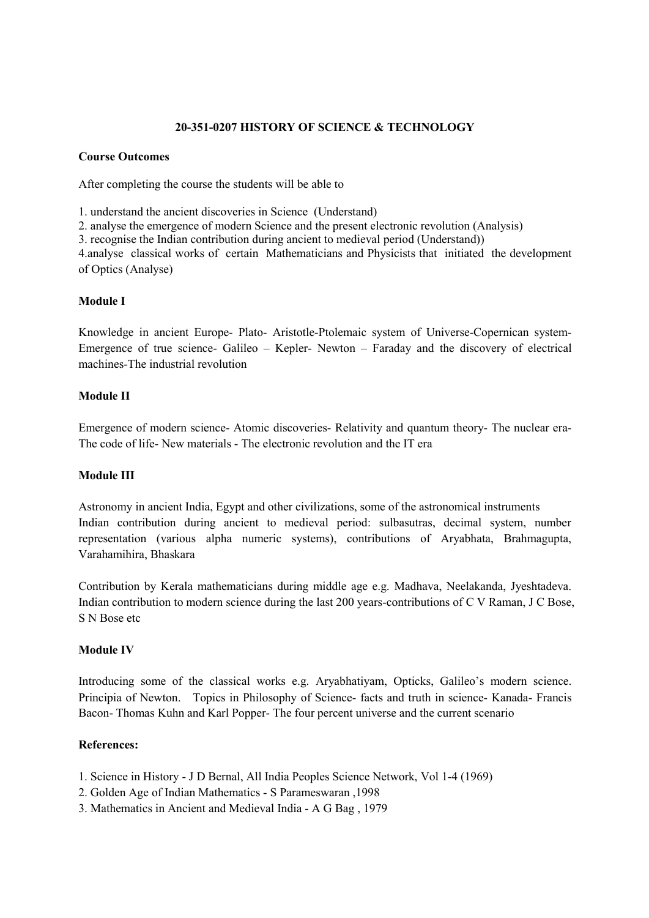## 20-351-0207 HISTORY OF SCIENCE & TECHNOLOGY

**Course Outcomes**

After completing the course the students will be able to

1. understand the ancient discoveries in Science (Understand)
2. analyse the emergence of modern Science and the present electronic revolution (Analysis)
3. recognise the Indian contribution during ancient to medieval period (Understand))
4. analyse classical works of certain Mathematicians and Physicists that initiated the development of Optics (Analyse)

**Module I**

Knowledge in ancient Europe- Plato- Aristotle-Ptolemaic system of Universe-Copernican system-Emergence of true science- Galileo – Kepler- Newton – Faraday and the discovery of electrical machines-The industrial revolution

**Module II**

Emergence of modern science- Atomic discoveries- Relativity and quantum theory- The nuclear era-The code of life- New materials - The electronic revolution and the IT era

**Module III**

Astronomy in ancient India, Egypt and other civilizations, some of the astronomical instruments
Indian contribution during ancient to medieval period: sulbasutras, decimal system, number representation (various alpha numeric systems), contributions of Aryabhata, Brahmagupta, Varahamihira, Bhaskara

Contribution by Kerala mathematicians during middle age e.g. Madhava, Neelakanda, Jyeshtadeva. Indian contribution to modern science during the last 200 years-contributions of C V Raman, J C Bose, S N Bose etc

**Module IV**

Introducing some of the classical works e.g. Aryabhatiyam, Opticks, Galileo's modern science. Principia of Newton. Topics in Philosophy of Science- facts and truth in science- Kanada- Francis Bacon- Thomas Kuhn and Karl Popper- The four percent universe and the current scenario

**References:**

1. Science in History - J D Bernal, All India Peoples Science Network, Vol 1-4 (1969)
2. Golden Age of Indian Mathematics - S Parameswaran ,1998
3. Mathematics in Ancient and Medieval India - A G Bag , 1979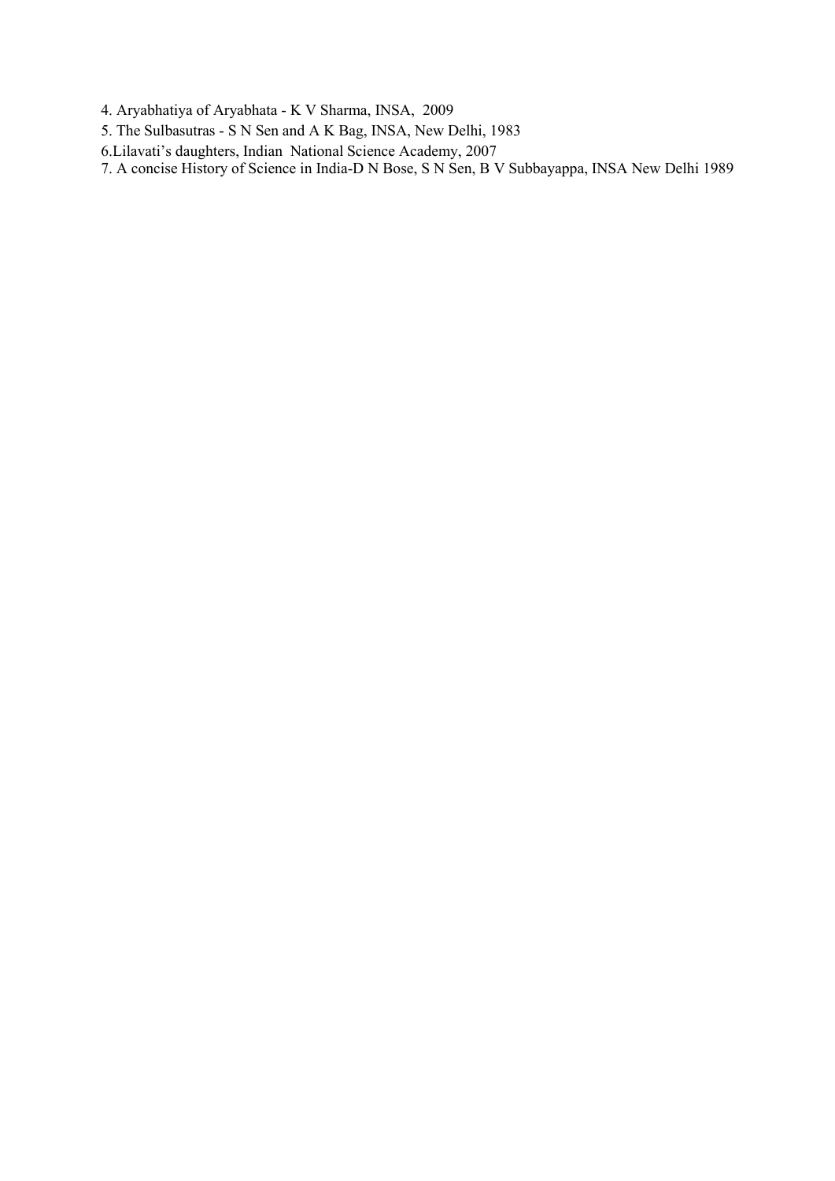4. Aryabhatiya of Aryabhata - K V Sharma, INSA, 2009
5. The Sulbasutras - S N Sen and A K Bag, INSA, New Delhi, 1983
6. Lilavati's daughters, Indian National Science Academy, 2007
7. A concise History of Science in India-D N Bose, S N Sen, B V Subbayappa, INSA New Delhi 1989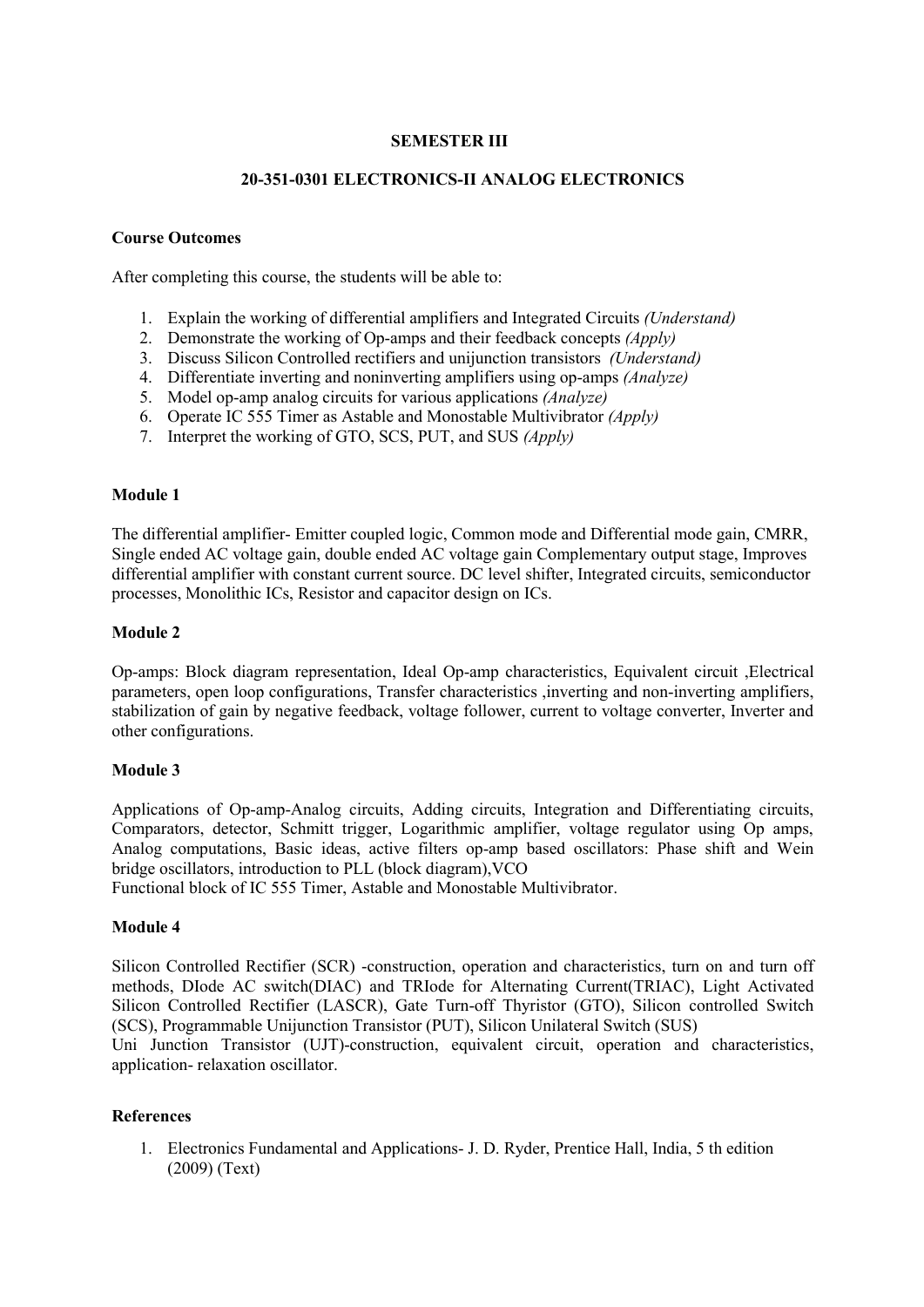**SEMESTER III**

**20-351-0301 ELECTRONICS-II ANALOG ELECTRONICS**

**Course Outcomes**

After completing this course, the students will be able to:

1. Explain the working of differential amplifiers and Integrated Circuits *(Understand)*
2. Demonstrate the working of Op-amps and their feedback concepts *(Apply)*
3. Discuss Silicon Controlled rectifiers and unijunction transistors *(Understand)*
4. Differentiate inverting and noninverting amplifiers using op-amps *(Analyze)*
5. Model op-amp analog circuits for various applications *(Analyze)*
6. Operate IC 555 Timer as Astable and Monostable Multivibrator *(Apply)*
7. Interpret the working of GTO, SCS, PUT, and SUS *(Apply)*

**Module 1**

The differential amplifier- Emitter coupled logic, Common mode and Differential mode gain, CMRR, Single ended AC voltage gain, double ended AC voltage gain Complementary output stage, Improves differential amplifier with constant current source. DC level shifter, Integrated circuits, semiconductor processes, Monolithic ICs, Resistor and capacitor design on ICs.

**Module 2**

Op-amps: Block diagram representation, Ideal Op-amp characteristics, Equivalent circuit ,Electrical parameters, open loop configurations, Transfer characteristics ,inverting and non-inverting amplifiers, stabilization of gain by negative feedback, voltage follower, current to voltage converter, Inverter and other configurations.

**Module 3**

Applications of Op-amp-Analog circuits, Adding circuits, Integration and Differentiating circuits, Comparators, detector, Schmitt trigger, Logarithmic amplifier, voltage regulator using Op amps, Analog computations, Basic ideas, active filters op-amp based oscillators: Phase shift and Wein bridge oscillators, introduction to PLL (block diagram),VCO

Functional block of IC 555 Timer, Astable and Monostable Multivibrator.

**Module 4**

Silicon Controlled Rectifier (SCR) -construction, operation and characteristics, turn on and turn off methods, DIode AC switch(DIAC) and TRIode for Alternating Current(TRIAC), Light Activated Silicon Controlled Rectifier (LASCR), Gate Turn-off Thyristor (GTO), Silicon controlled Switch (SCS), Programmable Unijunction Transistor (PUT), Silicon Unilateral Switch (SUS)

Uni Junction Transistor (UJT)-construction, equivalent circuit, operation and characteristics, application- relaxation oscillator.

**References**

1. Electronics Fundamental and Applications- J. D. Ryder, Prentice Hall, India, 5 th edition (2009) (Text)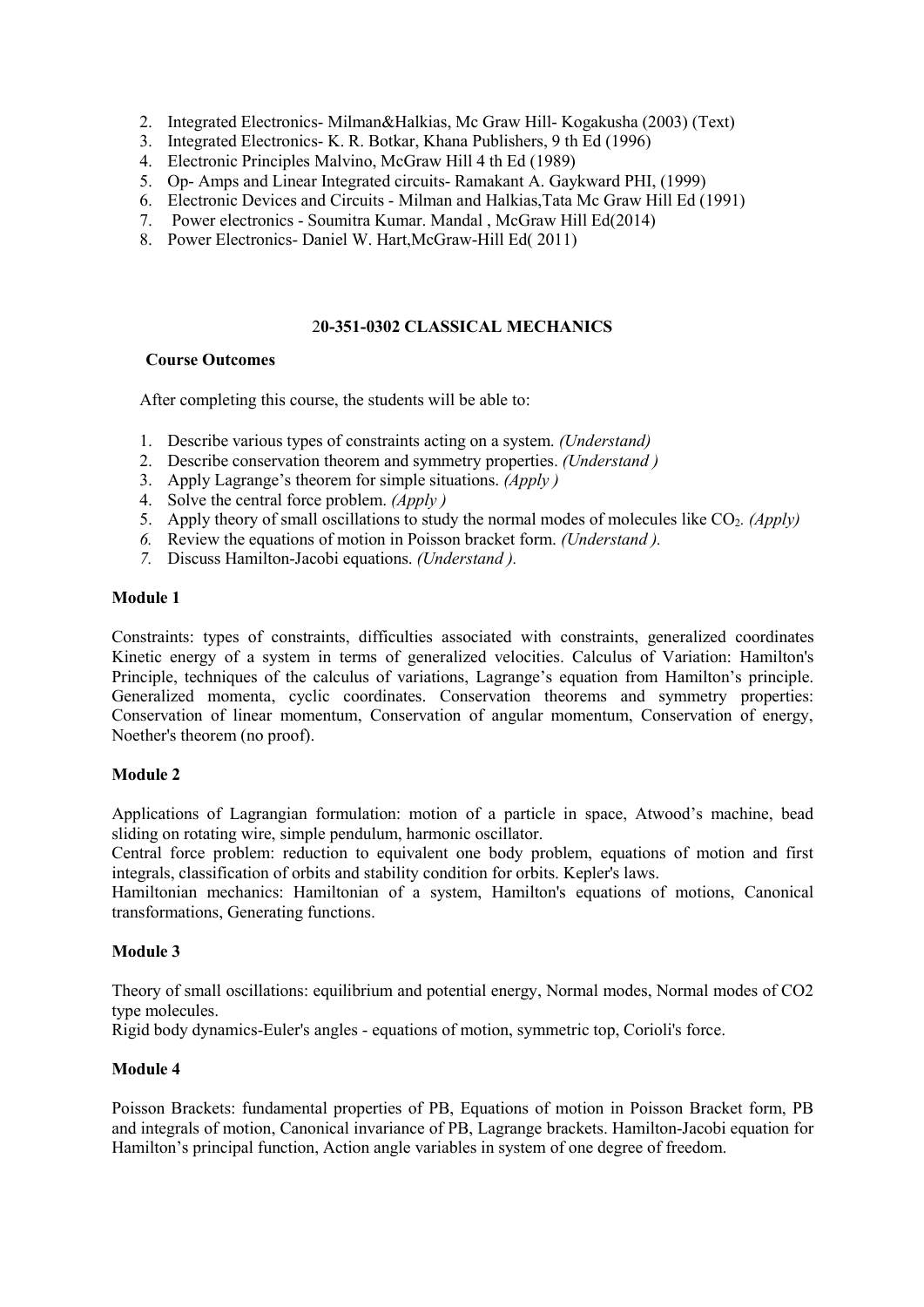2. Integrated Electronics- Milman&Halkias, Mc Graw Hill- Kogakusha (2003) (Text)
3. Integrated Electronics- K. R. Botkar, Khana Publishers, 9 th Ed (1996)
4. Electronic Principles Malvino, McGraw Hill 4 th Ed (1989)
5. Op- Amps and Linear Integrated circuits- Ramakant A. Gaykward PHI, (1999)
6. Electronic Devices and Circuits - Milman and Halkias,Tata Mc Graw Hill Ed (1991)
7. Power electronics - Soumitra Kumar. Mandal , McGraw Hill Ed(2014)
8. Power Electronics- Daniel W. Hart,McGraw-Hill Ed( 2011)

## 20-351-0302 CLASSICAL MECHANICS

**Course Outcomes**

After completing this course, the students will be able to:

1. Describe various types of constraints acting on a system. *(Understand)*
2. Describe conservation theorem and symmetry properties. *(Understand )*
3. Apply Lagrange's theorem for simple situations. *(Apply )*
4. Solve the central force problem. *(Apply )*
5. Apply theory of small oscillations to study the normal modes of molecules like $CO_2$. *(Apply)*
6. Review the equations of motion in Poisson bracket form. *(Understand ).*
7. Discuss Hamilton-Jacobi equations. *(Understand ).*

### Module 1

Constraints: types of constraints, difficulties associated with constraints, generalized coordinates Kinetic energy of a system in terms of generalized velocities. Calculus of Variation: Hamilton's Principle, techniques of the calculus of variations, Lagrange's equation from Hamilton's principle. Generalized momenta, cyclic coordinates. Conservation theorems and symmetry properties: Conservation of linear momentum, Conservation of angular momentum, Conservation of energy, Noether's theorem (no proof).

### Module 2

Applications of Lagrangian formulation: motion of a particle in space, Atwood's machine, bead sliding on rotating wire, simple pendulum, harmonic oscillator.

Central force problem: reduction to equivalent one body problem, equations of motion and first integrals, classification of orbits and stability condition for orbits. Kepler's laws.

Hamiltonian mechanics: Hamiltonian of a system, Hamilton's equations of motions, Canonical transformations, Generating functions.

### Module 3

Theory of small oscillations: equilibrium and potential energy, Normal modes, Normal modes of CO2 type molecules.

Rigid body dynamics-Euler's angles - equations of motion, symmetric top, Corioli's force.

### Module 4

Poisson Brackets: fundamental properties of PB, Equations of motion in Poisson Bracket form, PB and integrals of motion, Canonical invariance of PB, Lagrange brackets. Hamilton-Jacobi equation for Hamilton's principal function, Action angle variables in system of one degree of freedom.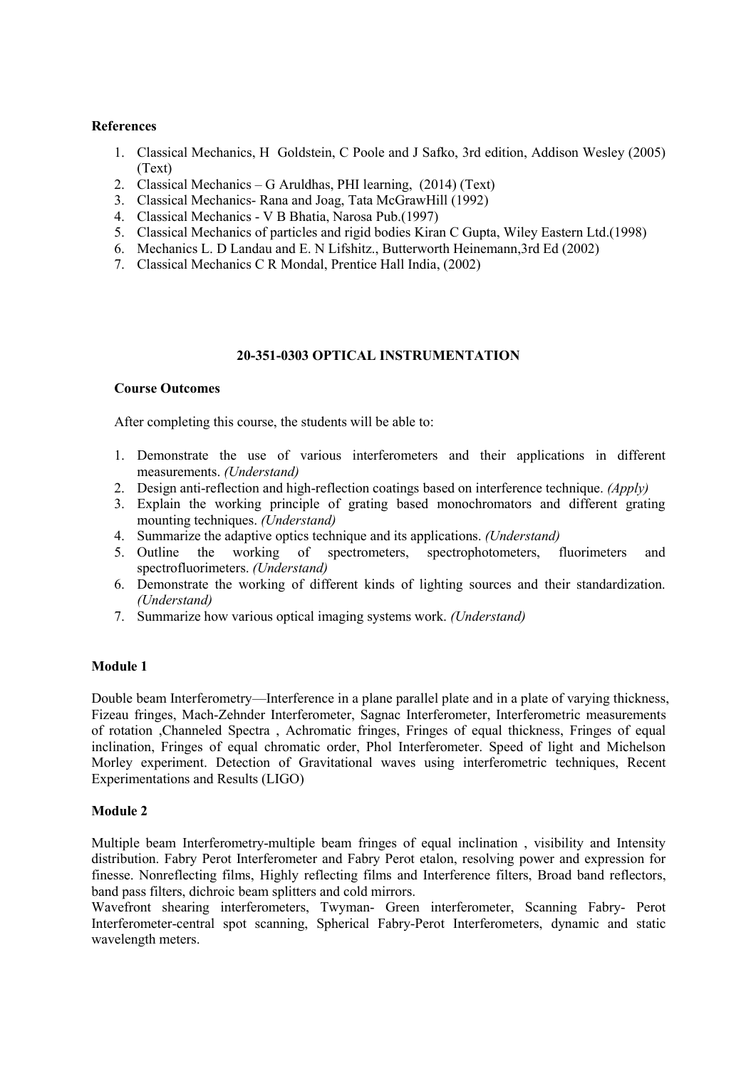**References**

1. Classical Mechanics, H Goldstein, C Poole and J Safko, 3rd edition, Addison Wesley (2005) (Text)
2. Classical Mechanics – G Aruldhas, PHI learning, (2014) (Text)
3. Classical Mechanics- Rana and Joag, Tata McGrawHill (1992)
4. Classical Mechanics - V B Bhatia, Narosa Pub.(1997)
5. Classical Mechanics of particles and rigid bodies Kiran C Gupta, Wiley Eastern Ltd.(1998)
6. Mechanics L. D Landau and E. N Lifshitz., Butterworth Heinemann,3rd Ed (2002)
7. Classical Mechanics C R Mondal, Prentice Hall India, (2002)

## 20-351-0303 OPTICAL INSTRUMENTATION

**Course Outcomes**

After completing this course, the students will be able to:

1. Demonstrate the use of various interferometers and their applications in different measurements. *(Understand)*
2. Design anti-reflection and high-reflection coatings based on interference technique. *(Apply)*
3. Explain the working principle of grating based monochromators and different grating mounting techniques. *(Understand)*
4. Summarize the adaptive optics technique and its applications. *(Understand)*
5. Outline the working of spectrometers, spectrophotometers, fluorimeters and spectrofluorimeters. *(Understand)*
6. Demonstrate the working of different kinds of lighting sources and their standardization. *(Understand)*
7. Summarize how various optical imaging systems work. *(Understand)*

**Module 1**

Double beam Interferometry—Interference in a plane parallel plate and in a plate of varying thickness, Fizeau fringes, Mach-Zehnder Interferometer, Sagnac Interferometer, Interferometric measurements of rotation ,Channeled Spectra , Achromatic fringes, Fringes of equal thickness, Fringes of equal inclination, Fringes of equal chromatic order, Phol Interferometer. Speed of light and Michelson Morley experiment. Detection of Gravitational waves using interferometric techniques, Recent Experimentations and Results (LIGO)

**Module 2**

Multiple beam Interferometry-multiple beam fringes of equal inclination , visibility and Intensity distribution. Fabry Perot Interferometer and Fabry Perot etalon, resolving power and expression for finesse. Nonreflecting films, Highly reflecting films and Interference filters, Broad band reflectors, band pass filters, dichroic beam splitters and cold mirrors.
Wavefront shearing interferometers, Twyman- Green interferometer, Scanning Fabry- Perot Interferometer-central spot scanning, Spherical Fabry-Perot Interferometers, dynamic and static wavelength meters.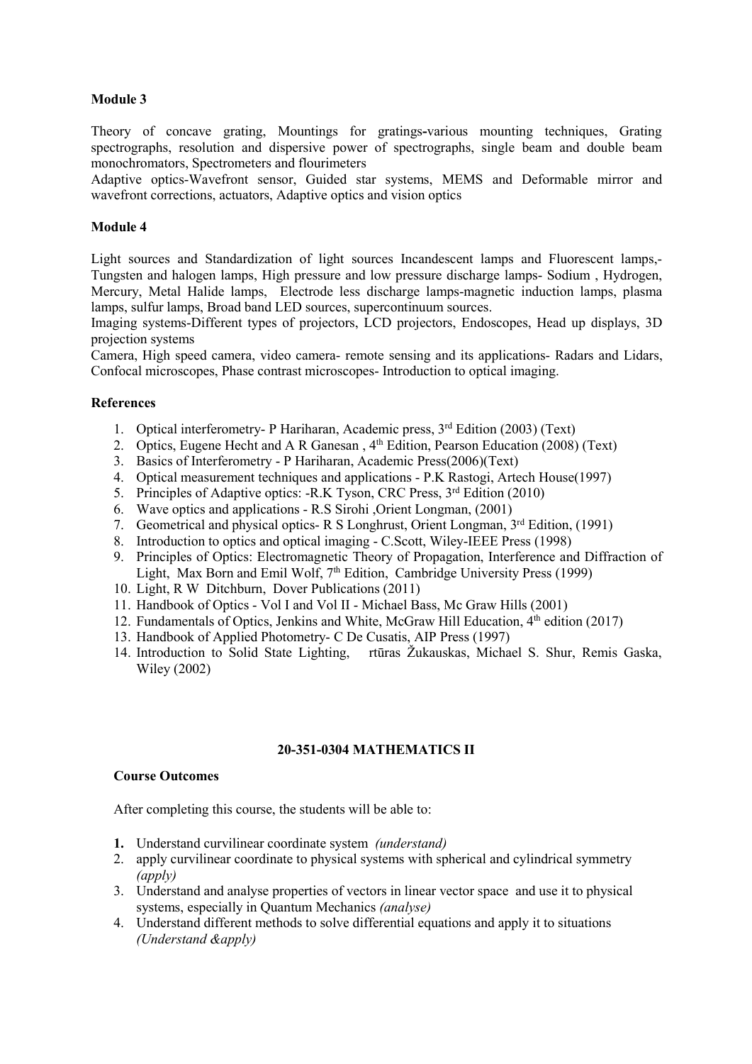**Module 3**

Theory of concave grating, Mountings for gratings-various mounting techniques, Grating spectrographs, resolution and dispersive power of spectrographs, single beam and double beam monochromators, Spectrometers and flourimeters

Adaptive optics-Wavefront sensor, Guided star systems, MEMS and Deformable mirror and wavefront corrections, actuators, Adaptive optics and vision optics

**Module 4**

Light sources and Standardization of light sources Incandescent lamps and Fluorescent lamps,- Tungsten and halogen lamps, High pressure and low pressure discharge lamps- Sodium , Hydrogen, Mercury, Metal Halide lamps, Electrode less discharge lamps-magnetic induction lamps, plasma lamps, sulfur lamps, Broad band LED sources, supercontinuum sources.

Imaging systems-Different types of projectors, LCD projectors, Endoscopes, Head up displays, 3D projection systems

Camera, High speed camera, video camera- remote sensing and its applications- Radars and Lidars, Confocal microscopes, Phase contrast microscopes- Introduction to optical imaging.

**References**

1. Optical interferometry- P Hariharan, Academic press, 3rd Edition (2003) (Text)
2. Optics, Eugene Hecht and A R Ganesan , 4th Edition, Pearson Education (2008) (Text)
3. Basics of Interferometry - P Hariharan, Academic Press(2006)(Text)
4. Optical measurement techniques and applications - P.K Rastogi, Artech House(1997)
5. Principles of Adaptive optics: -R.K Tyson, CRC Press, 3rd Edition (2010)
6. Wave optics and applications - R.S Sirohi ,Orient Longman, (2001)
7. Geometrical and physical optics- R S Longhrust, Orient Longman, 3rd Edition, (1991)
8. Introduction to optics and optical imaging - C.Scott, Wiley-IEEE Press (1998)
9. Principles of Optics: Electromagnetic Theory of Propagation, Interference and Diffraction of Light, Max Born and Emil Wolf, 7th Edition, Cambridge University Press (1999)
10. Light, R W Ditchburn, Dover Publications (2011)
11. Handbook of Optics - Vol I and Vol II - Michael Bass, Mc Graw Hills (2001)
12. Fundamentals of Optics, Jenkins and White, McGraw Hill Education, 4th edition (2017)
13. Handbook of Applied Photometry- C De Cusatis, AIP Press (1997)
14. Introduction to Solid State Lighting, rtūras Žukauskas, Michael S. Shur, Remis Gaska, Wiley (2002)

## 20-351-0304 MATHEMATICS II

**Course Outcomes**

After completing this course, the students will be able to:

1. Understand curvilinear coordinate system *(understand)*
2. apply curvilinear coordinate to physical systems with spherical and cylindrical symmetry *(apply)*
3. Understand and analyse properties of vectors in linear vector space and use it to physical systems, especially in Quantum Mechanics *(analyse)*
4. Understand different methods to solve differential equations and apply it to situations *(Understand &apply)*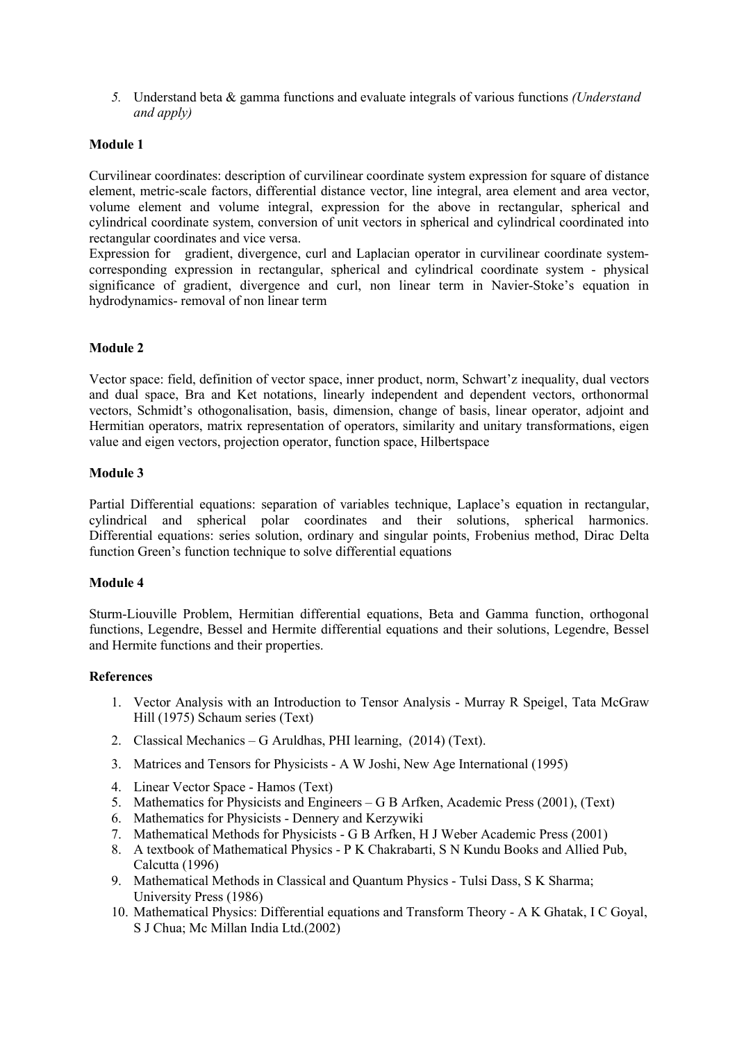5. Understand beta & gamma functions and evaluate integrals of various functions *(Understand and apply)*

**Module 1**

Curvilinear coordinates: description of curvilinear coordinate system expression for square of distance element, metric-scale factors, differential distance vector, line integral, area element and area vector, volume element and volume integral, expression for the above in rectangular, spherical and cylindrical coordinate system, conversion of unit vectors in spherical and cylindrical coordinated into rectangular coordinates and vice versa.
Expression for gradient, divergence, curl and Laplacian operator in curvilinear coordinate system- corresponding expression in rectangular, spherical and cylindrical coordinate system - physical significance of gradient, divergence and curl, non linear term in Navier-Stoke's equation in hydrodynamics- removal of non linear term

**Module 2**

Vector space: field, definition of vector space, inner product, norm, Schwart'z inequality, dual vectors and dual space, Bra and Ket notations, linearly independent and dependent vectors, orthonormal vectors, Schmidt's othogonalisation, basis, dimension, change of basis, linear operator, adjoint and Hermitian operators, matrix representation of operators, similarity and unitary transformations, eigen value and eigen vectors, projection operator, function space, Hilbertspace

**Module 3**

Partial Differential equations: separation of variables technique, Laplace's equation in rectangular, cylindrical and spherical polar coordinates and their solutions, spherical harmonics. Differential equations: series solution, ordinary and singular points, Frobenius method, Dirac Delta function Green's function technique to solve differential equations

**Module 4**

Sturm-Liouville Problem, Hermitian differential equations, Beta and Gamma function, orthogonal functions, Legendre, Bessel and Hermite differential equations and their solutions, Legendre, Bessel and Hermite functions and their properties.

**References**

1. Vector Analysis with an Introduction to Tensor Analysis - Murray R Speigel, Tata McGraw Hill (1975) Schaum series (Text)
2. Classical Mechanics – G Aruldhas, PHI learning, (2014) (Text).
3. Matrices and Tensors for Physicists - A W Joshi, New Age International (1995)
4. Linear Vector Space - Hamos (Text)
5. Mathematics for Physicists and Engineers – G B Arfken, Academic Press (2001), (Text)
6. Mathematics for Physicists - Dennery and Kerzywiki
7. Mathematical Methods for Physicists - G B Arfken, H J Weber Academic Press (2001)
8. A textbook of Mathematical Physics - P K Chakrabarti, S N Kundu Books and Allied Pub, Calcutta (1996)
9. Mathematical Methods in Classical and Quantum Physics - Tulsi Dass, S K Sharma; University Press (1986)
10. Mathematical Physics: Differential equations and Transform Theory - A K Ghatak, I C Goyal, S J Chua; Mc Millan India Ltd.(2002)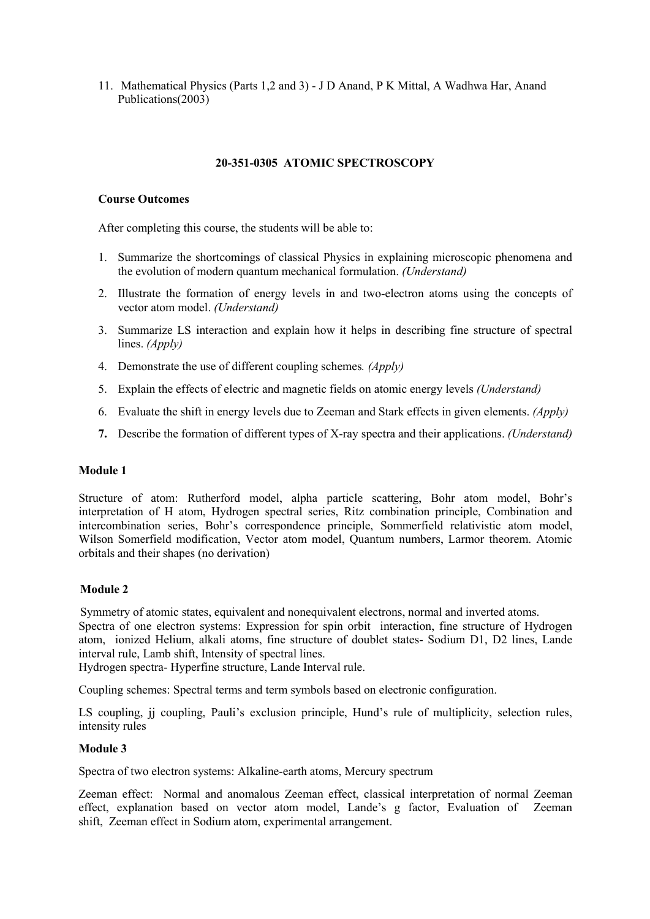11. Mathematical Physics (Parts 1,2 and 3) - J D Anand, P K Mittal, A Wadhwa Har, Anand Publications(2003)

## 20-351-0305 ATOMIC SPECTROSCOPY

**Course Outcomes**

After completing this course, the students will be able to:

1. Summarize the shortcomings of classical Physics in explaining microscopic phenomena and the evolution of modern quantum mechanical formulation. *(Understand)*
2. Illustrate the formation of energy levels in and two-electron atoms using the concepts of vector atom model. *(Understand)*
3. Summarize LS interaction and explain how it helps in describing fine structure of spectral lines. *(Apply)*
4. Demonstrate the use of different coupling schemes*. (Apply)*
5. Explain the effects of electric and magnetic fields on atomic energy levels *(Understand)*
6. Evaluate the shift in energy levels due to Zeeman and Stark effects in given elements. *(Apply)*
7. Describe the formation of different types of X-ray spectra and their applications. *(Understand)*

**Module 1**

Structure of atom: Rutherford model, alpha particle scattering, Bohr atom model, Bohr's interpretation of H atom, Hydrogen spectral series, Ritz combination principle, Combination and intercombination series, Bohr's correspondence principle, Sommerfield relativistic atom model, Wilson Somerfield modification, Vector atom model, Quantum numbers, Larmor theorem. Atomic orbitals and their shapes (no derivation)

**Module 2**

Symmetry of atomic states, equivalent and nonequivalent electrons, normal and inverted atoms.
Spectra of one electron systems: Expression for spin orbit interaction, fine structure of Hydrogen atom, ionized Helium, alkali atoms, fine structure of doublet states- Sodium D1, D2 lines, Lande interval rule, Lamb shift, Intensity of spectral lines.
Hydrogen spectra- Hyperfine structure, Lande Interval rule.

Coupling schemes: Spectral terms and term symbols based on electronic configuration.

LS coupling, jj coupling, Pauli's exclusion principle, Hund's rule of multiplicity, selection rules, intensity rules

**Module 3**

Spectra of two electron systems: Alkaline-earth atoms, Mercury spectrum

Zeeman effect: Normal and anomalous Zeeman effect, classical interpretation of normal Zeeman effect, explanation based on vector atom model, Lande's g factor, Evaluation of Zeeman shift, Zeeman effect in Sodium atom, experimental arrangement.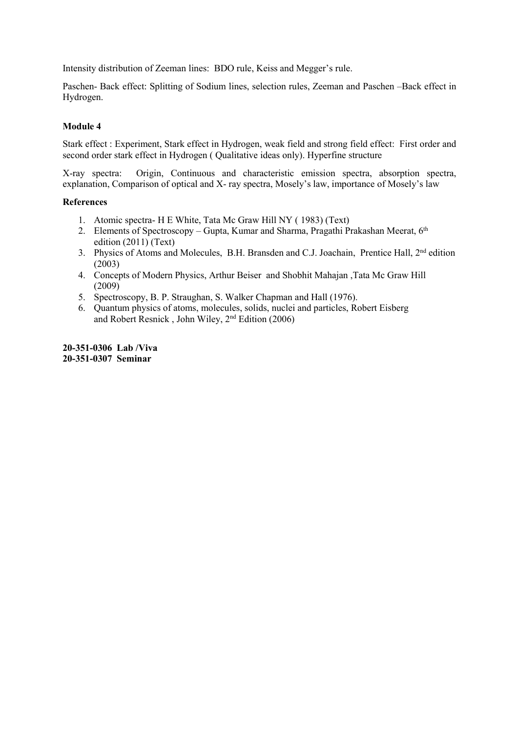Intensity distribution of Zeeman lines: BDO rule, Keiss and Megger's rule.

Paschen- Back effect: Splitting of Sodium lines, selection rules, Zeeman and Paschen –Back effect in Hydrogen.

**Module 4**

Stark effect : Experiment, Stark effect in Hydrogen, weak field and strong field effect: First order and second order stark effect in Hydrogen ( Qualitative ideas only). Hyperfine structure

X-ray spectra: Origin, Continuous and characteristic emission spectra, absorption spectra, explanation, Comparison of optical and X- ray spectra, Mosely's law, importance of Mosely's law

**References**

1. Atomic spectra- H E White, Tata Mc Graw Hill NY ( 1983) (Text)
2. Elements of Spectroscopy – Gupta, Kumar and Sharma, Pragathi Prakashan Meerat, 6th edition (2011) (Text)
3. Physics of Atoms and Molecules, B.H. Bransden and C.J. Joachain, Prentice Hall, 2nd edition (2003)
4. Concepts of Modern Physics, Arthur Beiser and Shobhit Mahajan ,Tata Mc Graw Hill (2009)
5. Spectroscopy, B. P. Straughan, S. Walker Chapman and Hall (1976).
6. Quantum physics of atoms, molecules, solids, nuclei and particles, Robert Eisberg and Robert Resnick , John Wiley, 2nd Edition (2006)

**20-351-0306 Lab /Viva**
**20-351-0307 Seminar**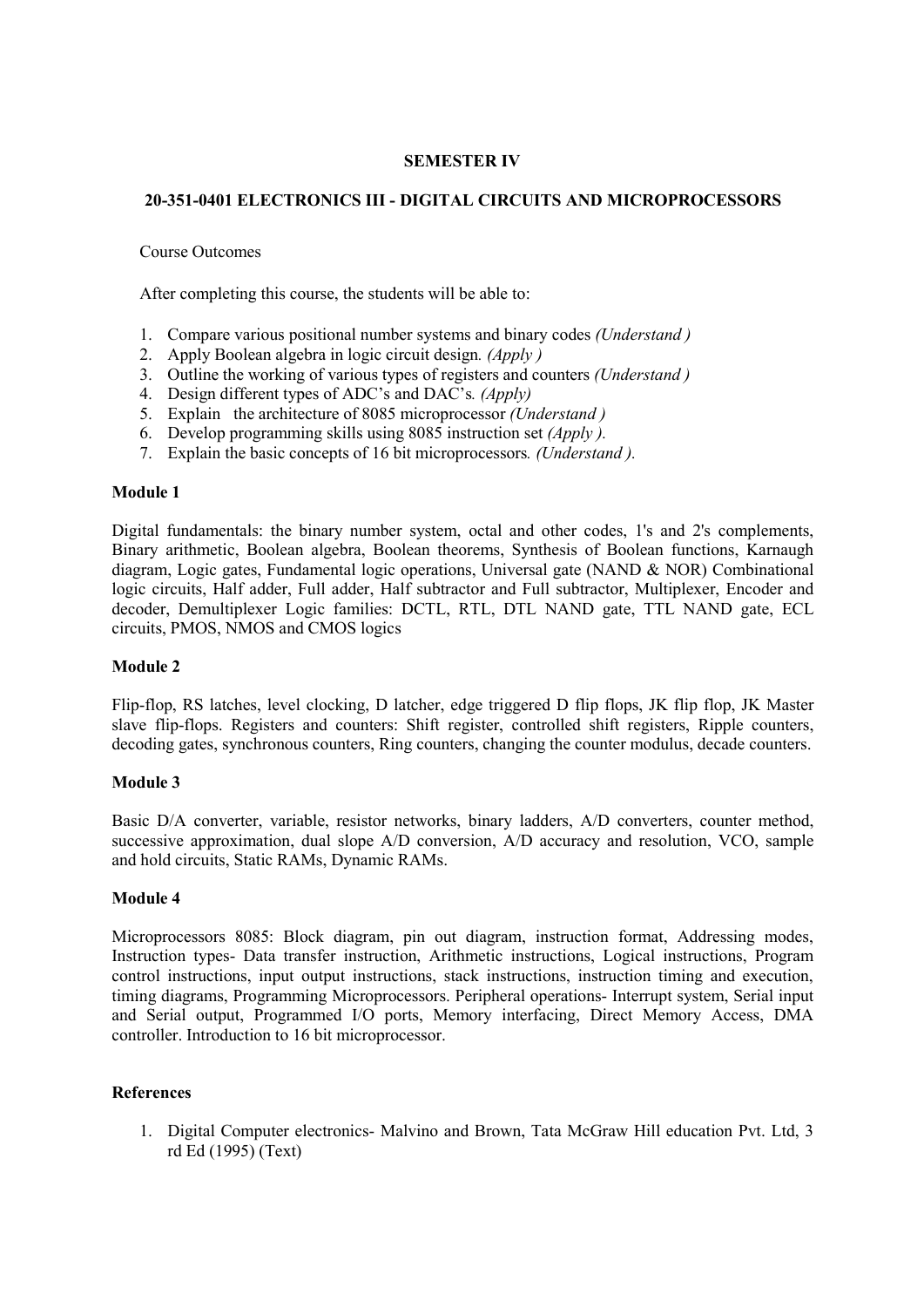**SEMESTER IV**

**20-351-0401 ELECTRONICS III - DIGITAL CIRCUITS AND MICROPROCESSORS**

Course Outcomes

After completing this course, the students will be able to:

1. Compare various positional number systems and binary codes *(Understand )*
2. Apply Boolean algebra in logic circuit design*. (Apply )*
3. Outline the working of various types of registers and counters *(Understand )*
4. Design different types of ADC's and DAC's*. (Apply)*
5. Explain the architecture of 8085 microprocessor *(Understand )*
6. Develop programming skills using 8085 instruction set *(Apply ).*
7. Explain the basic concepts of 16 bit microprocessors*. (Understand ).*

**Module 1**

Digital fundamentals: the binary number system, octal and other codes, 1's and 2's complements, Binary arithmetic, Boolean algebra, Boolean theorems, Synthesis of Boolean functions, Karnaugh diagram, Logic gates, Fundamental logic operations, Universal gate (NAND & NOR) Combinational logic circuits, Half adder, Full adder, Half subtractor and Full subtractor, Multiplexer, Encoder and decoder, Demultiplexer Logic families: DCTL, RTL, DTL NAND gate, TTL NAND gate, ECL circuits, PMOS, NMOS and CMOS logics

**Module 2**

Flip-flop, RS latches, level clocking, D latcher, edge triggered D flip flops, JK flip flop, JK Master slave flip-flops. Registers and counters: Shift register, controlled shift registers, Ripple counters, decoding gates, synchronous counters, Ring counters, changing the counter modulus, decade counters.

**Module 3**

Basic D/A converter, variable, resistor networks, binary ladders, A/D converters, counter method, successive approximation, dual slope A/D conversion, A/D accuracy and resolution, VCO, sample and hold circuits, Static RAMs, Dynamic RAMs.

**Module 4**

Microprocessors 8085: Block diagram, pin out diagram, instruction format, Addressing modes, Instruction types- Data transfer instruction, Arithmetic instructions, Logical instructions, Program control instructions, input output instructions, stack instructions, instruction timing and execution, timing diagrams, Programming Microprocessors. Peripheral operations- Interrupt system, Serial input and Serial output, Programmed I/O ports, Memory interfacing, Direct Memory Access, DMA controller. Introduction to 16 bit microprocessor.

**References**

1. Digital Computer electronics- Malvino and Brown, Tata McGraw Hill education Pvt. Ltd, 3 rd Ed (1995) (Text)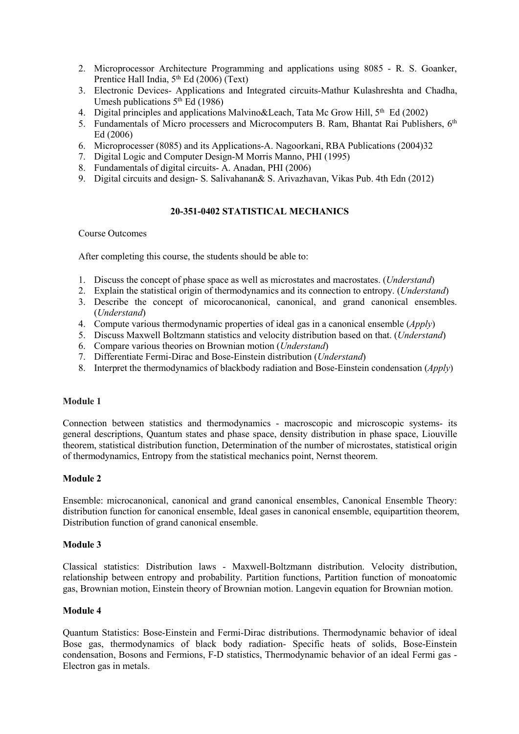2. Microprocessor Architecture Programming and applications using 8085 - R. S. Goanker, Prentice Hall India, 5th Ed (2006) (Text)
3. Electronic Devices- Applications and Integrated circuits-Mathur Kulashreshta and Chadha, Umesh publications 5th Ed (1986)
4. Digital principles and applications Malvino&Leach, Tata Mc Grow Hill, 5th Ed (2002)
5. Fundamentals of Micro processers and Microcomputers B. Ram, Bhantat Rai Publishers, 6th Ed (2006)
6. Microprocesser (8085) and its Applications-A. Nagoorkani, RBA Publications (2004)32
7. Digital Logic and Computer Design-M Morris Manno, PHI (1995)
8. Fundamentals of digital circuits- A. Anadan, PHI (2006)
9. Digital circuits and design- S. Salivahanan& S. Arivazhavan, Vikas Pub. 4th Edn (2012)

## 20-351-0402 STATISTICAL MECHANICS

Course Outcomes

After completing this course, the students should be able to:

1. Discuss the concept of phase space as well as microstates and macrostates. (*Understand*)
2. Explain the statistical origin of thermodynamics and its connection to entropy. (*Understand*)
3. Describe the concept of micorocanonical, canonical, and grand canonical ensembles. (*Understand*)
4. Compute various thermodynamic properties of ideal gas in a canonical ensemble (*Apply*)
5. Discuss Maxwell Boltzmann statistics and velocity distribution based on that. (*Understand*)
6. Compare various theories on Brownian motion (*Understand*)
7. Differentiate Fermi-Dirac and Bose-Einstein distribution (*Understand*)
8. Interpret the thermodynamics of blackbody radiation and Bose-Einstein condensation (*Apply*)

**Module 1**

Connection between statistics and thermodynamics - macroscopic and microscopic systems- its general descriptions, Quantum states and phase space, density distribution in phase space, Liouville theorem, statistical distribution function, Determination of the number of microstates, statistical origin of thermodynamics, Entropy from the statistical mechanics point, Nernst theorem.

**Module 2**

Ensemble: microcanonical, canonical and grand canonical ensembles, Canonical Ensemble Theory: distribution function for canonical ensemble, Ideal gases in canonical ensemble, equipartition theorem, Distribution function of grand canonical ensemble.

**Module 3**

Classical statistics: Distribution laws - Maxwell-Boltzmann distribution. Velocity distribution, relationship between entropy and probability. Partition functions, Partition function of monoatomic gas, Brownian motion, Einstein theory of Brownian motion. Langevin equation for Brownian motion.

**Module 4**

Quantum Statistics: Bose-Einstein and Fermi-Dirac distributions. Thermodynamic behavior of ideal Bose gas, thermodynamics of black body radiation- Specific heats of solids, Bose-Einstein condensation, Bosons and Fermions, F-D statistics, Thermodynamic behavior of an ideal Fermi gas - Electron gas in metals.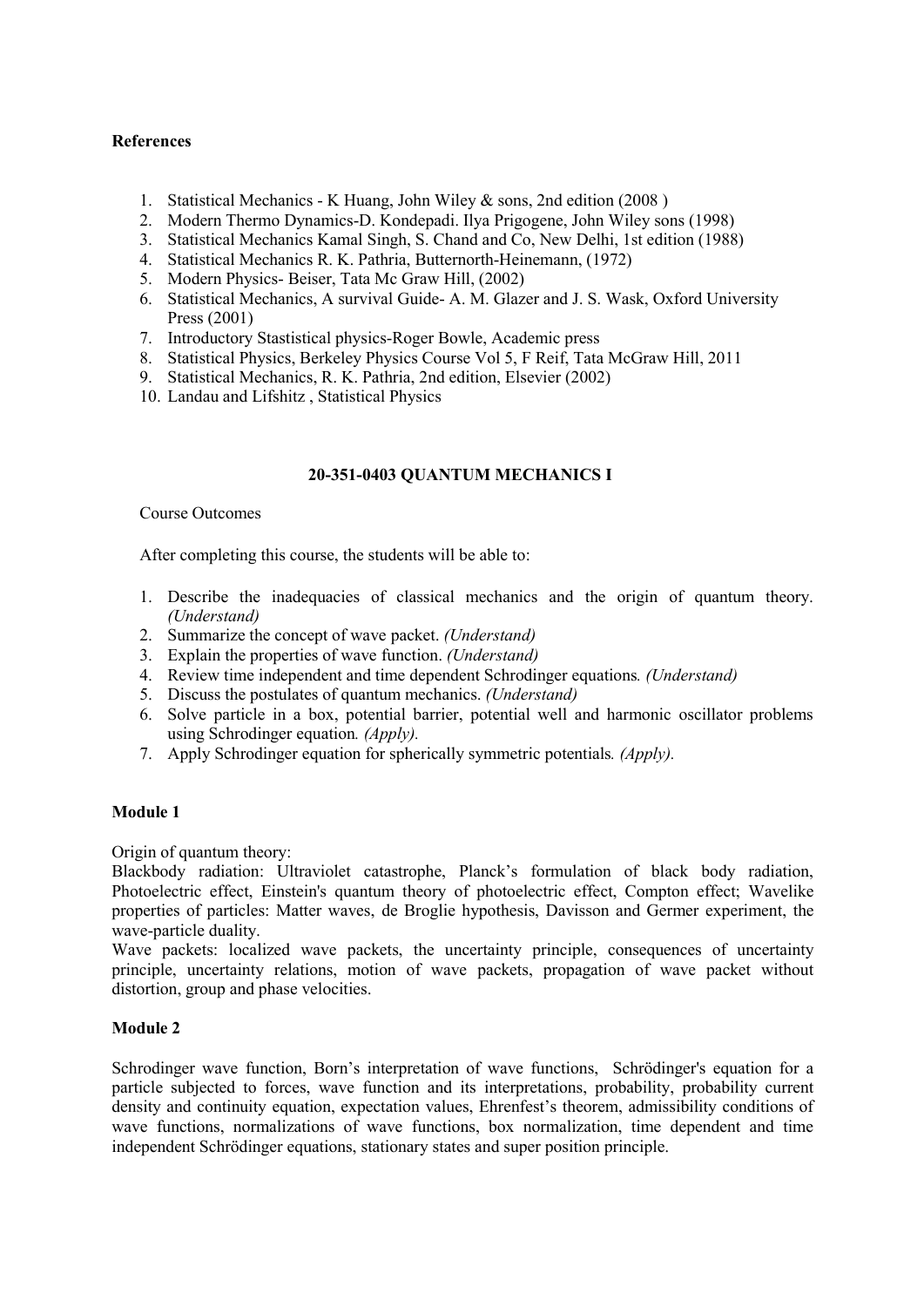**References**

1. Statistical Mechanics - K Huang, John Wiley & sons, 2nd edition (2008 )
2. Modern Thermo Dynamics-D. Kondepadi. Ilya Prigogene, John Wiley sons (1998)
3. Statistical Mechanics Kamal Singh, S. Chand and Co, New Delhi, 1st edition (1988)
4. Statistical Mechanics R. K. Pathria, Butternorth-Heinemann, (1972)
5. Modern Physics- Beiser, Tata Mc Graw Hill, (2002)
6. Statistical Mechanics, A survival Guide- A. M. Glazer and J. S. Wask, Oxford University Press (2001)
7. Introductory Stastistical physics-Roger Bowle, Academic press
8. Statistical Physics, Berkeley Physics Course Vol 5, F Reif, Tata McGraw Hill, 2011
9. Statistical Mechanics, R. K. Pathria, 2nd edition, Elsevier (2002)
10. Landau and Lifshitz , Statistical Physics

**20-351-0403 QUANTUM MECHANICS I**

Course Outcomes

After completing this course, the students will be able to:

1. Describe the inadequacies of classical mechanics and the origin of quantum theory. *(Understand)*
2. Summarize the concept of wave packet. *(Understand)*
3. Explain the properties of wave function. *(Understand)*
4. Review time independent and time dependent Schrodinger equations*. (Understand)*
5. Discuss the postulates of quantum mechanics. *(Understand)*
6. Solve particle in a box, potential barrier, potential well and harmonic oscillator problems using Schrodinger equation*. (Apply).*
7. Apply Schrodinger equation for spherically symmetric potentials*. (Apply).*

**Module 1**

Origin of quantum theory:
Blackbody radiation: Ultraviolet catastrophe, Planck's formulation of black body radiation, Photoelectric effect, Einstein's quantum theory of photoelectric effect, Compton effect; Wavelike properties of particles: Matter waves, de Broglie hypothesis, Davisson and Germer experiment, the wave-particle duality.
Wave packets: localized wave packets, the uncertainty principle, consequences of uncertainty principle, uncertainty relations, motion of wave packets, propagation of wave packet without distortion, group and phase velocities.

**Module 2**

Schrodinger wave function, Born's interpretation of wave functions, Schrödinger's equation for a particle subjected to forces, wave function and its interpretations, probability, probability current density and continuity equation, expectation values, Ehrenfest's theorem, admissibility conditions of wave functions, normalizations of wave functions, box normalization, time dependent and time independent Schrödinger equations, stationary states and super position principle.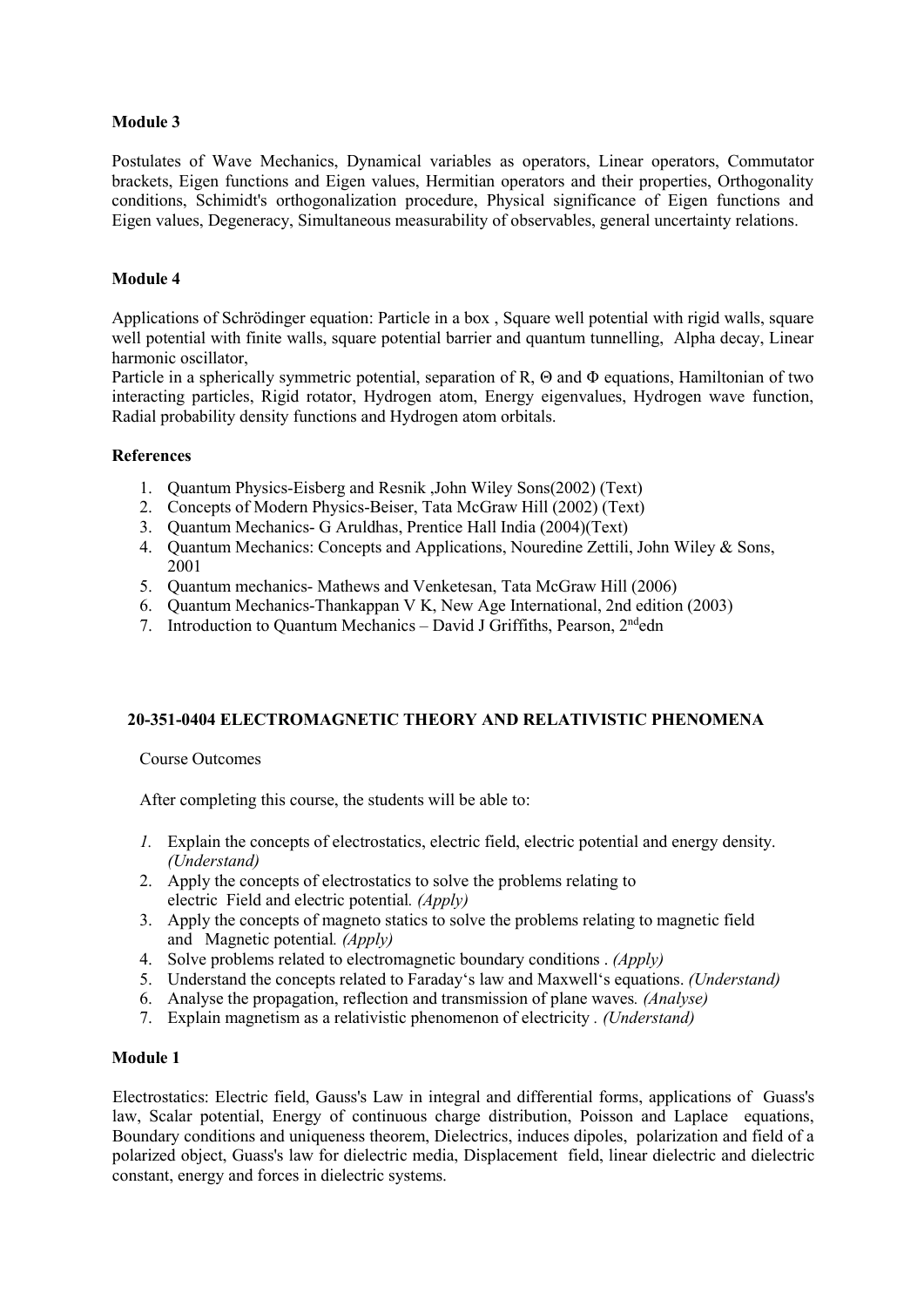**Module 3**

Postulates of Wave Mechanics, Dynamical variables as operators, Linear operators, Commutator brackets, Eigen functions and Eigen values, Hermitian operators and their properties, Orthogonality conditions, Schimidt's orthogonalization procedure, Physical significance of Eigen functions and Eigen values, Degeneracy, Simultaneous measurability of observables, general uncertainty relations.

**Module 4**

Applications of Schrödinger equation: Particle in a box , Square well potential with rigid walls, square well potential with finite walls, square potential barrier and quantum tunnelling, Alpha decay, Linear harmonic oscillator,

Particle in a spherically symmetric potential, separation of R, Θ and Φ equations, Hamiltonian of two interacting particles, Rigid rotator, Hydrogen atom, Energy eigenvalues, Hydrogen wave function, Radial probability density functions and Hydrogen atom orbitals.

**References**

1. Quantum Physics-Eisberg and Resnik ,John Wiley Sons(2002) (Text)
2. Concepts of Modern Physics-Beiser, Tata McGraw Hill (2002) (Text)
3. Quantum Mechanics- G Aruldhas, Prentice Hall India (2004)(Text)
4. Quantum Mechanics: Concepts and Applications, Nouredine Zettili, John Wiley & Sons, 2001
5. Quantum mechanics- Mathews and Venketesan, Tata McGraw Hill (2006)
6. Quantum Mechanics-Thankappan V K, New Age International, 2nd edition (2003)
7. Introduction to Quantum Mechanics – David J Griffiths, Pearson, 2nd edn

**20-351-0404 ELECTROMAGNETIC THEORY AND RELATIVISTIC PHENOMENA**

Course Outcomes

After completing this course, the students will be able to:

1. Explain the concepts of electrostatics, electric field, electric potential and energy density. *(Understand)*
2. Apply the concepts of electrostatics to solve the problems relating to electric Field and electric potential. *(Apply)*
3. Apply the concepts of magneto statics to solve the problems relating to magnetic field and Magnetic potential. *(Apply)*
4. Solve problems related to electromagnetic boundary conditions . *(Apply)*
5. Understand the concepts related to Faraday's law and Maxwell's equations. *(Understand)*
6. Analyse the propagation, reflection and transmission of plane waves. *(Analyse)*
7. Explain magnetism as a relativistic phenomenon of electricity . *(Understand)*

**Module 1**

Electrostatics: Electric field, Gauss's Law in integral and differential forms, applications of Guass's law, Scalar potential, Energy of continuous charge distribution, Poisson and Laplace equations, Boundary conditions and uniqueness theorem, Dielectrics, induces dipoles, polarization and field of a polarized object, Guass's law for dielectric media, Displacement field, linear dielectric and dielectric constant, energy and forces in dielectric systems.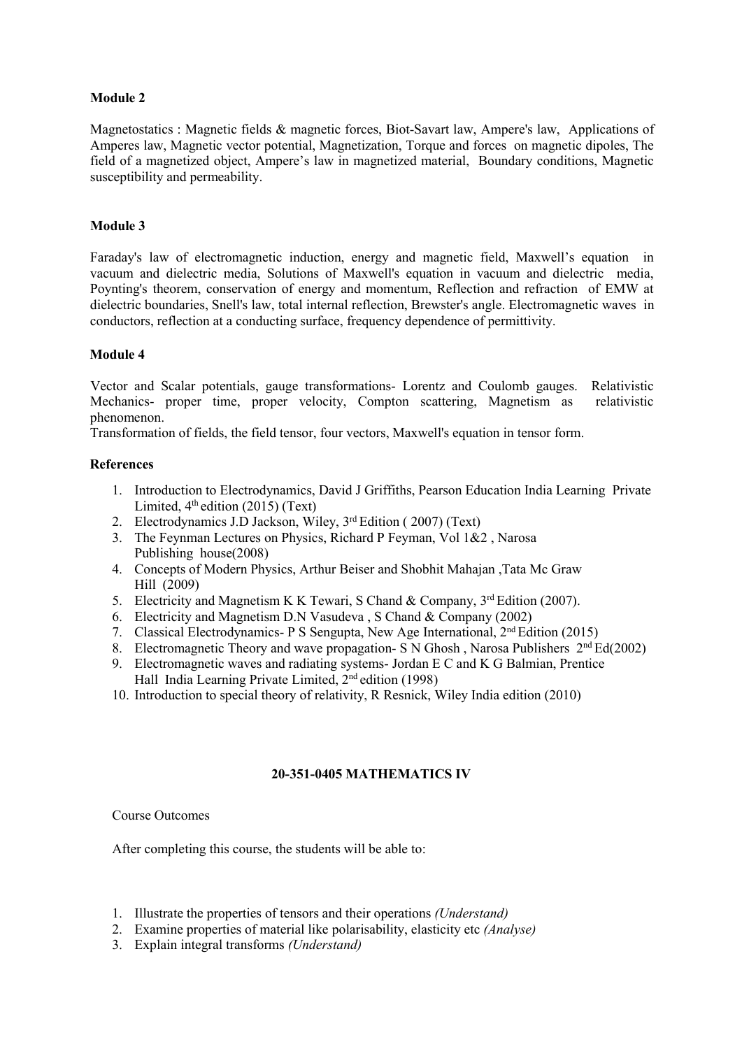**Module 2**

Magnetostatics : Magnetic fields & magnetic forces, Biot-Savart law, Ampere's law, Applications of Amperes law, Magnetic vector potential, Magnetization, Torque and forces on magnetic dipoles, The field of a magnetized object, Ampere's law in magnetized material, Boundary conditions, Magnetic susceptibility and permeability.

**Module 3**

Faraday's law of electromagnetic induction, energy and magnetic field, Maxwell's equation in vacuum and dielectric media, Solutions of Maxwell's equation in vacuum and dielectric media, Poynting's theorem, conservation of energy and momentum, Reflection and refraction of EMW at dielectric boundaries, Snell's law, total internal reflection, Brewster's angle. Electromagnetic waves in conductors, reflection at a conducting surface, frequency dependence of permittivity.

**Module 4**

Vector and Scalar potentials, gauge transformations- Lorentz and Coulomb gauges. Relativistic Mechanics- proper time, proper velocity, Compton scattering, Magnetism as relativistic phenomenon.

Transformation of fields, the field tensor, four vectors, Maxwell's equation in tensor form.

**References**

1. Introduction to Electrodynamics, David J Griffiths, Pearson Education India Learning Private Limited, 4th edition (2015) (Text)
2. Electrodynamics J.D Jackson, Wiley, 3rd Edition ( 2007) (Text)
3. The Feynman Lectures on Physics, Richard P Feyman, Vol 1&2 , Narosa Publishing house(2008)
4. Concepts of Modern Physics, Arthur Beiser and Shobhit Mahajan ,Tata Mc Graw Hill (2009)
5. Electricity and Magnetism K K Tewari, S Chand & Company, 3rd Edition (2007).
6. Electricity and Magnetism D.N Vasudeva , S Chand & Company (2002)
7. Classical Electrodynamics- P S Sengupta, New Age International, 2nd Edition (2015)
8. Electromagnetic Theory and wave propagation- S N Ghosh , Narosa Publishers 2nd Ed(2002)
9. Electromagnetic waves and radiating systems- Jordan E C and K G Balmian, Prentice Hall India Learning Private Limited, 2nd edition (1998)
10. Introduction to special theory of relativity, R Resnick, Wiley India edition (2010)

**20-351-0405 MATHEMATICS IV**

Course Outcomes

After completing this course, the students will be able to:

1. Illustrate the properties of tensors and their operations *(Understand)*
2. Examine properties of material like polarisability, elasticity etc *(Analyse)*
3. Explain integral transforms *(Understand)*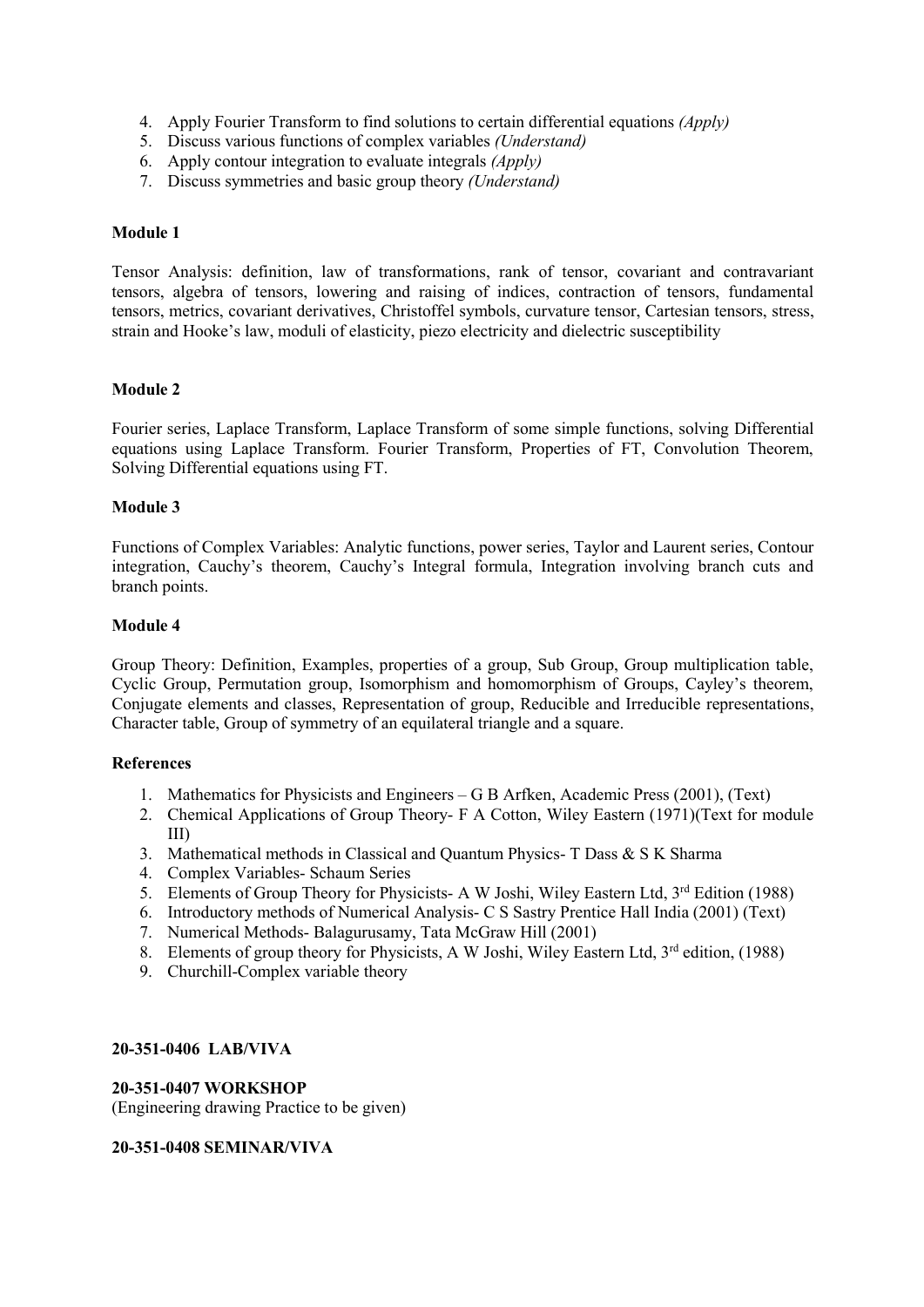4. Apply Fourier Transform to find solutions to certain differential equations *(Apply)*
5. Discuss various functions of complex variables *(Understand)*
6. Apply contour integration to evaluate integrals *(Apply)*
7. Discuss symmetries and basic group theory *(Understand)*

**Module 1**

Tensor Analysis: definition, law of transformations, rank of tensor, covariant and contravariant tensors, algebra of tensors, lowering and raising of indices, contraction of tensors, fundamental tensors, metrics, covariant derivatives, Christoffel symbols, curvature tensor, Cartesian tensors, stress, strain and Hooke's law, moduli of elasticity, piezo electricity and dielectric susceptibility

**Module 2**

Fourier series, Laplace Transform, Laplace Transform of some simple functions, solving Differential equations using Laplace Transform. Fourier Transform, Properties of FT, Convolution Theorem, Solving Differential equations using FT.

**Module 3**

Functions of Complex Variables: Analytic functions, power series, Taylor and Laurent series, Contour integration, Cauchy's theorem, Cauchy's Integral formula, Integration involving branch cuts and branch points.

**Module 4**

Group Theory: Definition, Examples, properties of a group, Sub Group, Group multiplication table, Cyclic Group, Permutation group, Isomorphism and homomorphism of Groups, Cayley's theorem, Conjugate elements and classes, Representation of group, Reducible and Irreducible representations, Character table, Group of symmetry of an equilateral triangle and a square.

**References**

1. Mathematics for Physicists and Engineers – G B Arfken, Academic Press (2001), (Text)
2. Chemical Applications of Group Theory- F A Cotton, Wiley Eastern (1971)(Text for module III)
3. Mathematical methods in Classical and Quantum Physics- T Dass & S K Sharma
4. Complex Variables- Schaum Series
5. Elements of Group Theory for Physicists- A W Joshi, Wiley Eastern Ltd, 3rd Edition (1988)
6. Introductory methods of Numerical Analysis- C S Sastry Prentice Hall India (2001) (Text)
7. Numerical Methods- Balagurusamy, Tata McGraw Hill (2001)
8. Elements of group theory for Physicists, A W Joshi, Wiley Eastern Ltd, 3rd edition, (1988)
9. Churchill-Complex variable theory

**20-351-0406 LAB/VIVA**

**20-351-0407 WORKSHOP**
(Engineering drawing Practice to be given)

**20-351-0408 SEMINAR/VIVA**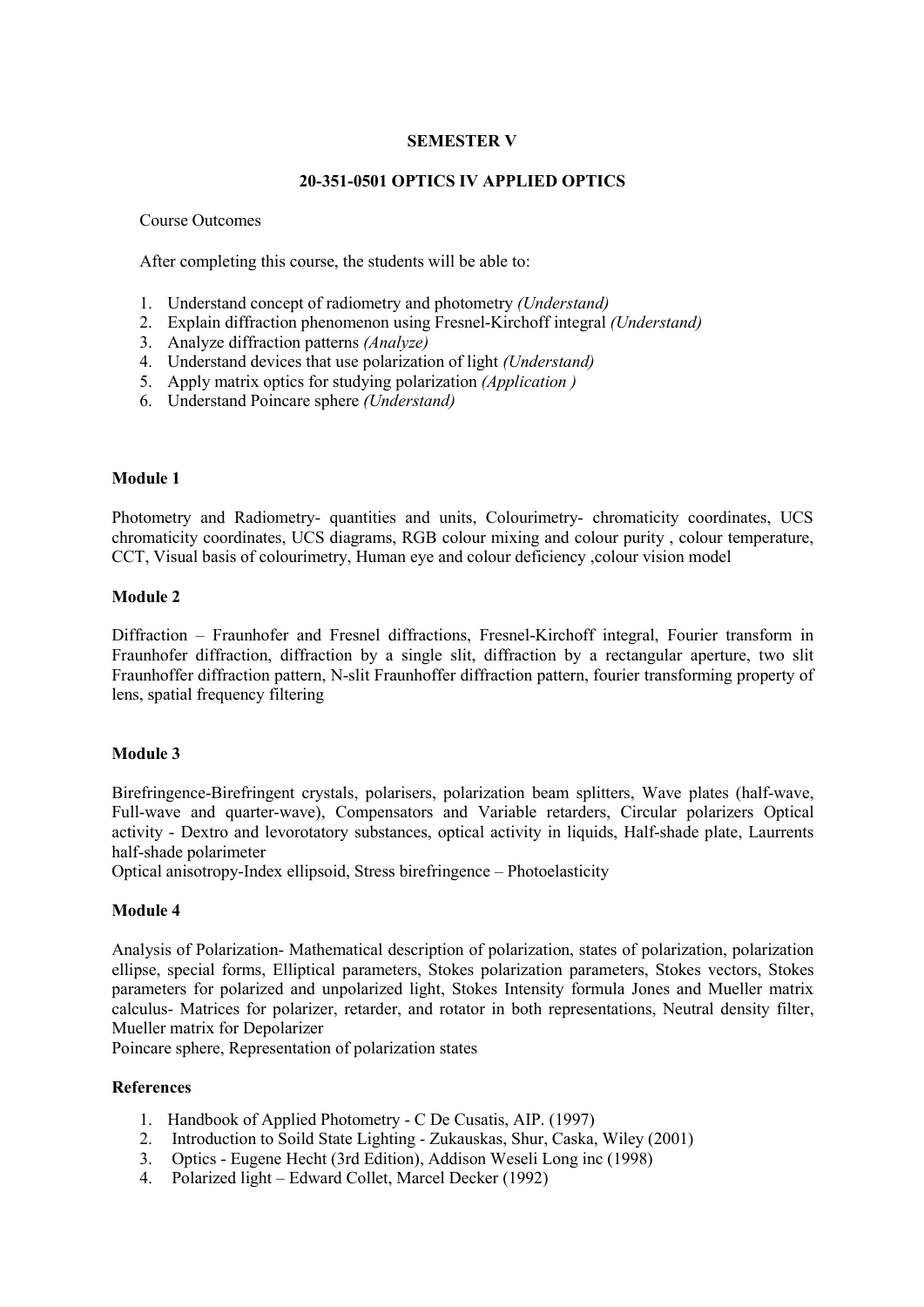**SEMESTER V**

**20-351-0501 OPTICS IV APPLIED OPTICS**

Course Outcomes

After completing this course, the students will be able to:

1. Understand concept of radiometry and photometry *(Understand)*
2. Explain diffraction phenomenon using Fresnel-Kirchoff integral *(Understand)*
3. Analyze diffraction patterns *(Analyze)*
4. Understand devices that use polarization of light *(Understand)*
5. Apply matrix optics for studying polarization *(Application )*
6. Understand Poincare sphere *(Understand)*

**Module 1**

Photometry and Radiometry- quantities and units, Colourimetry- chromaticity coordinates, UCS chromaticity coordinates, UCS diagrams, RGB colour mixing and colour purity , colour temperature, CCT, Visual basis of colourimetry, Human eye and colour deficiency ,colour vision model

**Module 2**

Diffraction – Fraunhofer and Fresnel diffractions, Fresnel-Kirchoff integral, Fourier transform in Fraunhofer diffraction, diffraction by a single slit, diffraction by a rectangular aperture, two slit Fraunhoffer diffraction pattern, N-slit Fraunhoffer diffraction pattern, fourier transforming property of lens, spatial frequency filtering

**Module 3**

Birefringence-Birefringent crystals, polarisers, polarization beam splitters, Wave plates (half-wave, Full-wave and quarter-wave), Compensators and Variable retarders, Circular polarizers Optical activity - Dextro and levorotatory substances, optical activity in liquids, Half-shade plate, Laurrents half-shade polarimeter

Optical anisotropy-Index ellipsoid, Stress birefringence – Photoelasticity

**Module 4**

Analysis of Polarization- Mathematical description of polarization, states of polarization, polarization ellipse, special forms, Elliptical parameters, Stokes polarization parameters, Stokes vectors, Stokes parameters for polarized and unpolarized light, Stokes Intensity formula Jones and Mueller matrix calculus- Matrices for polarizer, retarder, and rotator in both representations, Neutral density filter, Mueller matrix for Depolarizer

Poincare sphere, Representation of polarization states

**References**

1. Handbook of Applied Photometry - C De Cusatis, AIP. (1997)
2. Introduction to Soild State Lighting - Zukauskas, Shur, Caska, Wiley (2001)
3. Optics - Eugene Hecht (3rd Edition), Addison Weseli Long inc (1998)
4. Polarized light – Edward Collet, Marcel Decker (1992)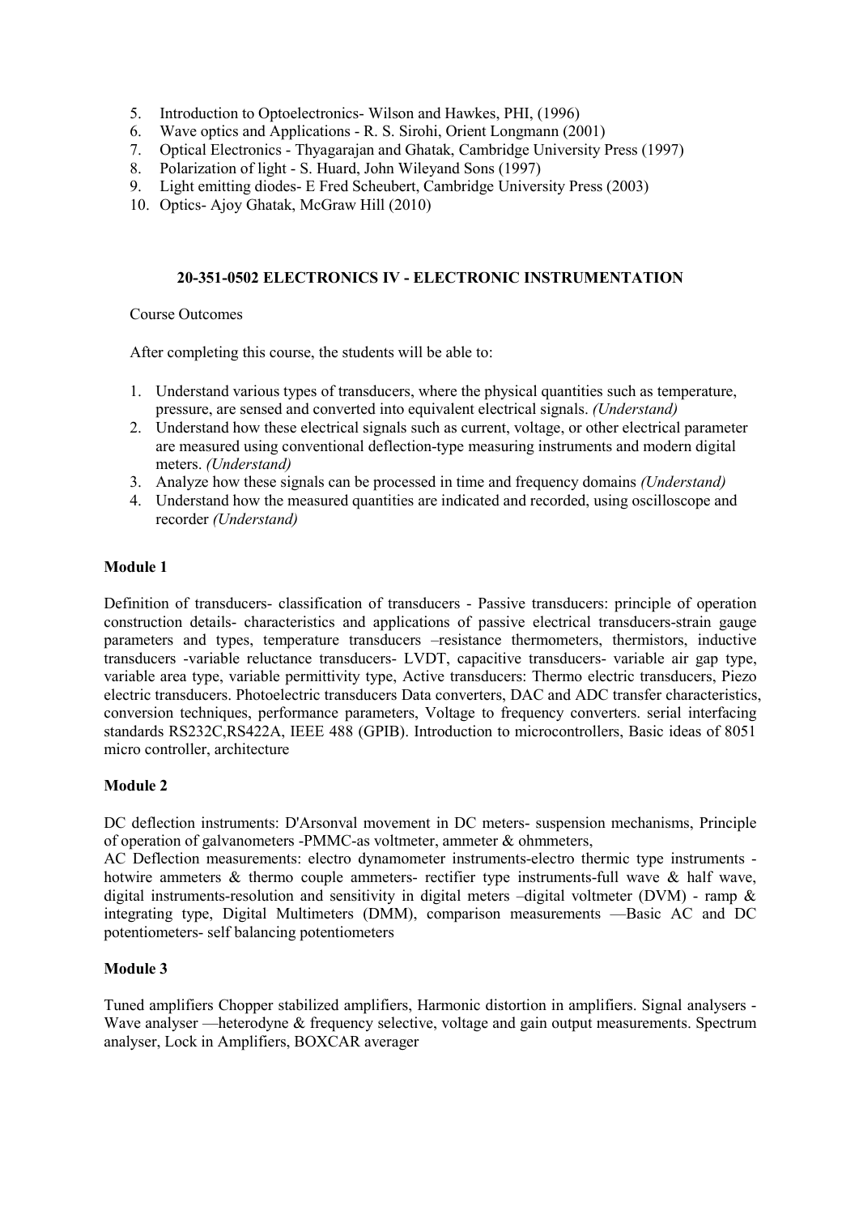5. Introduction to Optoelectronics- Wilson and Hawkes, PHI, (1996)
6. Wave optics and Applications - R. S. Sirohi, Orient Longmann (2001)
7. Optical Electronics - Thyagarajan and Ghatak, Cambridge University Press (1997)
8. Polarization of light - S. Huard, John Wileyand Sons (1997)
9. Light emitting diodes- E Fred Scheubert, Cambridge University Press (2003)
10. Optics- Ajoy Ghatak, McGraw Hill (2010)

## 20-351-0502 ELECTRONICS IV - ELECTRONIC INSTRUMENTATION

Course Outcomes

After completing this course, the students will be able to:

1. Understand various types of transducers, where the physical quantities such as temperature, pressure, are sensed and converted into equivalent electrical signals. *(Understand)*
2. Understand how these electrical signals such as current, voltage, or other electrical parameter are measured using conventional deflection-type measuring instruments and modern digital meters. *(Understand)*
3. Analyze how these signals can be processed in time and frequency domains *(Understand)*
4. Understand how the measured quantities are indicated and recorded, using oscilloscope and recorder *(Understand)*

### Module 1

Definition of transducers- classification of transducers - Passive transducers: principle of operation construction details- characteristics and applications of passive electrical transducers-strain gauge parameters and types, temperature transducers –resistance thermometers, thermistors, inductive transducers -variable reluctance transducers- LVDT, capacitive transducers- variable air gap type, variable area type, variable permittivity type, Active transducers: Thermo electric transducers, Piezo electric transducers. Photoelectric transducers Data converters, DAC and ADC transfer characteristics, conversion techniques, performance parameters, Voltage to frequency converters. serial interfacing standards RS232C,RS422A, IEEE 488 (GPIB). Introduction to microcontrollers, Basic ideas of 8051 micro controller, architecture

### Module 2

DC deflection instruments: D'Arsonval movement in DC meters- suspension mechanisms, Principle of operation of galvanometers -PMMC-as voltmeter, ammeter & ohmmeters,
AC Deflection measurements: electro dynamometer instruments-electro thermic type instruments - hotwire ammeters & thermo couple ammeters- rectifier type instruments-full wave & half wave, digital instruments-resolution and sensitivity in digital meters –digital voltmeter (DVM) - ramp & integrating type, Digital Multimeters (DMM), comparison measurements —Basic AC and DC potentiometers- self balancing potentiometers

### Module 3

Tuned amplifiers Chopper stabilized amplifiers, Harmonic distortion in amplifiers. Signal analysers - Wave analyser —heterodyne & frequency selective, voltage and gain output measurements. Spectrum analyser, Lock in Amplifiers, BOXCAR averager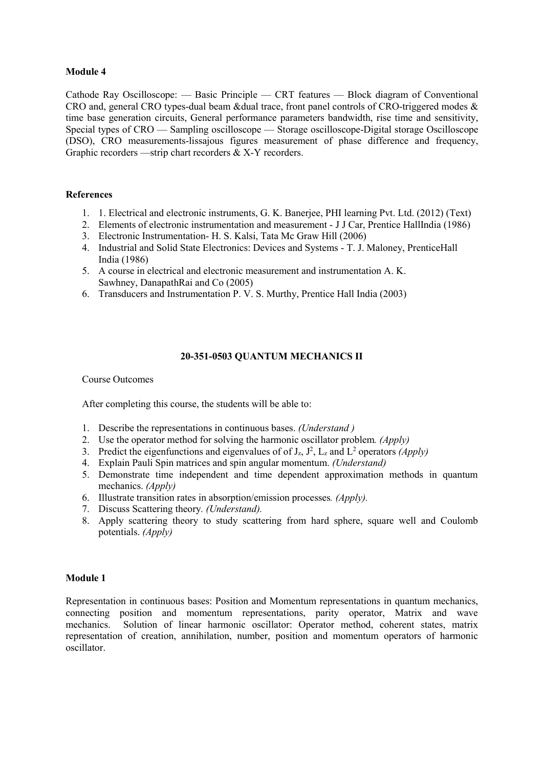**Module 4**

Cathode Ray Oscilloscope: — Basic Principle — CRT features — Block diagram of Conventional CRO and, general CRO types-dual beam &dual trace, front panel controls of CRO-triggered modes & time base generation circuits, General performance parameters bandwidth, rise time and sensitivity, Special types of CRO — Sampling oscilloscope — Storage oscilloscope-Digital storage Oscilloscope (DSO), CRO measurements-lissajous figures measurement of phase difference and frequency, Graphic recorders —strip chart recorders & X-Y recorders.

**References**

1. 1. Electrical and electronic instruments, G. K. Banerjee, PHI learning Pvt. Ltd. (2012) (Text)
2. Elements of electronic instrumentation and measurement - J J Car, Prentice HallIndia (1986)
3. Electronic Instrumentation- H. S. Kalsi, Tata Mc Graw Hill (2006)
4. Industrial and Solid State Electronics: Devices and Systems - T. J. Maloney, PrenticeHall India (1986)
5. A course in electrical and electronic measurement and instrumentation A. K. Sawhney, DanapathRai and Co (2005)
6. Transducers and Instrumentation P. V. S. Murthy, Prentice Hall India (2003)

## 20-351-0503 QUANTUM MECHANICS II

Course Outcomes

After completing this course, the students will be able to:

1. Describe the representations in continuous bases. *(Understand )*
2. Use the operator method for solving the harmonic oscillator problem*. (Apply)*
3. Predict the eigenfunctions and eigenvalues of of $J_z$, $J^2$, $L_z$ and $L^2$ operators *(Apply)*
4. Explain Pauli Spin matrices and spin angular momentum. *(Understand)*
5. Demonstrate time independent and time dependent approximation methods in quantum mechanics. *(Apply)*
6. Illustrate transition rates in absorption/emission processes*. (Apply).*
7. Discuss Scattering theory*. (Understand).*
8. Apply scattering theory to study scattering from hard sphere, square well and Coulomb potentials. *(Apply)*

**Module 1**

Representation in continuous bases: Position and Momentum representations in quantum mechanics, connecting position and momentum representations, parity operator, Matrix and wave mechanics. Solution of linear harmonic oscillator: Operator method, coherent states, matrix representation of creation, annihilation, number, position and momentum operators of harmonic oscillator.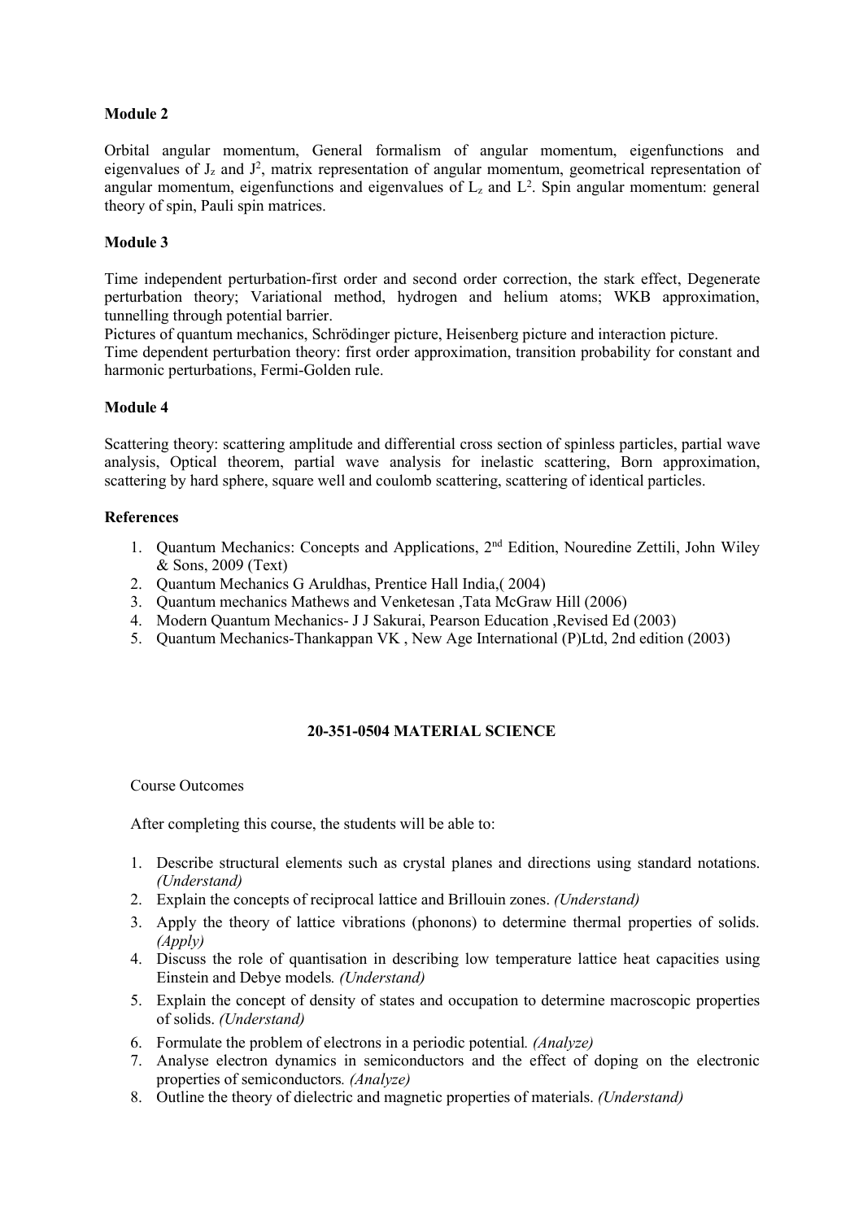**Module 2**

Orbital angular momentum, General formalism of angular momentum, eigenfunctions and eigenvalues of $J_z$ and $J^2$, matrix representation of angular momentum, geometrical representation of angular momentum, eigenfunctions and eigenvalues of $L_z$ and $L^2$. Spin angular momentum: general theory of spin, Pauli spin matrices.

**Module 3**

Time independent perturbation-first order and second order correction, the stark effect, Degenerate perturbation theory; Variational method, hydrogen and helium atoms; WKB approximation, tunnelling through potential barrier.

Pictures of quantum mechanics, Schrödinger picture, Heisenberg picture and interaction picture.

Time dependent perturbation theory: first order approximation, transition probability for constant and harmonic perturbations, Fermi-Golden rule.

**Module 4**

Scattering theory: scattering amplitude and differential cross section of spinless particles, partial wave analysis, Optical theorem, partial wave analysis for inelastic scattering, Born approximation, scattering by hard sphere, square well and coulomb scattering, scattering of identical particles.

**References**

1. Quantum Mechanics: Concepts and Applications, 2nd Edition, Nouredine Zettili, John Wiley & Sons, 2009 (Text)
2. Quantum Mechanics G Aruldhas, Prentice Hall India,( 2004)
3. Quantum mechanics Mathews and Venketesan ,Tata McGraw Hill (2006)
4. Modern Quantum Mechanics- J J Sakurai, Pearson Education ,Revised Ed (2003)
5. Quantum Mechanics-Thankappan VK , New Age International (P)Ltd, 2nd edition (2003)

## 20-351-0504 MATERIAL SCIENCE

Course Outcomes

After completing this course, the students will be able to:

1. Describe structural elements such as crystal planes and directions using standard notations. *(Understand)*
2. Explain the concepts of reciprocal lattice and Brillouin zones. *(Understand)*
3. Apply the theory of lattice vibrations (phonons) to determine thermal properties of solids. *(Apply)*
4. Discuss the role of quantisation in describing low temperature lattice heat capacities using Einstein and Debye models. *(Understand)*
5. Explain the concept of density of states and occupation to determine macroscopic properties of solids. *(Understand)*
6. Formulate the problem of electrons in a periodic potential. *(Analyze)*
7. Analyse electron dynamics in semiconductors and the effect of doping on the electronic properties of semiconductors. *(Analyze)*
8. Outline the theory of dielectric and magnetic properties of materials. *(Understand)*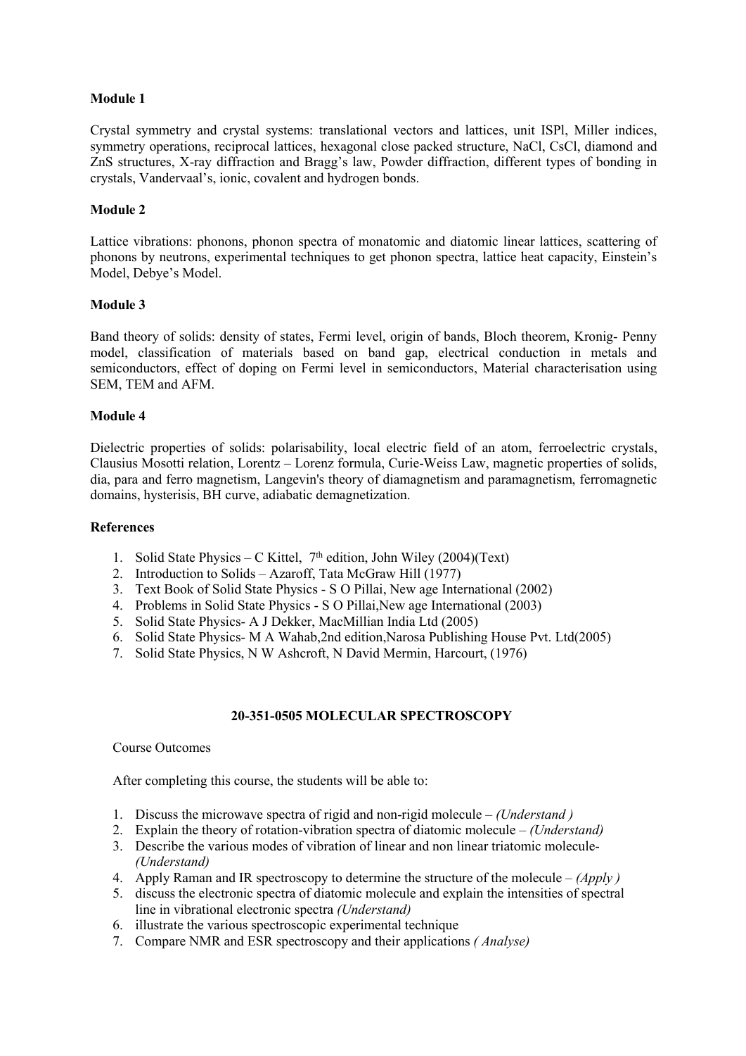**Module 1**

Crystal symmetry and crystal systems: translational vectors and lattices, unit ISPl, Miller indices, symmetry operations, reciprocal lattices, hexagonal close packed structure, NaCl, CsCl, diamond and ZnS structures, X-ray diffraction and Bragg's law, Powder diffraction, different types of bonding in crystals, Vandervaal's, ionic, covalent and hydrogen bonds.

**Module 2**

Lattice vibrations: phonons, phonon spectra of monatomic and diatomic linear lattices, scattering of phonons by neutrons, experimental techniques to get phonon spectra, lattice heat capacity, Einstein's Model, Debye's Model.

**Module 3**

Band theory of solids: density of states, Fermi level, origin of bands, Bloch theorem, Kronig- Penny model, classification of materials based on band gap, electrical conduction in metals and semiconductors, effect of doping on Fermi level in semiconductors, Material characterisation using SEM, TEM and AFM.

**Module 4**

Dielectric properties of solids: polarisability, local electric field of an atom, ferroelectric crystals, Clausius Mosotti relation, Lorentz – Lorenz formula, Curie-Weiss Law, magnetic properties of solids, dia, para and ferro magnetism, Langevin's theory of diamagnetism and paramagnetism, ferromagnetic domains, hysterisis, BH curve, adiabatic demagnetization.

**References**

1. Solid State Physics – C Kittel, 7th edition, John Wiley (2004)(Text)
2. Introduction to Solids – Azaroff, Tata McGraw Hill (1977)
3. Text Book of Solid State Physics - S O Pillai, New age International (2002)
4. Problems in Solid State Physics - S O Pillai,New age International (2003)
5. Solid State Physics- A J Dekker, MacMillian India Ltd (2005)
6. Solid State Physics- M A Wahab,2nd edition,Narosa Publishing House Pvt. Ltd(2005)
7. Solid State Physics, N W Ashcroft, N David Mermin, Harcourt, (1976)

**20-351-0505 MOLECULAR SPECTROSCOPY**

Course Outcomes

After completing this course, the students will be able to:

1. Discuss the microwave spectra of rigid and non-rigid molecule – *(Understand )*
2. Explain the theory of rotation-vibration spectra of diatomic molecule – *(Understand)*
3. Describe the various modes of vibration of linear and non linear triatomic molecule- *(Understand)*
4. Apply Raman and IR spectroscopy to determine the structure of the molecule – *(Apply )*
5. discuss the electronic spectra of diatomic molecule and explain the intensities of spectral line in vibrational electronic spectra *(Understand)*
6. illustrate the various spectroscopic experimental technique
7. Compare NMR and ESR spectroscopy and their applications *( Analyse)*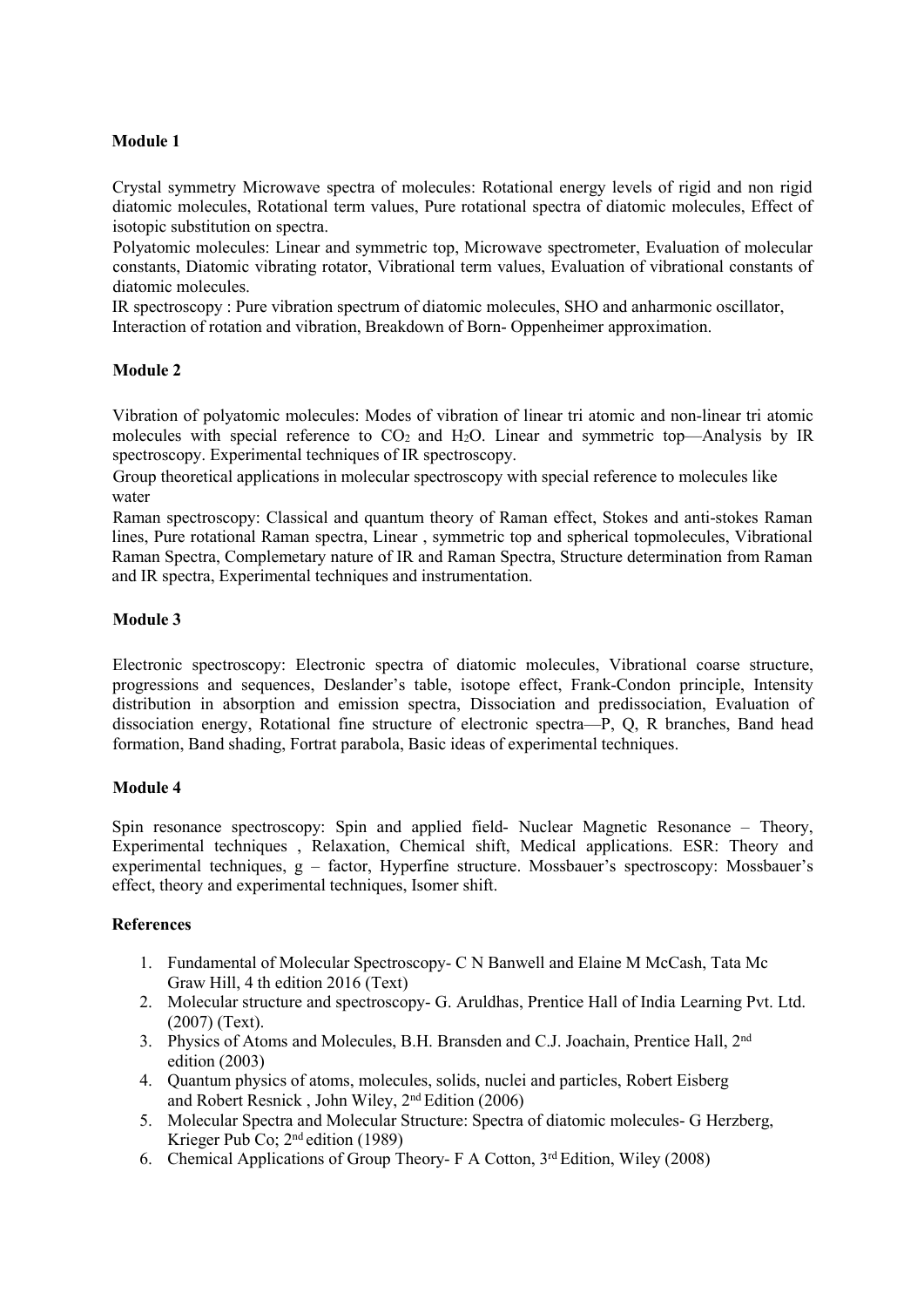**Module 1**

Crystal symmetry Microwave spectra of molecules: Rotational energy levels of rigid and non rigid diatomic molecules, Rotational term values, Pure rotational spectra of diatomic molecules, Effect of isotopic substitution on spectra.

Polyatomic molecules: Linear and symmetric top, Microwave spectrometer, Evaluation of molecular constants, Diatomic vibrating rotator, Vibrational term values, Evaluation of vibrational constants of diatomic molecules.

IR spectroscopy : Pure vibration spectrum of diatomic molecules, SHO and anharmonic oscillator, Interaction of rotation and vibration, Breakdown of Born- Oppenheimer approximation.

**Module 2**

Vibration of polyatomic molecules: Modes of vibration of linear tri atomic and non-linear tri atomic molecules with special reference to $CO_2$ and $H_2O$. Linear and symmetric top—Analysis by IR spectroscopy. Experimental techniques of IR spectroscopy.

Group theoretical applications in molecular spectroscopy with special reference to molecules like water

Raman spectroscopy: Classical and quantum theory of Raman effect, Stokes and anti-stokes Raman lines, Pure rotational Raman spectra, Linear , symmetric top and spherical topmolecules, Vibrational Raman Spectra, Complemetary nature of IR and Raman Spectra, Structure determination from Raman and IR spectra, Experimental techniques and instrumentation.

**Module 3**

Electronic spectroscopy: Electronic spectra of diatomic molecules, Vibrational coarse structure, progressions and sequences, Deslander's table, isotope effect, Frank-Condon principle, Intensity distribution in absorption and emission spectra, Dissociation and predissociation, Evaluation of dissociation energy, Rotational fine structure of electronic spectra—P, Q, R branches, Band head formation, Band shading, Fortrat parabola, Basic ideas of experimental techniques.

**Module 4**

Spin resonance spectroscopy: Spin and applied field- Nuclear Magnetic Resonance – Theory, Experimental techniques , Relaxation, Chemical shift, Medical applications. ESR: Theory and experimental techniques, g – factor, Hyperfine structure. Mossbauer's spectroscopy: Mossbauer's effect, theory and experimental techniques, Isomer shift.

**References**

1. Fundamental of Molecular Spectroscopy- C N Banwell and Elaine M McCash, Tata Mc Graw Hill, 4 th edition 2016 (Text)
2. Molecular structure and spectroscopy- G. Aruldhas, Prentice Hall of India Learning Pvt. Ltd. (2007) (Text).
3. Physics of Atoms and Molecules, B.H. Bransden and C.J. Joachain, Prentice Hall, 2nd edition (2003)
4. Quantum physics of atoms, molecules, solids, nuclei and particles, Robert Eisberg and Robert Resnick , John Wiley, 2nd Edition (2006)
5. Molecular Spectra and Molecular Structure: Spectra of diatomic molecules- G Herzberg, Krieger Pub Co; 2nd edition (1989)
6. Chemical Applications of Group Theory- F A Cotton, 3rd Edition, Wiley (2008)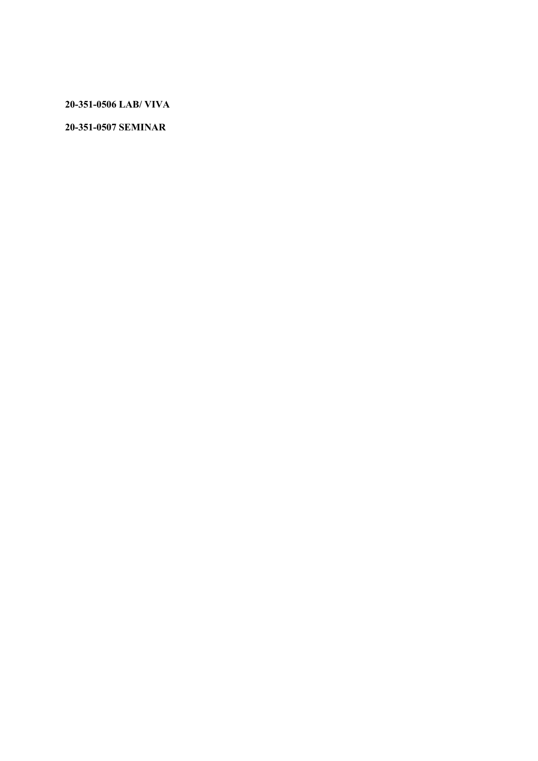**20-351-0506 LAB/ VIVA**

**20-351-0507 SEMINAR**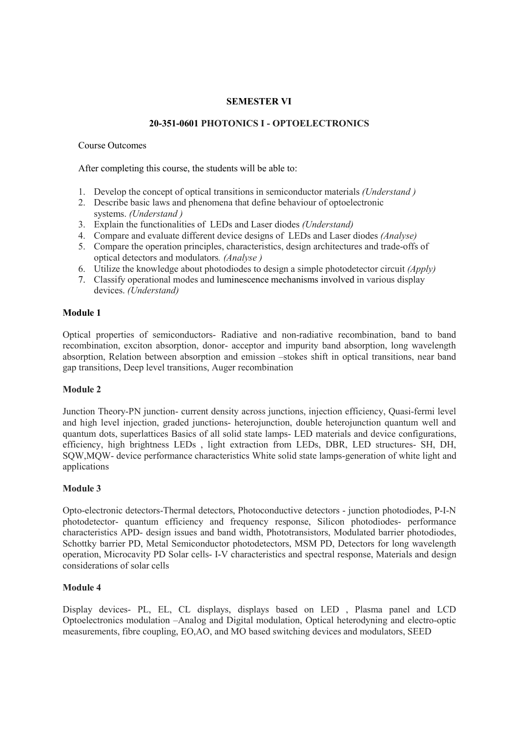**SEMESTER VI**

**20-351-0601 PHOTONICS I - OPTOELECTRONICS**

Course Outcomes

After completing this course, the students will be able to:

1. Develop the concept of optical transitions in semiconductor materials *(Understand )*
2. Describe basic laws and phenomena that define behaviour of optoelectronic systems. *(Understand )*
3. Explain the functionalities of LEDs and Laser diodes *(Understand)*
4. Compare and evaluate different device designs of LEDs and Laser diodes *(Analyse)*
5. Compare the operation principles, characteristics, design architectures and trade-offs of optical detectors and modulators. *(Analyse )*
6. Utilize the knowledge about photodiodes to design a simple photodetector circuit *(Apply)*
7. Classify operational modes and luminescence mechanisms involved in various display devices. *(Understand)*

**Module 1**

Optical properties of semiconductors- Radiative and non-radiative recombination, band to band recombination, exciton absorption, donor- acceptor and impurity band absorption, long wavelength absorption, Relation between absorption and emission –stokes shift in optical transitions, near band gap transitions, Deep level transitions, Auger recombination

**Module 2**

Junction Theory-PN junction- current density across junctions, injection efficiency, Quasi-fermi level and high level injection, graded junctions- heterojunction, double heterojunction quantum well and quantum dots, superlattices Basics of all solid state lamps- LED materials and device configurations, efficiency, high brightness LEDs , light extraction from LEDs, DBR, LED structures- SH, DH, SQW,MQW- device performance characteristics White solid state lamps-generation of white light and applications

**Module 3**

Opto-electronic detectors-Thermal detectors, Photoconductive detectors - junction photodiodes, P-I-N photodetector- quantum efficiency and frequency response, Silicon photodiodes- performance characteristics APD- design issues and band width, Phototransistors, Modulated barrier photodiodes, Schottky barrier PD, Metal Semiconductor photodetectors, MSM PD, Detectors for long wavelength operation, Microcavity PD Solar cells- I-V characteristics and spectral response, Materials and design considerations of solar cells

**Module 4**

Display devices- PL, EL, CL displays, displays based on LED , Plasma panel and LCD Optoelectronics modulation –Analog and Digital modulation, Optical heterodyning and electro-optic measurements, fibre coupling, EO,AO, and MO based switching devices and modulators, SEED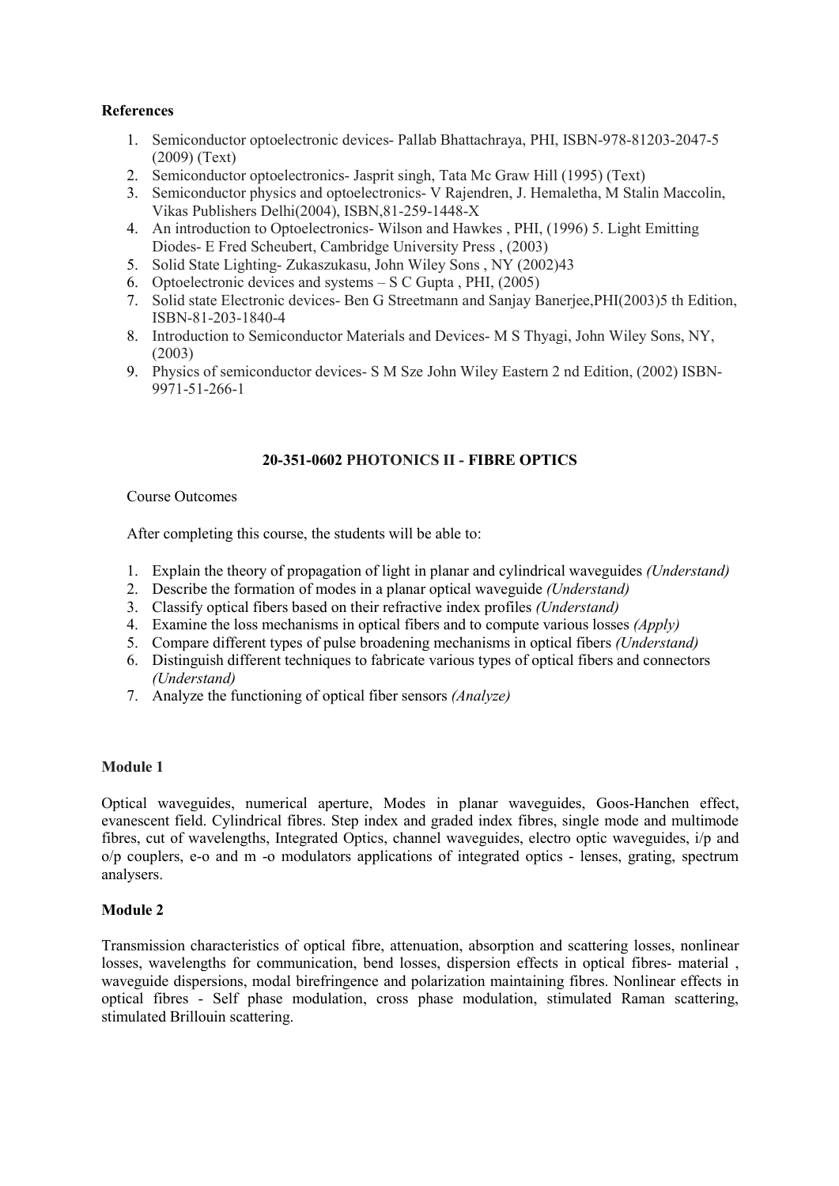**References**

1. Semiconductor optoelectronic devices- Pallab Bhattachraya, PHI, ISBN-978-81203-2047-5 (2009) (Text)
2. Semiconductor optoelectronics- Jasprit singh, Tata Mc Graw Hill (1995) (Text)
3. Semiconductor physics and optoelectronics- V Rajendren, J. Hemaletha, M Stalin Maccolin, Vikas Publishers Delhi(2004), ISBN,81-259-1448-X
4. An introduction to Optoelectronics- Wilson and Hawkes , PHI, (1996) 5. Light Emitting Diodes- E Fred Scheubert, Cambridge University Press , (2003)
5. Solid State Lighting- Zukaszukasu, John Wiley Sons , NY (2002)43
6. Optoelectronic devices and systems – S C Gupta , PHI, (2005)
7. Solid state Electronic devices- Ben G Streetmann and Sanjay Banerjee,PHI(2003)5 th Edition, ISBN-81-203-1840-4
8. Introduction to Semiconductor Materials and Devices- M S Thyagi, John Wiley Sons, NY, (2003)
9. Physics of semiconductor devices- S M Sze John Wiley Eastern 2 nd Edition, (2002) ISBN-9971-51-266-1

## 20-351-0602 PHOTONICS II - FIBRE OPTICS

Course Outcomes

After completing this course, the students will be able to:

1. Explain the theory of propagation of light in planar and cylindrical waveguides *(Understand)*
2. Describe the formation of modes in a planar optical waveguide *(Understand)*
3. Classify optical fibers based on their refractive index profiles *(Understand)*
4. Examine the loss mechanisms in optical fibers and to compute various losses *(Apply)*
5. Compare different types of pulse broadening mechanisms in optical fibers *(Understand)*
6. Distinguish different techniques to fabricate various types of optical fibers and connectors *(Understand)*
7. Analyze the functioning of optical fiber sensors *(Analyze)*

**Module 1**

Optical waveguides, numerical aperture, Modes in planar waveguides, Goos-Hanchen effect, evanescent field. Cylindrical fibres. Step index and graded index fibres, single mode and multimode fibres, cut of wavelengths, Integrated Optics, channel waveguides, electro optic waveguides, i/p and o/p couplers, e-o and m -o modulators applications of integrated optics - lenses, grating, spectrum analysers.

**Module 2**

Transmission characteristics of optical fibre, attenuation, absorption and scattering losses, nonlinear losses, wavelengths for communication, bend losses, dispersion effects in optical fibres- material , waveguide dispersions, modal birefringence and polarization maintaining fibres. Nonlinear effects in optical fibres - Self phase modulation, cross phase modulation, stimulated Raman scattering, stimulated Brillouin scattering.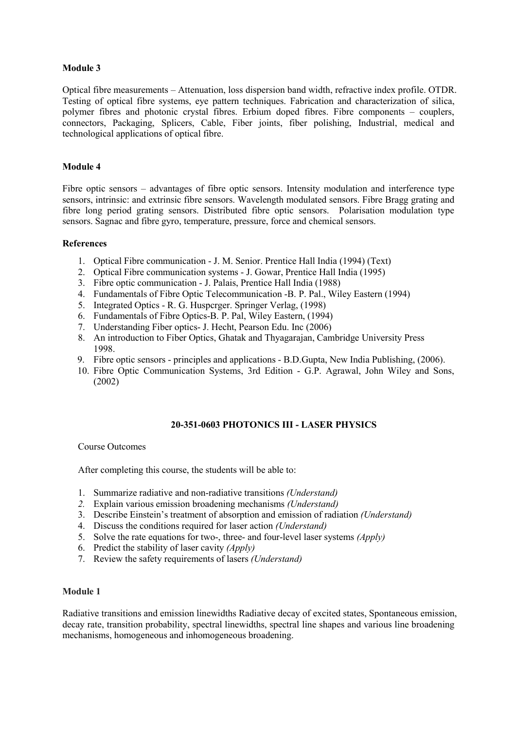**Module 3**

Optical fibre measurements – Attenuation, loss dispersion band width, refractive index profile. OTDR. Testing of optical fibre systems, eye pattern techniques. Fabrication and characterization of silica, polymer fibres and photonic crystal fibres. Erbium doped fibres. Fibre components – couplers, connectors, Packaging, Splicers, Cable, Fiber joints, fiber polishing, Industrial, medical and technological applications of optical fibre.

**Module 4**

Fibre optic sensors – advantages of fibre optic sensors. Intensity modulation and interference type sensors, intrinsic: and extrinsic fibre sensors. Wavelength modulated sensors. Fibre Bragg grating and fibre long period grating sensors. Distributed fibre optic sensors. Polarisation modulation type sensors. Sagnac and fibre gyro, temperature, pressure, force and chemical sensors.

**References**

1. Optical Fibre communication - J. M. Senior. Prentice Hall India (1994) (Text)
2. Optical Fibre communication systems - J. Gowar, Prentice Hall India (1995)
3. Fibre optic communication - J. Palais, Prentice Hall India (1988)
4. Fundamentals of Fibre Optic Telecommunication -B. P. Pal., Wiley Eastern (1994)
5. Integrated Optics - R. G. Huspcrger. Springer Verlag, (1998)
6. Fundamentals of Fibre Optics-B. P. Pal, Wiley Eastern, (1994)
7. Understanding Fiber optics- J. Hecht, Pearson Edu. Inc (2006)
8. An introduction to Fiber Optics, Ghatak and Thyagarajan, Cambridge University Press 1998.
9. Fibre optic sensors - principles and applications - B.D.Gupta, New India Publishing, (2006).
10. Fibre Optic Communication Systems, 3rd Edition - G.P. Agrawal, John Wiley and Sons, (2002)

**20-351-0603 PHOTONICS III - LASER PHYSICS**

Course Outcomes

After completing this course, the students will be able to:

1. Summarize radiative and non-radiative transitions *(Understand)*
2. Explain various emission broadening mechanisms *(Understand)*
3. Describe Einstein's treatment of absorption and emission of radiation *(Understand)*
4. Discuss the conditions required for laser action *(Understand)*
5. Solve the rate equations for two-, three- and four-level laser systems *(Apply)*
6. Predict the stability of laser cavity *(Apply)*
7. Review the safety requirements of lasers *(Understand)*

**Module 1**

Radiative transitions and emission linewidths Radiative decay of excited states, Spontaneous emission, decay rate, transition probability, spectral linewidths, spectral line shapes and various line broadening mechanisms, homogeneous and inhomogeneous broadening.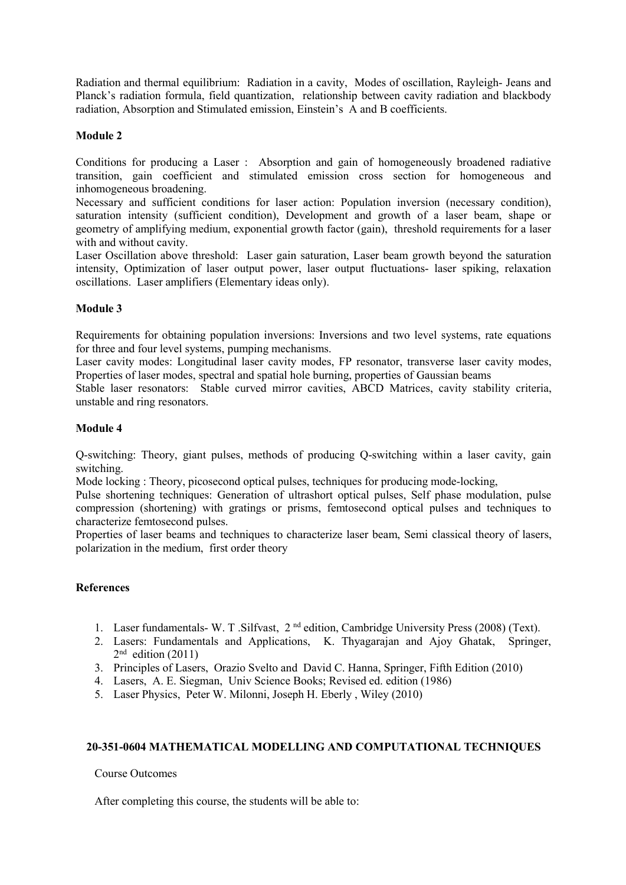Radiation and thermal equilibrium: Radiation in a cavity, Modes of oscillation, Rayleigh- Jeans and Planck's radiation formula, field quantization, relationship between cavity radiation and blackbody radiation, Absorption and Stimulated emission, Einstein's A and B coefficients.

**Module 2**

Conditions for producing a Laser : Absorption and gain of homogeneously broadened radiative transition, gain coefficient and stimulated emission cross section for homogeneous and inhomogeneous broadening.
Necessary and sufficient conditions for laser action: Population inversion (necessary condition), saturation intensity (sufficient condition), Development and growth of a laser beam, shape or geometry of amplifying medium, exponential growth factor (gain), threshold requirements for a laser with and without cavity.
Laser Oscillation above threshold: Laser gain saturation, Laser beam growth beyond the saturation intensity, Optimization of laser output power, laser output fluctuations- laser spiking, relaxation oscillations. Laser amplifiers (Elementary ideas only).

**Module 3**

Requirements for obtaining population inversions: Inversions and two level systems, rate equations for three and four level systems, pumping mechanisms.
Laser cavity modes: Longitudinal laser cavity modes, FP resonator, transverse laser cavity modes, Properties of laser modes, spectral and spatial hole burning, properties of Gaussian beams
Stable laser resonators: Stable curved mirror cavities, ABCD Matrices, cavity stability criteria, unstable and ring resonators.

**Module 4**

Q-switching: Theory, giant pulses, methods of producing Q-switching within a laser cavity, gain switching.
Mode locking : Theory, picosecond optical pulses, techniques for producing mode-locking,
Pulse shortening techniques: Generation of ultrashort optical pulses, Self phase modulation, pulse compression (shortening) with gratings or prisms, femtosecond optical pulses and techniques to characterize femtosecond pulses.
Properties of laser beams and techniques to characterize laser beam, Semi classical theory of lasers, polarization in the medium, first order theory

**References**

1. Laser fundamentals- W. T .Silfvast, 2nd edition, Cambridge University Press (2008) (Text).
2. Lasers: Fundamentals and Applications, K. Thyagarajan and Ajoy Ghatak, Springer, 2nd edition (2011)
3. Principles of Lasers, Orazio Svelto and David C. Hanna, Springer, Fifth Edition (2010)
4. Lasers, A. E. Siegman, Univ Science Books; Revised ed. edition (1986)
5. Laser Physics, Peter W. Milonni, Joseph H. Eberly , Wiley (2010)

**20-351-0604 MATHEMATICAL MODELLING AND COMPUTATIONAL TECHNIQUES**

Course Outcomes

After completing this course, the students will be able to: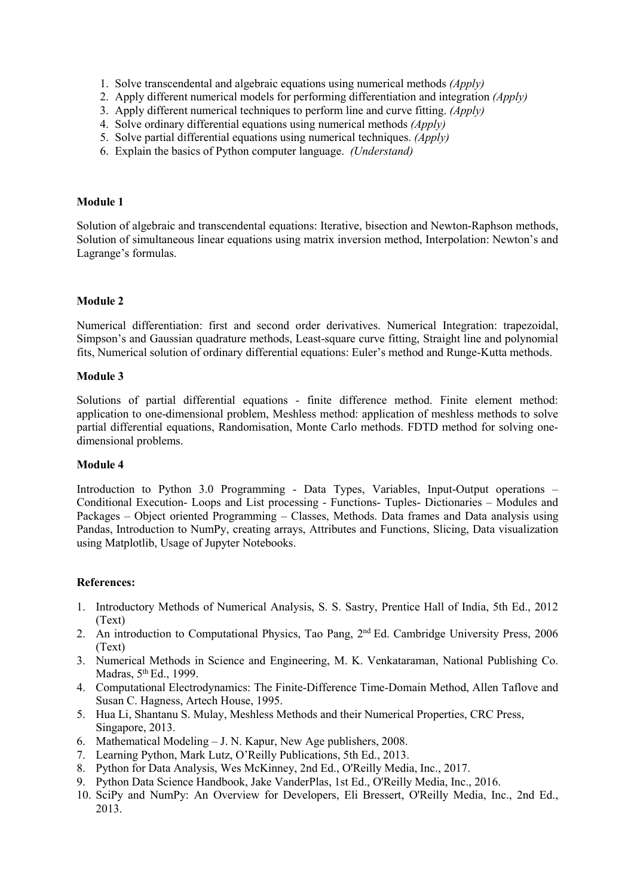1. Solve transcendental and algebraic equations using numerical methods *(Apply)*
2. Apply different numerical models for performing differentiation and integration *(Apply)*
3. Apply different numerical techniques to perform line and curve fitting. *(Apply)*
4. Solve ordinary differential equations using numerical methods *(Apply)*
5. Solve partial differential equations using numerical techniques. *(Apply)*
6. Explain the basics of Python computer language. *(Understand)*

**Module 1**

Solution of algebraic and transcendental equations: Iterative, bisection and Newton-Raphson methods, Solution of simultaneous linear equations using matrix inversion method, Interpolation: Newton's and Lagrange's formulas.

**Module 2**

Numerical differentiation: first and second order derivatives. Numerical Integration: trapezoidal, Simpson's and Gaussian quadrature methods, Least-square curve fitting, Straight line and polynomial fits, Numerical solution of ordinary differential equations: Euler's method and Runge-Kutta methods.

**Module 3**

Solutions of partial differential equations - finite difference method. Finite element method: application to one-dimensional problem, Meshless method: application of meshless methods to solve partial differential equations, Randomisation, Monte Carlo methods. FDTD method for solving one-dimensional problems.

**Module 4**

Introduction to Python 3.0 Programming - Data Types, Variables, Input-Output operations – Conditional Execution- Loops and List processing - Functions- Tuples- Dictionaries – Modules and Packages – Object oriented Programming – Classes, Methods. Data frames and Data analysis using Pandas, Introduction to NumPy, creating arrays, Attributes and Functions, Slicing, Data visualization using Matplotlib, Usage of Jupyter Notebooks.

**References:**

1. Introductory Methods of Numerical Analysis, S. S. Sastry, Prentice Hall of India, 5th Ed., 2012 (Text)
2. An introduction to Computational Physics, Tao Pang, 2nd Ed. Cambridge University Press, 2006 (Text)
3. Numerical Methods in Science and Engineering, M. K. Venkataraman, National Publishing Co. Madras, 5th Ed., 1999.
4. Computational Electrodynamics: The Finite-Difference Time-Domain Method, Allen Taflove and Susan C. Hagness, Artech House, 1995.
5. Hua Li, Shantanu S. Mulay, Meshless Methods and their Numerical Properties, CRC Press, Singapore, 2013.
6. Mathematical Modeling – J. N. Kapur, New Age publishers, 2008.
7. Learning Python, Mark Lutz, O'Reilly Publications, 5th Ed., 2013.
8. Python for Data Analysis, Wes McKinney, 2nd Ed., O'Reilly Media, Inc., 2017.
9. Python Data Science Handbook, Jake VanderPlas, 1st Ed., O'Reilly Media, Inc., 2016.
10. SciPy and NumPy: An Overview for Developers, Eli Bressert, O'Reilly Media, Inc., 2nd Ed., 2013.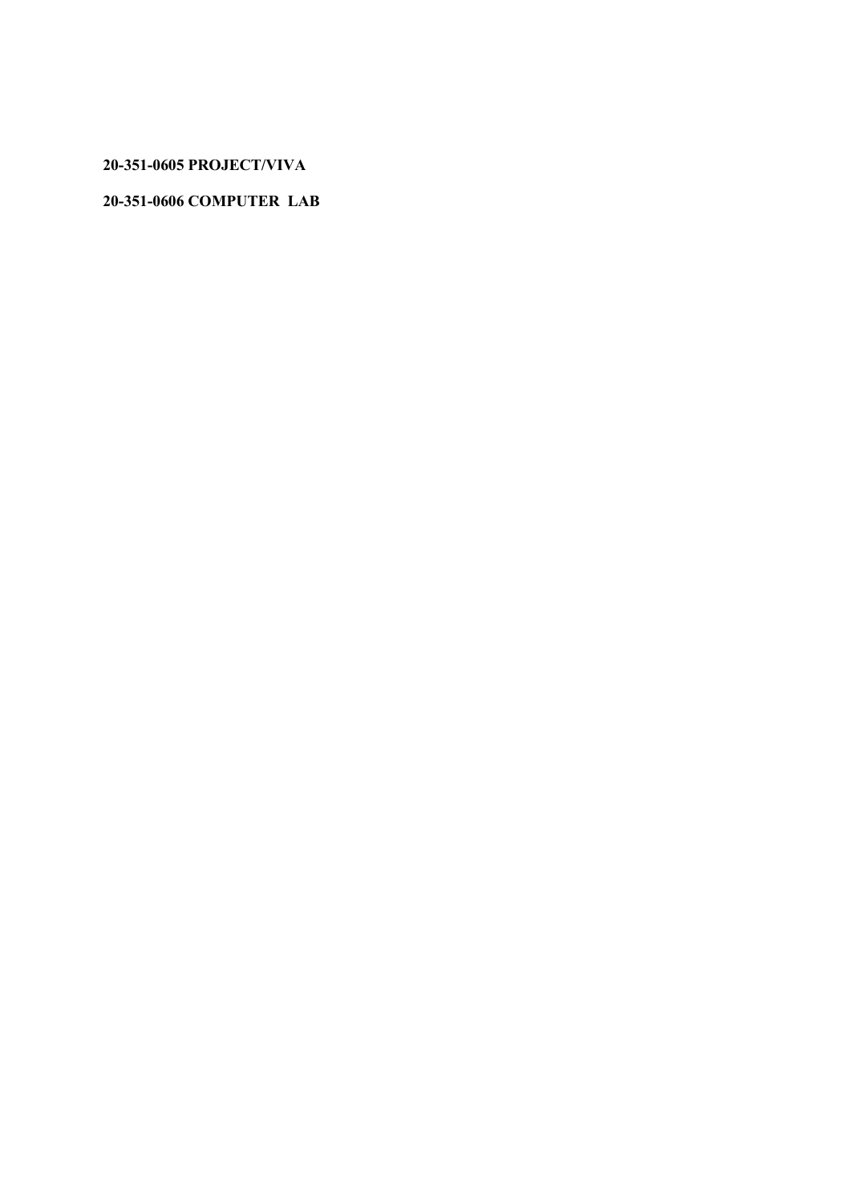**20-351-0605 PROJECT/VIVA**

**20-351-0606 COMPUTER LAB**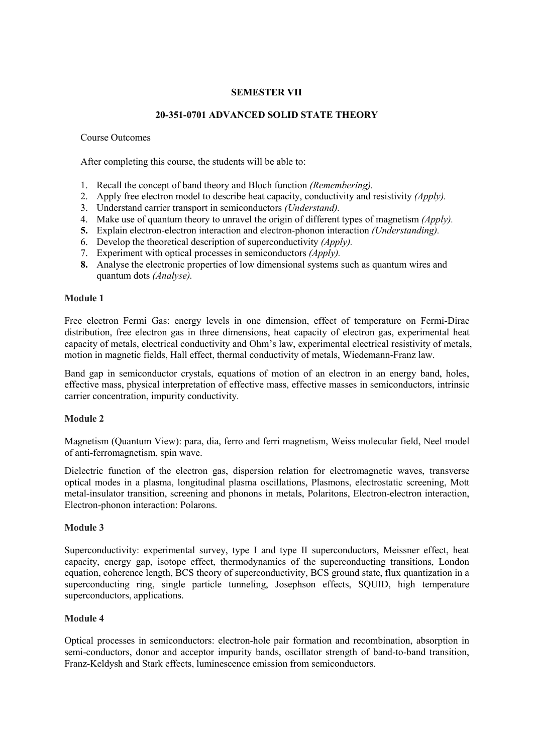**SEMESTER VII**

**20-351-0701 ADVANCED SOLID STATE THEORY**

Course Outcomes

After completing this course, the students will be able to:

1. Recall the concept of band theory and Bloch function *(Remembering).*
2. Apply free electron model to describe heat capacity, conductivity and resistivity *(Apply).*
3. Understand carrier transport in semiconductors *(Understand).*
4. Make use of quantum theory to unravel the origin of different types of magnetism *(Apply).*
5. Explain electron-electron interaction and electron-phonon interaction *(Understanding).*
6. Develop the theoretical description of superconductivity *(Apply).*
7. Experiment with optical processes in semiconductors *(Apply).*
8. Analyse the electronic properties of low dimensional systems such as quantum wires and quantum dots *(Analyse).*

**Module 1**

Free electron Fermi Gas: energy levels in one dimension, effect of temperature on Fermi-Dirac distribution, free electron gas in three dimensions, heat capacity of electron gas, experimental heat capacity of metals, electrical conductivity and Ohm's law, experimental electrical resistivity of metals, motion in magnetic fields, Hall effect, thermal conductivity of metals, Wiedemann-Franz law.

Band gap in semiconductor crystals, equations of motion of an electron in an energy band, holes, effective mass, physical interpretation of effective mass, effective masses in semiconductors, intrinsic carrier concentration, impurity conductivity.

**Module 2**

Magnetism (Quantum View): para, dia, ferro and ferri magnetism, Weiss molecular field, Neel model of anti-ferromagnetism, spin wave.

Dielectric function of the electron gas, dispersion relation for electromagnetic waves, transverse optical modes in a plasma, longitudinal plasma oscillations, Plasmons, electrostatic screening, Mott metal-insulator transition, screening and phonons in metals, Polaritons, Electron-electron interaction, Electron-phonon interaction: Polarons.

**Module 3**

Superconductivity: experimental survey, type I and type II superconductors, Meissner effect, heat capacity, energy gap, isotope effect, thermodynamics of the superconducting transitions, London equation, coherence length, BCS theory of superconductivity, BCS ground state, flux quantization in a superconducting ring, single particle tunneling, Josephson effects, SQUID, high temperature superconductors, applications.

**Module 4**

Optical processes in semiconductors: electron-hole pair formation and recombination, absorption in semi-conductors, donor and acceptor impurity bands, oscillator strength of band-to-band transition, Franz-Keldysh and Stark effects, luminescence emission from semiconductors.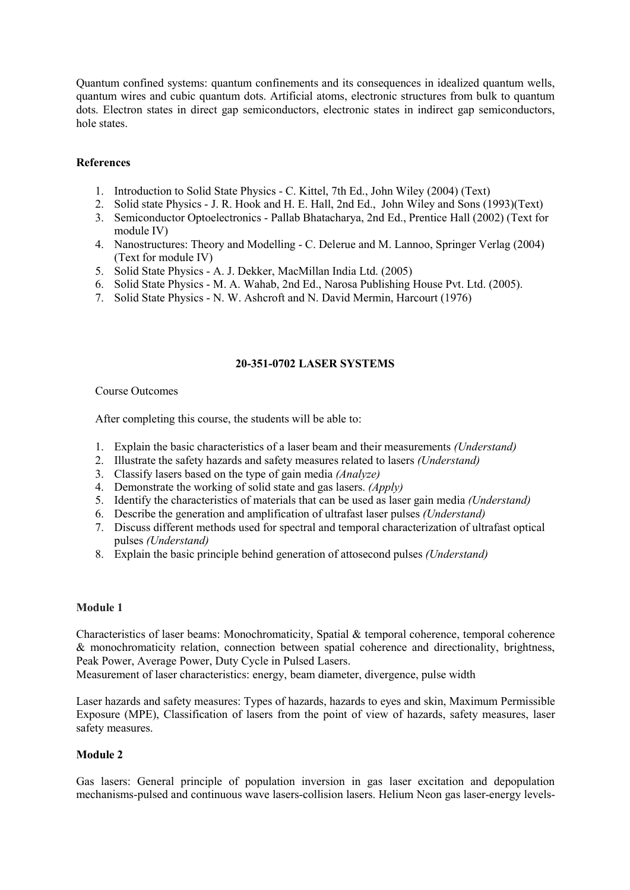Quantum confined systems: quantum confinements and its consequences in idealized quantum wells, quantum wires and cubic quantum dots. Artificial atoms, electronic structures from bulk to quantum dots. Electron states in direct gap semiconductors, electronic states in indirect gap semiconductors, hole states.

**References**

1. Introduction to Solid State Physics - C. Kittel, 7th Ed., John Wiley (2004) (Text)
2. Solid state Physics - J. R. Hook and H. E. Hall, 2nd Ed., John Wiley and Sons (1993)(Text)
3. Semiconductor Optoelectronics - Pallab Bhatacharya, 2nd Ed., Prentice Hall (2002) (Text for module IV)
4. Nanostructures: Theory and Modelling - C. Delerue and M. Lannoo, Springer Verlag (2004) (Text for module IV)
5. Solid State Physics - A. J. Dekker, MacMillan India Ltd. (2005)
6. Solid State Physics - M. A. Wahab, 2nd Ed., Narosa Publishing House Pvt. Ltd. (2005).
7. Solid State Physics - N. W. Ashcroft and N. David Mermin, Harcourt (1976)

## 20-351-0702 LASER SYSTEMS

Course Outcomes

After completing this course, the students will be able to:

1. Explain the basic characteristics of a laser beam and their measurements *(Understand)*
2. Illustrate the safety hazards and safety measures related to lasers *(Understand)*
3. Classify lasers based on the type of gain media *(Analyze)*
4. Demonstrate the working of solid state and gas lasers. *(Apply)*
5. Identify the characteristics of materials that can be used as laser gain media *(Understand)*
6. Describe the generation and amplification of ultrafast laser pulses *(Understand)*
7. Discuss different methods used for spectral and temporal characterization of ultrafast optical pulses *(Understand)*
8. Explain the basic principle behind generation of attosecond pulses *(Understand)*

**Module 1**

Characteristics of laser beams: Monochromaticity, Spatial & temporal coherence, temporal coherence & monochromaticity relation, connection between spatial coherence and directionality, brightness, Peak Power, Average Power, Duty Cycle in Pulsed Lasers.
Measurement of laser characteristics: energy, beam diameter, divergence, pulse width

Laser hazards and safety measures: Types of hazards, hazards to eyes and skin, Maximum Permissible Exposure (MPE), Classification of lasers from the point of view of hazards, safety measures, laser safety measures.

**Module 2**

Gas lasers: General principle of population inversion in gas laser excitation and depopulation mechanisms-pulsed and continuous wave lasers-collision lasers. Helium Neon gas laser-energy levels-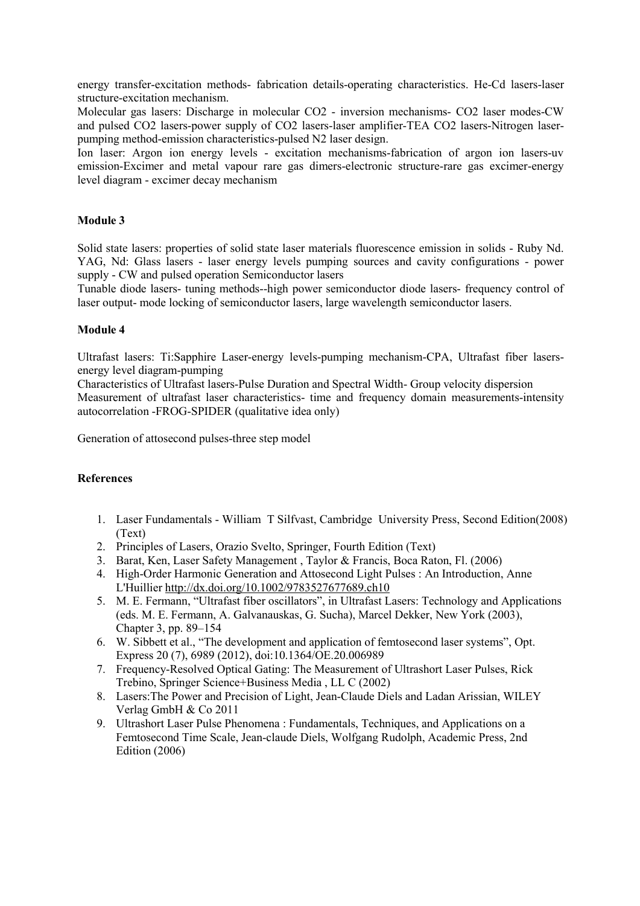energy transfer-excitation methods- fabrication details-operating characteristics. He-Cd lasers-laser structure-excitation mechanism.

Molecular gas lasers: Discharge in molecular $CO_2$ - inversion mechanisms- $CO_2$ laser modes-CW and pulsed $CO_2$ lasers-power supply of $CO_2$ lasers-laser amplifier-TEA $CO_2$ lasers-Nitrogen laser-pumping method-emission characteristics-pulsed $N_2$ laser design.

Ion laser: Argon ion energy levels - excitation mechanisms-fabrication of argon ion lasers-uv emission-Excimer and metal vapour rare gas dimers-electronic structure-rare gas excimer-energy level diagram - excimer decay mechanism

**Module 3**

Solid state lasers: properties of solid state laser materials fluorescence emission in solids - Ruby Nd. YAG, Nd: Glass lasers - laser energy levels pumping sources and cavity configurations - power supply - CW and pulsed operation Semiconductor lasers

Tunable diode lasers- tuning methods--high power semiconductor diode lasers- frequency control of laser output- mode locking of semiconductor lasers, large wavelength semiconductor lasers.

**Module 4**

Ultrafast lasers: Ti:Sapphire Laser-energy levels-pumping mechanism-CPA, Ultrafast fiber lasers-energy level diagram-pumping

Characteristics of Ultrafast lasers-Pulse Duration and Spectral Width- Group velocity dispersion

Measurement of ultrafast laser characteristics- time and frequency domain measurements-intensity autocorrelation -FROG-SPIDER (qualitative idea only)

Generation of attosecond pulses-three step model

**References**

1. Laser Fundamentals - William T Silfvast, Cambridge University Press, Second Edition(2008) (Text)
2. Principles of Lasers, Orazio Svelto, Springer, Fourth Edition (Text)
3. Barat, Ken, Laser Safety Management , Taylor & Francis, Boca Raton, Fl. (2006)
4. High-Order Harmonic Generation and Attosecond Light Pulses : An Introduction, Anne L'Huillier http://dx.doi.org/10.1002/9783527677689.ch10
5. M. E. Fermann, "Ultrafast fiber oscillators", in Ultrafast Lasers: Technology and Applications (eds. M. E. Fermann, A. Galvanauskas, G. Sucha), Marcel Dekker, New York (2003), Chapter 3, pp. 89–154
6. W. Sibbett et al., "The development and application of femtosecond laser systems", Opt. Express 20 (7), 6989 (2012), doi:10.1364/OE.20.006989
7. Frequency-Resolved Optical Gating: The Measurement of Ultrashort Laser Pulses, Rick Trebino, Springer Science+Business Media , LL C (2002)
8. Lasers:The Power and Precision of Light, Jean-Claude Diels and Ladan Arissian, WILEY Verlag GmbH & Co 2011
9. Ultrashort Laser Pulse Phenomena : Fundamentals, Techniques, and Applications on a Femtosecond Time Scale, Jean-claude Diels, Wolfgang Rudolph, Academic Press, 2nd Edition (2006)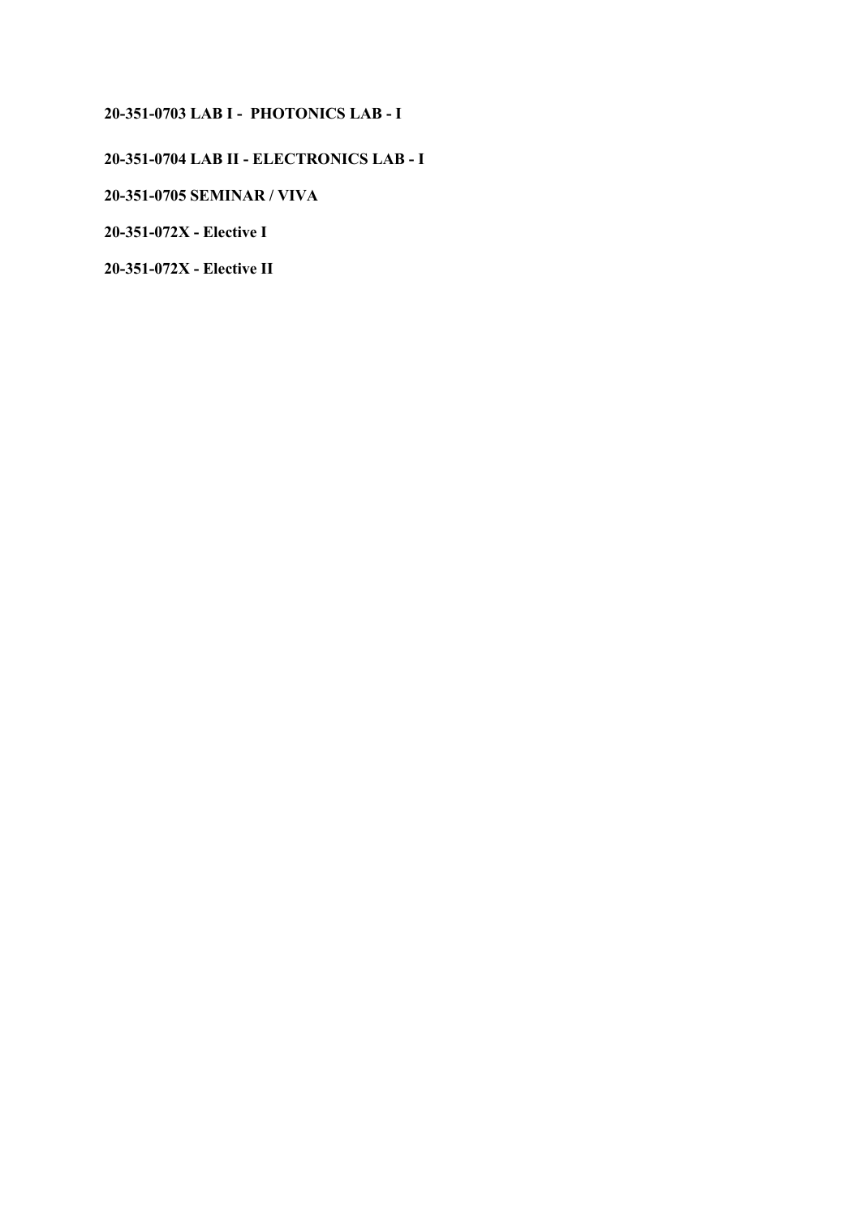**20-351-0703 LAB I - PHOTONICS LAB - I**

**20-351-0704 LAB II - ELECTRONICS LAB - I**

**20-351-0705 SEMINAR / VIVA**

**20-351-072X - Elective I**

**20-351-072X - Elective II**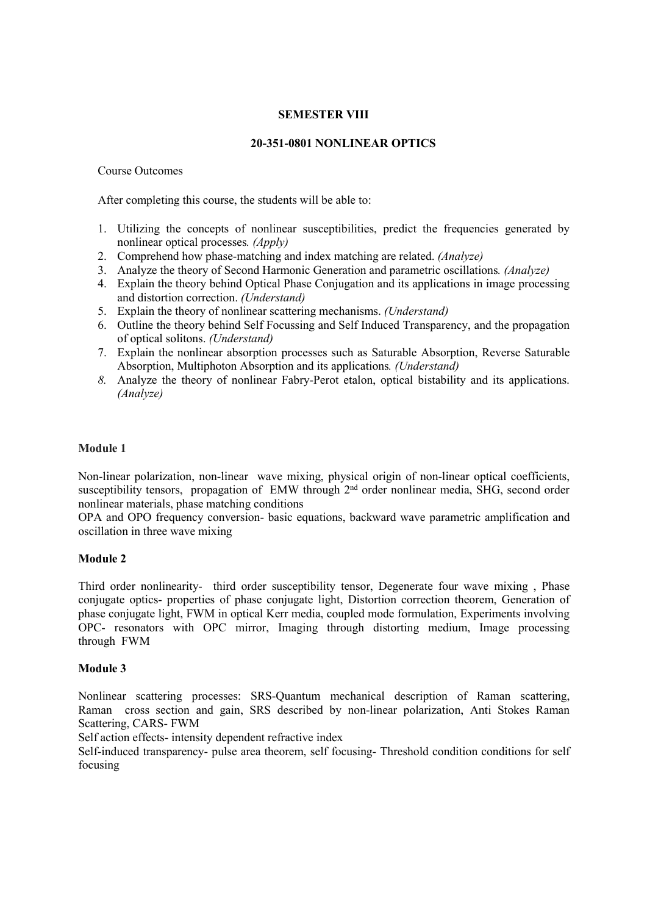**SEMESTER VIII**

**20-351-0801 NONLINEAR OPTICS**

Course Outcomes

After completing this course, the students will be able to:

1. Utilizing the concepts of nonlinear susceptibilities, predict the frequencies generated by nonlinear optical processes*. (Apply)*
2. Comprehend how phase-matching and index matching are related. *(Analyze)*
3. Analyze the theory of Second Harmonic Generation and parametric oscillations*. (Analyze)*
4. Explain the theory behind Optical Phase Conjugation and its applications in image processing and distortion correction. *(Understand)*
5. Explain the theory of nonlinear scattering mechanisms. *(Understand)*
6. Outline the theory behind Self Focussing and Self Induced Transparency, and the propagation of optical solitons. *(Understand)*
7. Explain the nonlinear absorption processes such as Saturable Absorption, Reverse Saturable Absorption, Multiphoton Absorption and its applications*. (Understand)*
8. Analyze the theory of nonlinear Fabry-Perot etalon, optical bistability and its applications. *(Analyze)*

**Module 1**

Non-linear polarization, non-linear wave mixing, physical origin of non-linear optical coefficients, susceptibility tensors, propagation of EMW through $2^{nd}$ order nonlinear media, SHG, second order nonlinear materials, phase matching conditions

OPA and OPO frequency conversion- basic equations, backward wave parametric amplification and oscillation in three wave mixing

**Module 2**

Third order nonlinearity- third order susceptibility tensor, Degenerate four wave mixing , Phase conjugate optics- properties of phase conjugate light, Distortion correction theorem, Generation of phase conjugate light, FWM in optical Kerr media, coupled mode formulation, Experiments involving OPC- resonators with OPC mirror, Imaging through distorting medium, Image processing through FWM

**Module 3**

Nonlinear scattering processes: SRS-Quantum mechanical description of Raman scattering, Raman cross section and gain, SRS described by non-linear polarization, Anti Stokes Raman Scattering, CARS- FWM

Self action effects- intensity dependent refractive index

Self-induced transparency- pulse area theorem, self focusing- Threshold condition conditions for self focusing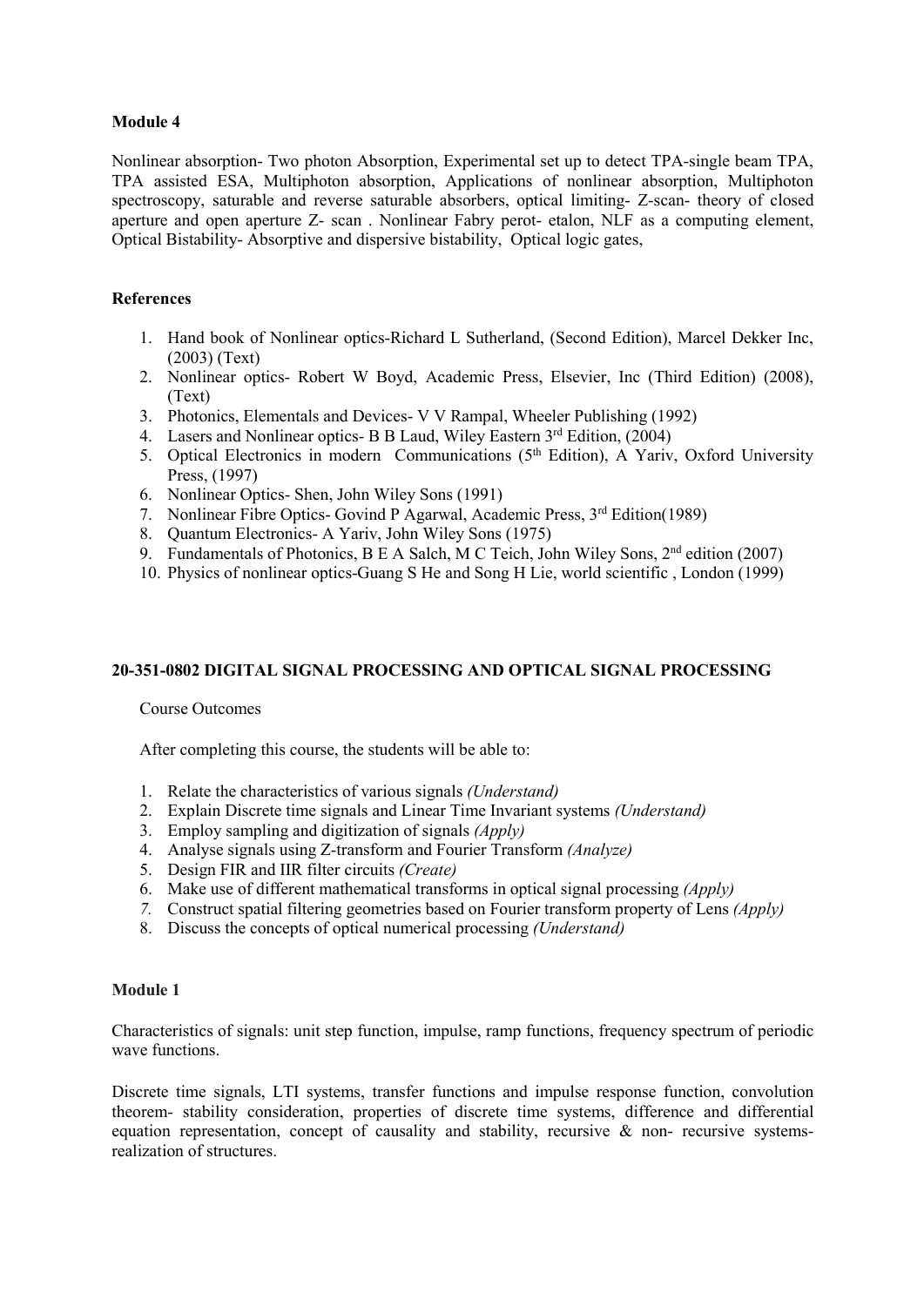**Module 4**

Nonlinear absorption- Two photon Absorption, Experimental set up to detect TPA-single beam TPA, TPA assisted ESA, Multiphoton absorption, Applications of nonlinear absorption, Multiphoton spectroscopy, saturable and reverse saturable absorbers, optical limiting- Z-scan- theory of closed aperture and open aperture Z- scan . Nonlinear Fabry perot- etalon, NLF as a computing element, Optical Bistability- Absorptive and dispersive bistability, Optical logic gates,

**References**

1. Hand book of Nonlinear optics-Richard L Sutherland, (Second Edition), Marcel Dekker Inc, (2003) (Text)
2. Nonlinear optics- Robert W Boyd, Academic Press, Elsevier, Inc (Third Edition) (2008), (Text)
3. Photonics, Elementals and Devices- V V Rampal, Wheeler Publishing (1992)
4. Lasers and Nonlinear optics- B B Laud, Wiley Eastern 3rd Edition, (2004)
5. Optical Electronics in modern Communications (5th Edition), A Yariv, Oxford University Press, (1997)
6. Nonlinear Optics- Shen, John Wiley Sons (1991)
7. Nonlinear Fibre Optics- Govind P Agarwal, Academic Press, 3rd Edition(1989)
8. Quantum Electronics- A Yariv, John Wiley Sons (1975)
9. Fundamentals of Photonics, B E A Salch, M C Teich, John Wiley Sons, 2nd edition (2007)
10. Physics of nonlinear optics-Guang S He and Song H Lie, world scientific , London (1999)

**20-351-0802 DIGITAL SIGNAL PROCESSING AND OPTICAL SIGNAL PROCESSING**

Course Outcomes

After completing this course, the students will be able to:

1. Relate the characteristics of various signals *(Understand)*
2. Explain Discrete time signals and Linear Time Invariant systems *(Understand)*
3. Employ sampling and digitization of signals *(Apply)*
4. Analyse signals using Z-transform and Fourier Transform *(Analyze)*
5. Design FIR and IIR filter circuits *(Create)*
6. Make use of different mathematical transforms in optical signal processing *(Apply)*
7. Construct spatial filtering geometries based on Fourier transform property of Lens *(Apply)*
8. Discuss the concepts of optical numerical processing *(Understand)*

**Module 1**

Characteristics of signals: unit step function, impulse, ramp functions, frequency spectrum of periodic wave functions.

Discrete time signals, LTI systems, transfer functions and impulse response function, convolution theorem- stability consideration, properties of discrete time systems, difference and differential equation representation, concept of causality and stability, recursive & non- recursive systems- realization of structures.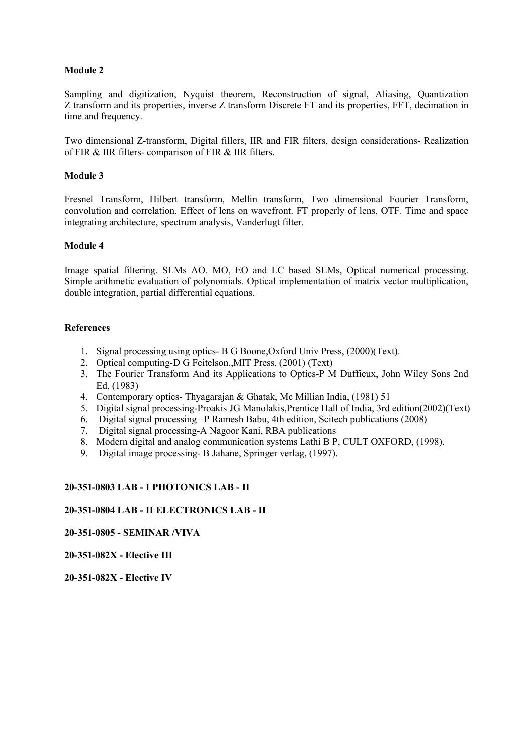**Module 2**

Sampling and digitization, Nyquist theorem, Reconstruction of signal, Aliasing, Quantization Z transform and its properties, inverse Z transform Discrete FT and its properties, FFT, decimation in time and frequency.

Two dimensional Z-transform, Digital fillers, IIR and FIR filters, design considerations- Realization of FIR & IIR filters- comparison of FIR & IIR filters.

**Module 3**

Fresnel Transform, Hilbert transform, Mellin transform, Two dimensional Fourier Transform, convolution and correlation. Effect of lens on wavefront. FT properly of lens, OTF. Time and space integrating architecture, spectrum analysis, Vanderlugt filter.

**Module 4**

Image spatial filtering. SLMs AO. MO, EO and LC based SLMs, Optical numerical processing. Simple arithmetic evaluation of polynomials. Optical implementation of matrix vector multiplication, double integration, partial differential equations.

**References**

1. Signal processing using optics- B G Boone,Oxford Univ Press, (2000)(Text).
2. Optical computing-D G Feitelson.,MIT Press, (2001) (Text)
3. The Fourier Transform And its Applications to Optics-P M Duffieux, John Wiley Sons 2nd Ed, (1983)
4. Contemporary optics- Thyagarajan & Ghatak, Mc Millian India, (1981) 51
5. Digital signal processing-Proakis JG Manolakis,Prentice Hall of India, 3rd edition(2002)(Text)
6. Digital signal processing –P Ramesh Babu, 4th edition, Scitech publications (2008)
7. Digital signal processing-A Nagoor Kani, RBA publications
8. Modern digital and analog communication systems Lathi B P, CULT OXFORD, (1998).
9. Digital image processing- B Jahane, Springer verlag, (1997).

**20-351-0803 LAB - I PHOTONICS LAB - II**

**20-351-0804 LAB - II ELECTRONICS LAB - II**

**20-351-0805 - SEMINAR /VIVA**

**20-351-082X - Elective III**

**20-351-082X - Elective IV**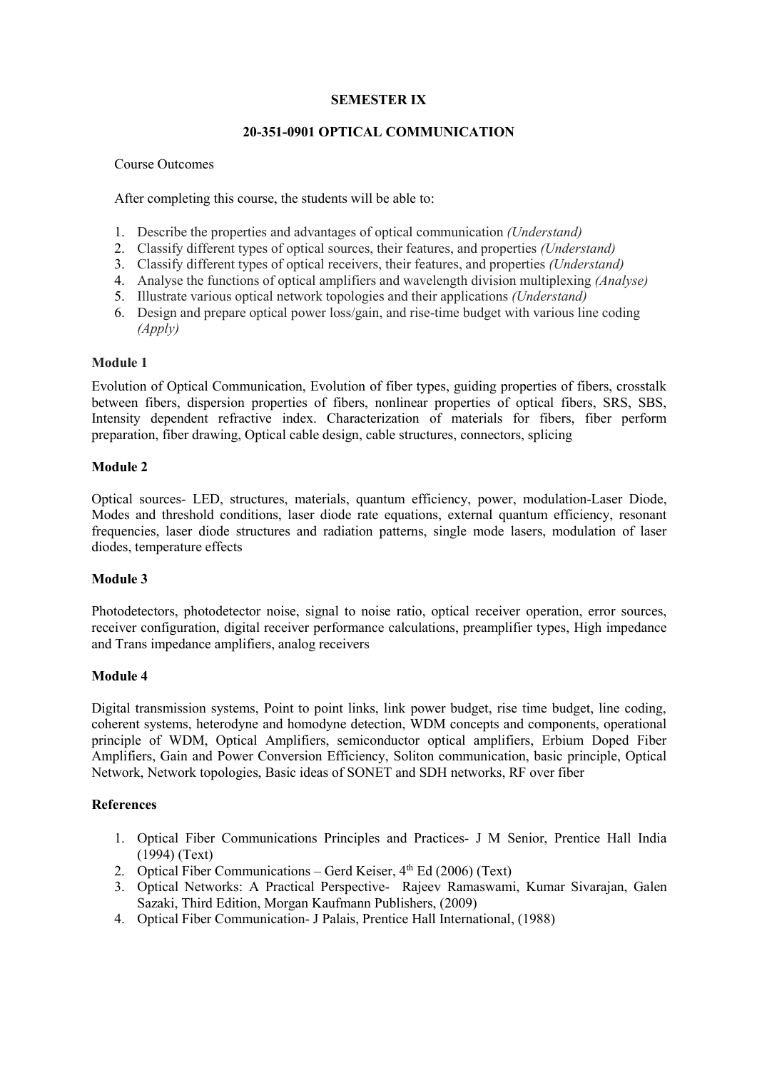**SEMESTER IX**

**20-351-0901 OPTICAL COMMUNICATION**

Course Outcomes

After completing this course, the students will be able to:

1. Describe the properties and advantages of optical communication *(Understand)*
2. Classify different types of optical sources, their features, and properties *(Understand)*
3. Classify different types of optical receivers, their features, and properties *(Understand)*
4. Analyse the functions of optical amplifiers and wavelength division multiplexing *(Analyse)*
5. Illustrate various optical network topologies and their applications *(Understand)*
6. Design and prepare optical power loss/gain, and rise-time budget with various line coding *(Apply)*

**Module 1**

Evolution of Optical Communication, Evolution of fiber types, guiding properties of fibers, crosstalk between fibers, dispersion properties of fibers, nonlinear properties of optical fibers, SRS, SBS, Intensity dependent refractive index. Characterization of materials for fibers, fiber perform preparation, fiber drawing, Optical cable design, cable structures, connectors, splicing

**Module 2**

Optical sources- LED, structures, materials, quantum efficiency, power, modulation-Laser Diode, Modes and threshold conditions, laser diode rate equations, external quantum efficiency, resonant frequencies, laser diode structures and radiation patterns, single mode lasers, modulation of laser diodes, temperature effects

**Module 3**

Photodetectors, photodetector noise, signal to noise ratio, optical receiver operation, error sources, receiver configuration, digital receiver performance calculations, preamplifier types, High impedance and Trans impedance amplifiers, analog receivers

**Module 4**

Digital transmission systems, Point to point links, link power budget, rise time budget, line coding, coherent systems, heterodyne and homodyne detection, WDM concepts and components, operational principle of WDM, Optical Amplifiers, semiconductor optical amplifiers, Erbium Doped Fiber Amplifiers, Gain and Power Conversion Efficiency, Soliton communication, basic principle, Optical Network, Network topologies, Basic ideas of SONET and SDH networks, RF over fiber

**References**

1. Optical Fiber Communications Principles and Practices- J M Senior, Prentice Hall India (1994) (Text)
2. Optical Fiber Communications – Gerd Keiser, 4th Ed (2006) (Text)
3. Optical Networks: A Practical Perspective- Rajeev Ramaswami, Kumar Sivarajan, Galen Sazaki, Third Edition, Morgan Kaufmann Publishers, (2009)
4. Optical Fiber Communication- J Palais, Prentice Hall International, (1988)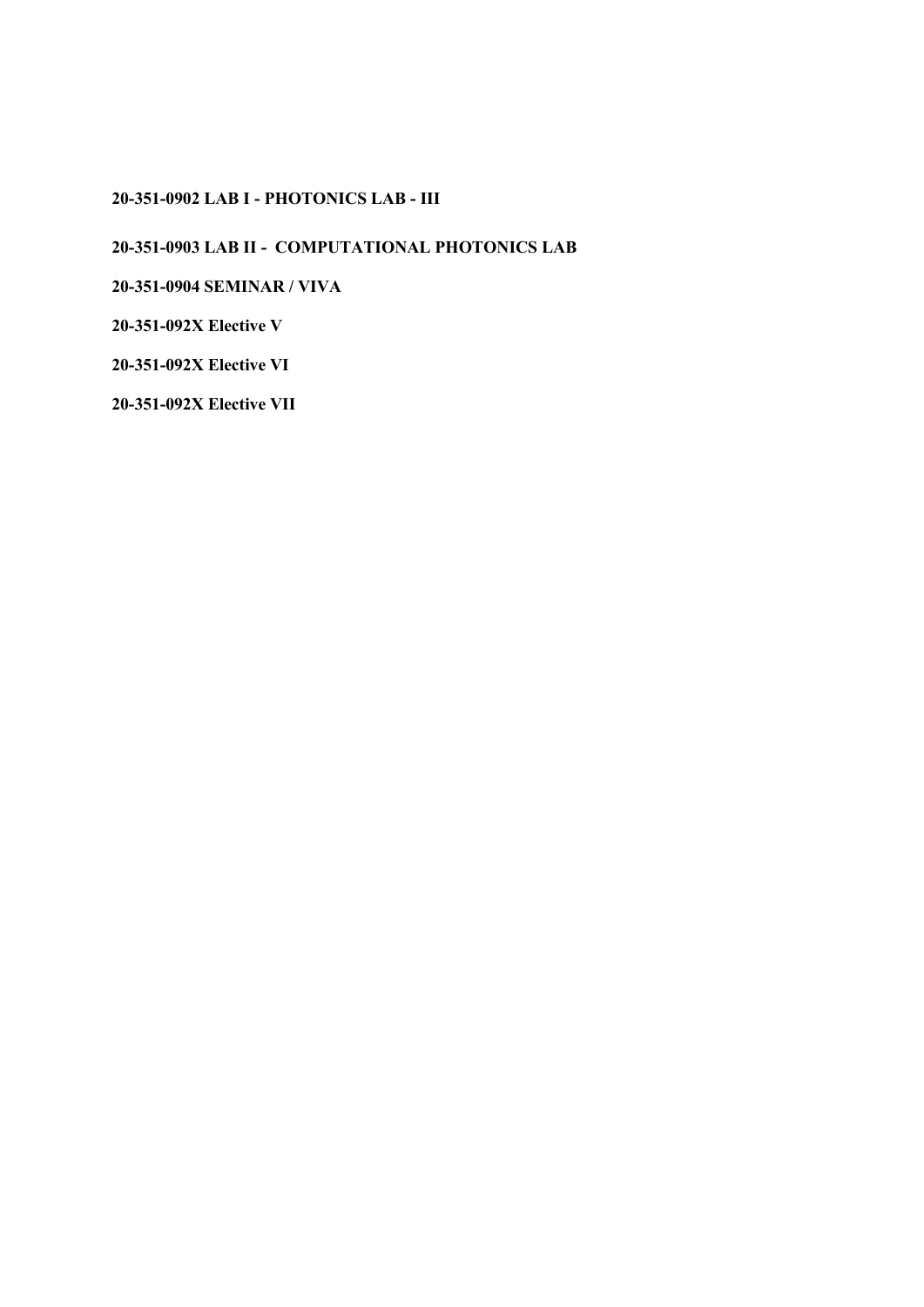**20-351-0902 LAB I - PHOTONICS LAB - III**

**20-351-0903 LAB II - COMPUTATIONAL PHOTONICS LAB**

**20-351-0904 SEMINAR / VIVA**

**20-351-092X Elective V**

**20-351-092X Elective VI**

**20-351-092X Elective VII**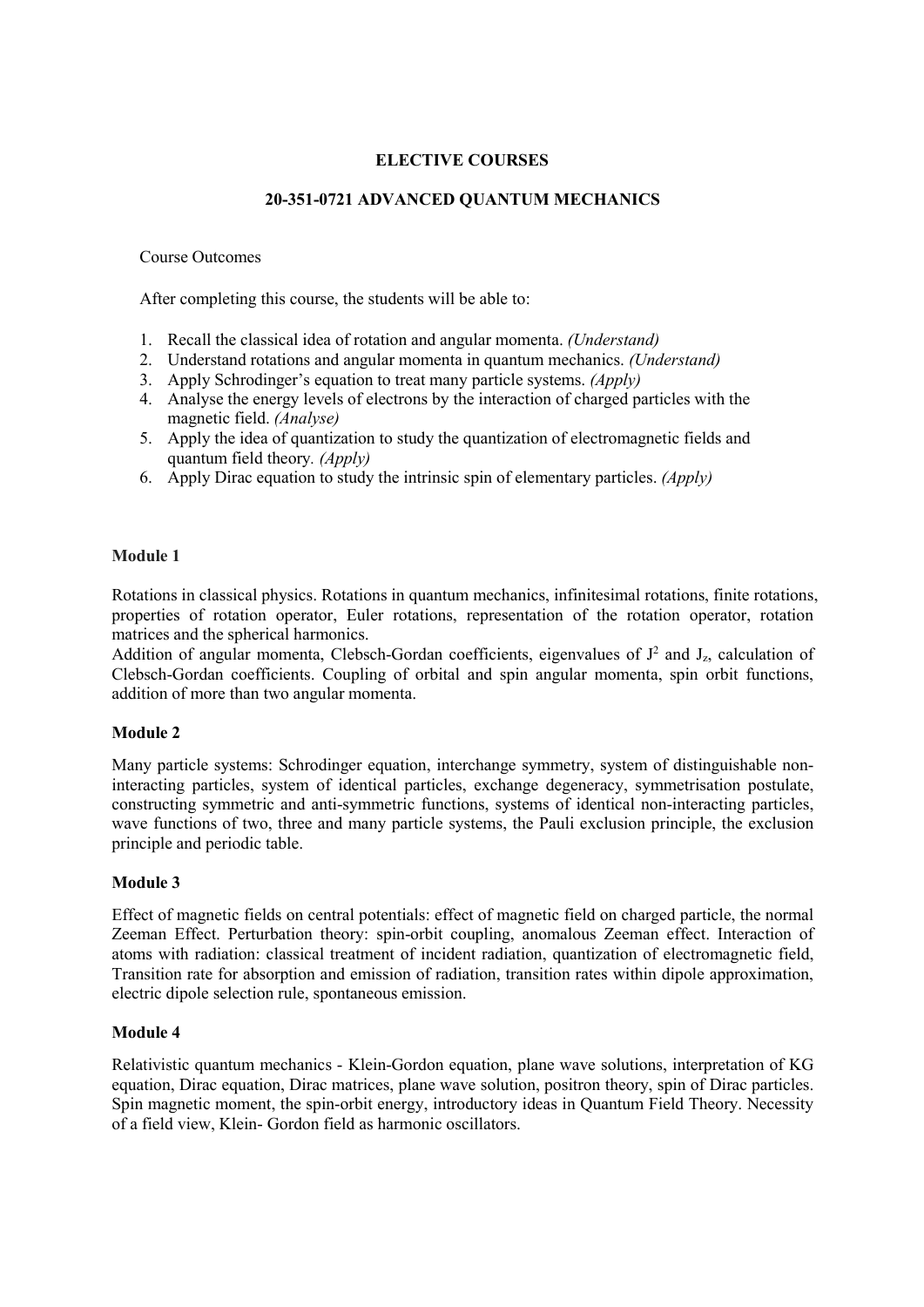**ELECTIVE COURSES**

**20-351-0721 ADVANCED QUANTUM MECHANICS**

Course Outcomes

After completing this course, the students will be able to:

1. Recall the classical idea of rotation and angular momenta. *(Understand)*
2. Understand rotations and angular momenta in quantum mechanics. *(Understand)*
3. Apply Schrodinger's equation to treat many particle systems. *(Apply)*
4. Analyse the energy levels of electrons by the interaction of charged particles with the magnetic field. *(Analyse)*
5. Apply the idea of quantization to study the quantization of electromagnetic fields and quantum field theory. *(Apply)*
6. Apply Dirac equation to study the intrinsic spin of elementary particles. *(Apply)*

**Module 1**

Rotations in classical physics. Rotations in quantum mechanics, infinitesimal rotations, finite rotations, properties of rotation operator, Euler rotations, representation of the rotation operator, rotation matrices and the spherical harmonics.
Addition of angular momenta, Clebsch-Gordan coefficients, eigenvalues of $J^2$ and $J_z$, calculation of Clebsch-Gordan coefficients. Coupling of orbital and spin angular momenta, spin orbit functions, addition of more than two angular momenta.

**Module 2**

Many particle systems: Schrodinger equation, interchange symmetry, system of distinguishable non-interacting particles, system of identical particles, exchange degeneracy, symmetrisation postulate, constructing symmetric and anti-symmetric functions, systems of identical non-interacting particles, wave functions of two, three and many particle systems, the Pauli exclusion principle, the exclusion principle and periodic table.

**Module 3**

Effect of magnetic fields on central potentials: effect of magnetic field on charged particle, the normal Zeeman Effect. Perturbation theory: spin-orbit coupling, anomalous Zeeman effect. Interaction of atoms with radiation: classical treatment of incident radiation, quantization of electromagnetic field, Transition rate for absorption and emission of radiation, transition rates within dipole approximation, electric dipole selection rule, spontaneous emission.

**Module 4**

Relativistic quantum mechanics - Klein-Gordon equation, plane wave solutions, interpretation of KG equation, Dirac equation, Dirac matrices, plane wave solution, positron theory, spin of Dirac particles. Spin magnetic moment, the spin-orbit energy, introductory ideas in Quantum Field Theory. Necessity of a field view, Klein- Gordon field as harmonic oscillators.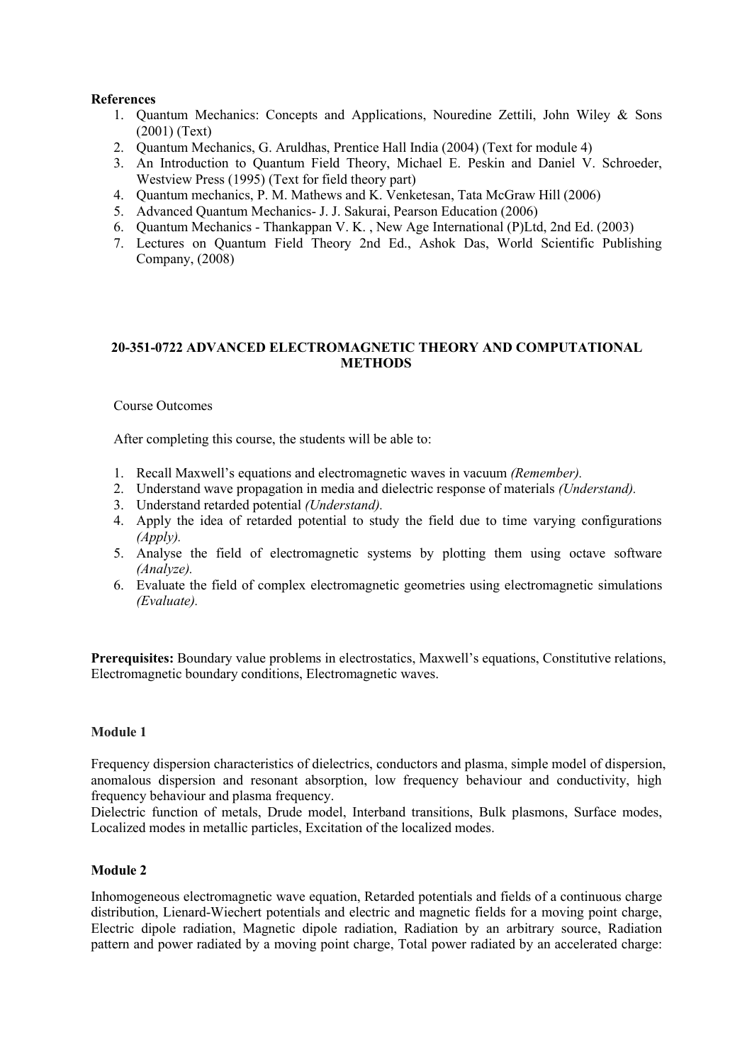**References**

1. Quantum Mechanics: Concepts and Applications, Nouredine Zettili, John Wiley & Sons (2001) (Text)
2. Quantum Mechanics, G. Aruldhas, Prentice Hall India (2004) (Text for module 4)
3. An Introduction to Quantum Field Theory, Michael E. Peskin and Daniel V. Schroeder, Westview Press (1995) (Text for field theory part)
4. Quantum mechanics, P. M. Mathews and K. Venketesan, Tata McGraw Hill (2006)
5. Advanced Quantum Mechanics- J. J. Sakurai, Pearson Education (2006)
6. Quantum Mechanics - Thankappan V. K. , New Age International (P)Ltd, 2nd Ed. (2003)
7. Lectures on Quantum Field Theory 2nd Ed., Ashok Das, World Scientific Publishing Company, (2008)

## 20-351-0722 ADVANCED ELECTROMAGNETIC THEORY AND COMPUTATIONAL METHODS

Course Outcomes

After completing this course, the students will be able to:

1. Recall Maxwell's equations and electromagnetic waves in vacuum *(Remember).*
2. Understand wave propagation in media and dielectric response of materials *(Understand).*
3. Understand retarded potential *(Understand).*
4. Apply the idea of retarded potential to study the field due to time varying configurations *(Apply).*
5. Analyse the field of electromagnetic systems by plotting them using octave software *(Analyze).*
6. Evaluate the field of complex electromagnetic geometries using electromagnetic simulations *(Evaluate).*

**Prerequisites:** Boundary value problems in electrostatics, Maxwell's equations, Constitutive relations, Electromagnetic boundary conditions, Electromagnetic waves.

**Module 1**

Frequency dispersion characteristics of dielectrics, conductors and plasma, simple model of dispersion, anomalous dispersion and resonant absorption, low frequency behaviour and conductivity, high frequency behaviour and plasma frequency.
Dielectric function of metals, Drude model, Interband transitions, Bulk plasmons, Surface modes, Localized modes in metallic particles, Excitation of the localized modes.

**Module 2**

Inhomogeneous electromagnetic wave equation, Retarded potentials and fields of a continuous charge distribution, Lienard-Wiechert potentials and electric and magnetic fields for a moving point charge, Electric dipole radiation, Magnetic dipole radiation, Radiation by an arbitrary source, Radiation pattern and power radiated by a moving point charge, Total power radiated by an accelerated charge: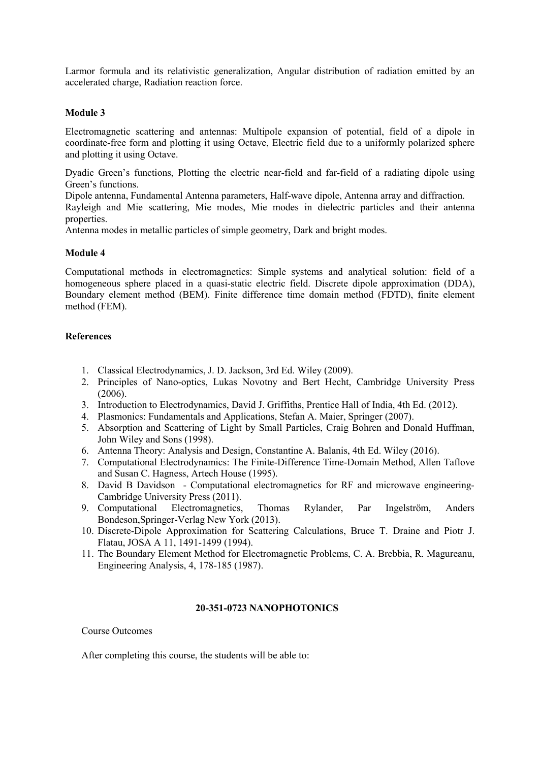Larmor formula and its relativistic generalization, Angular distribution of radiation emitted by an accelerated charge, Radiation reaction force.

**Module 3**

Electromagnetic scattering and antennas: Multipole expansion of potential, field of a dipole in coordinate-free form and plotting it using Octave, Electric field due to a uniformly polarized sphere and plotting it using Octave.

Dyadic Green's functions, Plotting the electric near-field and far-field of a radiating dipole using Green's functions.

Dipole antenna, Fundamental Antenna parameters, Half-wave dipole, Antenna array and diffraction.

Rayleigh and Mie scattering, Mie modes, Mie modes in dielectric particles and their antenna properties.

Antenna modes in metallic particles of simple geometry, Dark and bright modes.

**Module 4**

Computational methods in electromagnetics: Simple systems and analytical solution: field of a homogeneous sphere placed in a quasi-static electric field. Discrete dipole approximation (DDA), Boundary element method (BEM). Finite difference time domain method (FDTD), finite element method (FEM).

**References**

1. Classical Electrodynamics, J. D. Jackson, 3rd Ed. Wiley (2009).
2. Principles of Nano-optics, Lukas Novotny and Bert Hecht, Cambridge University Press (2006).
3. Introduction to Electrodynamics, David J. Griffiths, Prentice Hall of India, 4th Ed. (2012).
4. Plasmonics: Fundamentals and Applications, Stefan A. Maier, Springer (2007).
5. Absorption and Scattering of Light by Small Particles, Craig Bohren and Donald Huffman, John Wiley and Sons (1998).
6. Antenna Theory: Analysis and Design, Constantine A. Balanis, 4th Ed. Wiley (2016).
7. Computational Electrodynamics: The Finite-Difference Time-Domain Method, Allen Taflove and Susan C. Hagness, Artech House (1995).
8. David B Davidson - Computational electromagnetics for RF and microwave engineering- Cambridge University Press (2011).
9. Computational Electromagnetics, Thomas Rylander, Par Ingelström, Anders Bondeson,Springer-Verlag New York (2013).
10. Discrete-Dipole Approximation for Scattering Calculations, Bruce T. Draine and Piotr J. Flatau, JOSA A 11, 1491-1499 (1994).
11. The Boundary Element Method for Electromagnetic Problems, C. A. Brebbia, R. Magureanu, Engineering Analysis, 4, 178-185 (1987).

**20-351-0723 NANOPHOTONICS**

Course Outcomes

After completing this course, the students will be able to: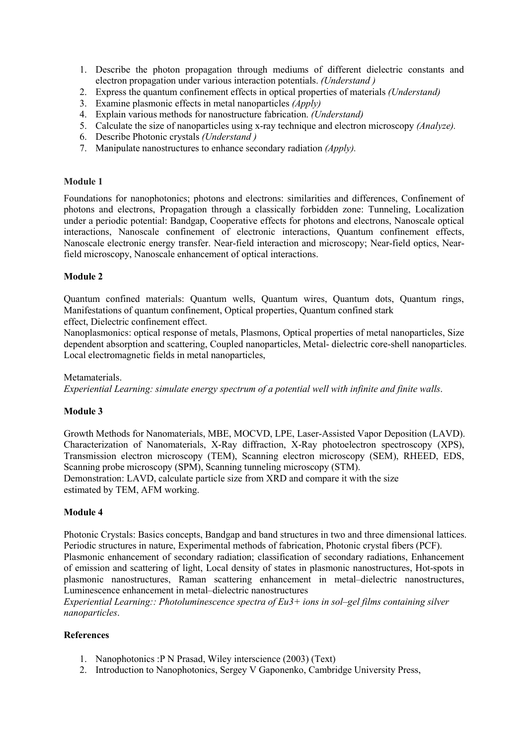1. Describe the photon propagation through mediums of different dielectric constants and electron propagation under various interaction potentials. *(Understand )*
2. Express the quantum confinement effects in optical properties of materials *(Understand)*
3. Examine plasmonic effects in metal nanoparticles *(Apply)*
4. Explain various methods for nanostructure fabrication. *(Understand)*
5. Calculate the size of nanoparticles using x-ray technique and electron microscopy *(Analyze).*
6. Describe Photonic crystals *(Understand )*
7. Manipulate nanostructures to enhance secondary radiation *(Apply).*

**Module 1**

Foundations for nanophotonics; photons and electrons: similarities and differences, Confinement of photons and electrons, Propagation through a classically forbidden zone: Tunneling, Localization under a periodic potential: Bandgap, Cooperative effects for photons and electrons, Nanoscale optical interactions, Nanoscale confinement of electronic interactions, Quantum confinement effects, Nanoscale electronic energy transfer. Near-field interaction and microscopy; Near-field optics, Near-field microscopy, Nanoscale enhancement of optical interactions.

**Module 2**

Quantum confined materials: Quantum wells, Quantum wires, Quantum dots, Quantum rings, Manifestations of quantum confinement, Optical properties, Quantum confined stark effect, Dielectric confinement effect.
Nanoplasmonics: optical response of metals, Plasmons, Optical properties of metal nanoparticles, Size dependent absorption and scattering, Coupled nanoparticles, Metal- dielectric core-shell nanoparticles. Local electromagnetic fields in metal nanoparticles,

Metamaterials.
*Experiential Learning: simulate energy spectrum of a potential well with infinite and finite walls*.

**Module 3**

Growth Methods for Nanomaterials, MBE, MOCVD, LPE, Laser-Assisted Vapor Deposition (LAVD). Characterization of Nanomaterials, X-Ray diffraction, X-Ray photoelectron spectroscopy (XPS), Transmission electron microscopy (TEM), Scanning electron microscopy (SEM), RHEED, EDS, Scanning probe microscopy (SPM), Scanning tunneling microscopy (STM).
Demonstration: LAVD, calculate particle size from XRD and compare it with the size estimated by TEM, AFM working.

**Module 4**

Photonic Crystals: Basics concepts, Bandgap and band structures in two and three dimensional lattices. Periodic structures in nature, Experimental methods of fabrication, Photonic crystal fibers (PCF).
Plasmonic enhancement of secondary radiation; classification of secondary radiations, Enhancement of emission and scattering of light, Local density of states in plasmonic nanostructures, Hot-spots in plasmonic nanostructures, Raman scattering enhancement in metal–dielectric nanostructures, Luminescence enhancement in metal–dielectric nanostructures
*Experiential Learning:: Photoluminescence spectra of $Eu^{3+}$ ions in sol–gel films containing silver nanoparticles*.

**References**

1. Nanophotonics :P N Prasad, Wiley interscience (2003) (Text)
2. Introduction to Nanophotonics, Sergey V Gaponenko, Cambridge University Press,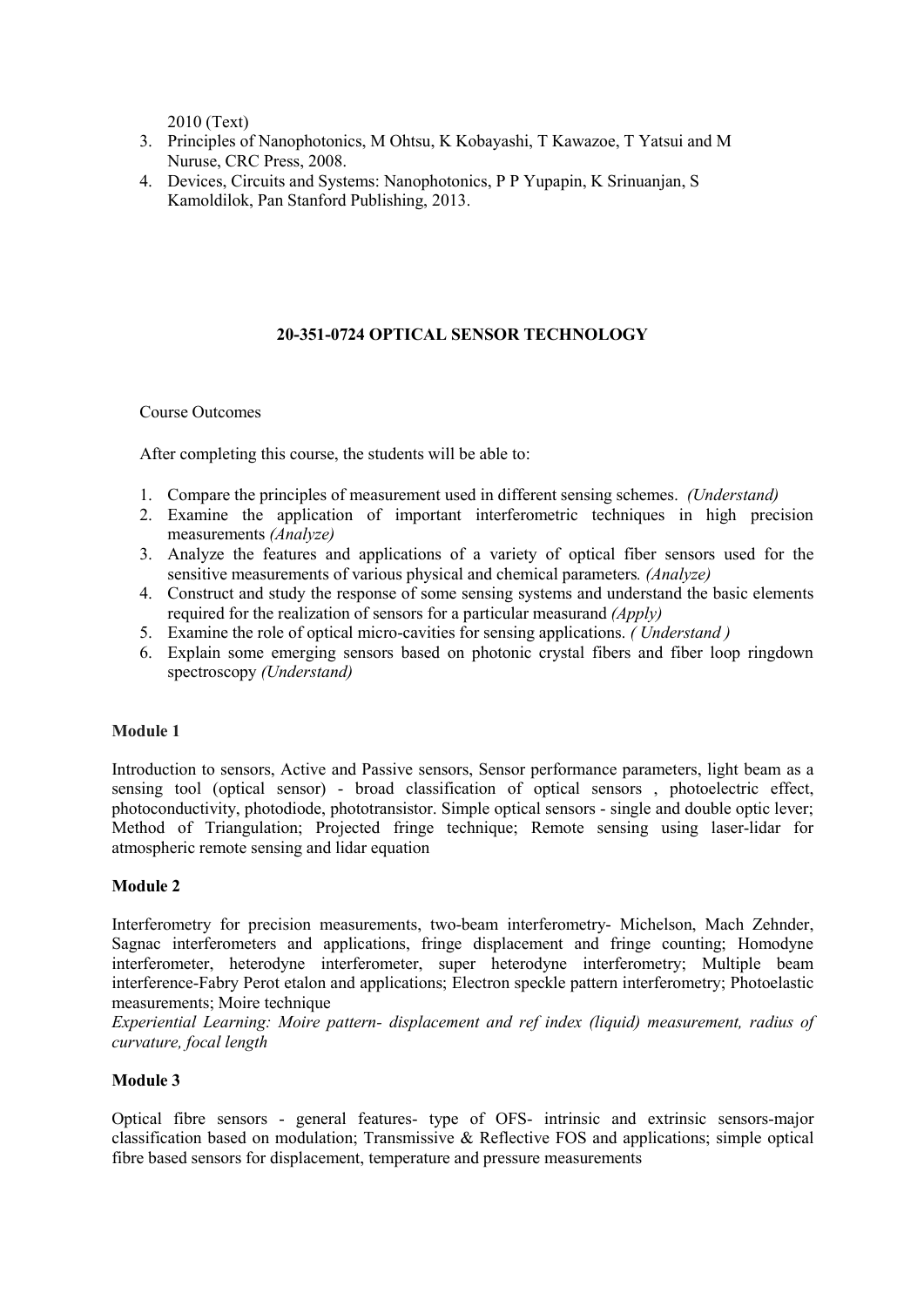2010 (Text)

3. Principles of Nanophotonics, M Ohtsu, K Kobayashi, T Kawazoe, T Yatsui and M Nuruse, CRC Press, 2008.
4. Devices, Circuits and Systems: Nanophotonics, P P Yupapin, K Srinuanjan, S Kamoldilok, Pan Stanford Publishing, 2013.

## 20-351-0724 OPTICAL SENSOR TECHNOLOGY

Course Outcomes

After completing this course, the students will be able to:

1. Compare the principles of measurement used in different sensing schemes. *(Understand)*
2. Examine the application of important interferometric techniques in high precision measurements *(Analyze)*
3. Analyze the features and applications of a variety of optical fiber sensors used for the sensitive measurements of various physical and chemical parameters*. (Analyze)*
4. Construct and study the response of some sensing systems and understand the basic elements required for the realization of sensors for a particular measurand *(Apply)*
5. Examine the role of optical micro-cavities for sensing applications. *( Understand )*
6. Explain some emerging sensors based on photonic crystal fibers and fiber loop ringdown spectroscopy *(Understand)*

**Module 1**

Introduction to sensors, Active and Passive sensors, Sensor performance parameters, light beam as a sensing tool (optical sensor) - broad classification of optical sensors , photoelectric effect, photoconductivity, photodiode, phototransistor. Simple optical sensors - single and double optic lever; Method of Triangulation; Projected fringe technique; Remote sensing using laser-lidar for atmospheric remote sensing and lidar equation

**Module 2**

Interferometry for precision measurements, two-beam interferometry- Michelson, Mach Zehnder, Sagnac interferometers and applications, fringe displacement and fringe counting; Homodyne interferometer, heterodyne interferometer, super heterodyne interferometry; Multiple beam interference-Fabry Perot etalon and applications; Electron speckle pattern interferometry; Photoelastic measurements; Moire technique

*Experiential Learning: Moire pattern- displacement and ref index (liquid) measurement, radius of curvature, focal length*

**Module 3**

Optical fibre sensors - general features- type of OFS- intrinsic and extrinsic sensors-major classification based on modulation; Transmissive & Reflective FOS and applications; simple optical fibre based sensors for displacement, temperature and pressure measurements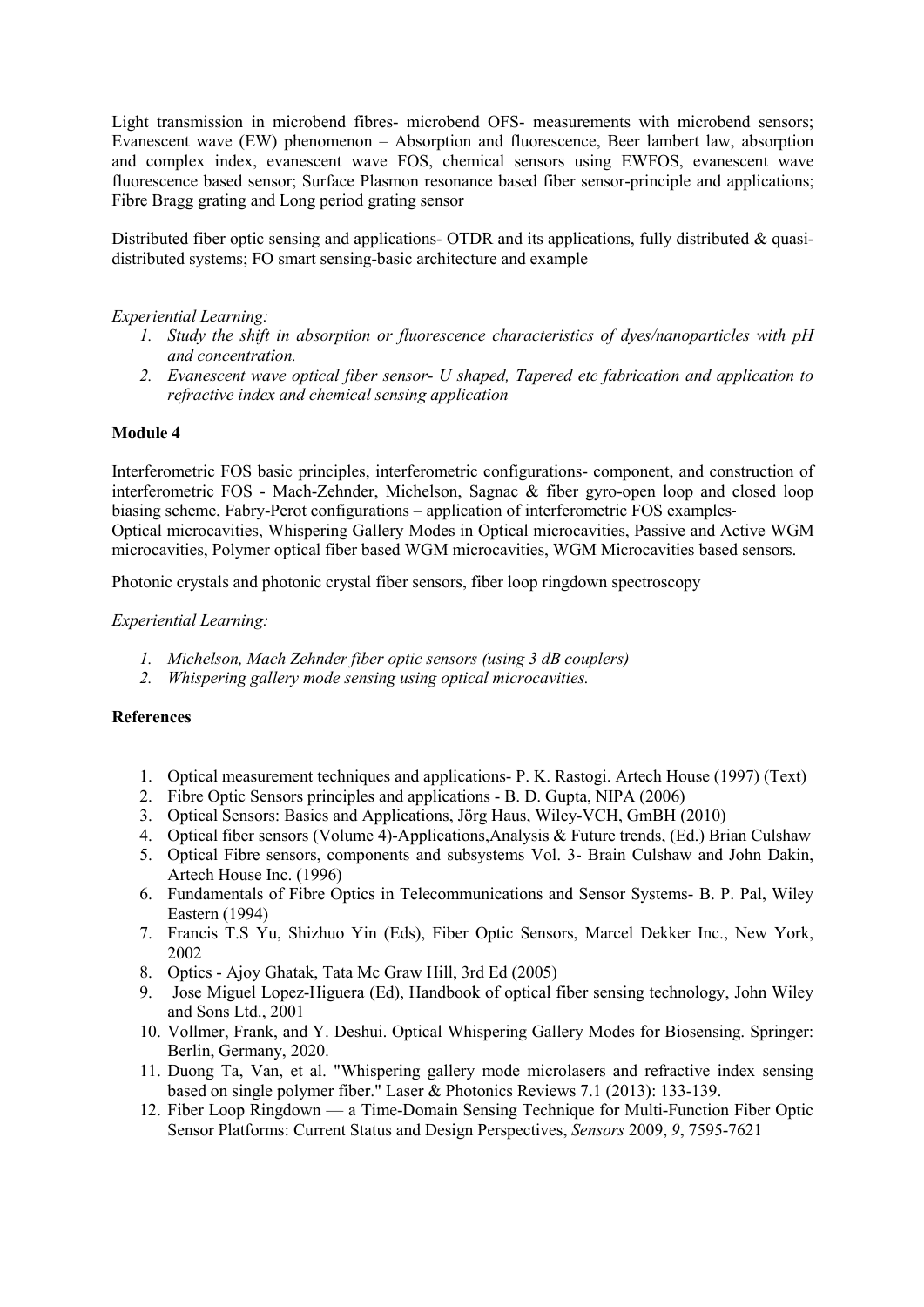Light transmission in microbend fibres- microbend OFS- measurements with microbend sensors; Evanescent wave (EW) phenomenon – Absorption and fluorescence, Beer lambert law, absorption and complex index, evanescent wave FOS, chemical sensors using EWFOS, evanescent wave fluorescence based sensor; Surface Plasmon resonance based fiber sensor-principle and applications; Fibre Bragg grating and Long period grating sensor

Distributed fiber optic sensing and applications- OTDR and its applications, fully distributed & quasi-distributed systems; FO smart sensing-basic architecture and example

*Experiential Learning:*

1. *Study the shift in absorption or fluorescence characteristics of dyes/nanoparticles with pH and concentration.*
2. *Evanescent wave optical fiber sensor- U shaped, Tapered etc fabrication and application to refractive index and chemical sensing application*

**Module 4**

Interferometric FOS basic principles, interferometric configurations- component, and construction of interferometric FOS - Mach-Zehnder, Michelson, Sagnac & fiber gyro-open loop and closed loop biasing scheme, Fabry-Perot configurations – application of interferometric FOS examples-
Optical microcavities, Whispering Gallery Modes in Optical microcavities, Passive and Active WGM microcavities, Polymer optical fiber based WGM microcavities, WGM Microcavities based sensors.

Photonic crystals and photonic crystal fiber sensors, fiber loop ringdown spectroscopy

*Experiential Learning:*

1. *Michelson, Mach Zehnder fiber optic sensors (using 3 dB couplers)*
2. *Whispering gallery mode sensing using optical microcavities.*

**References**

1. Optical measurement techniques and applications- P. K. Rastogi. Artech House (1997) (Text)
2. Fibre Optic Sensors principles and applications - B. D. Gupta, NIPA (2006)
3. Optical Sensors: Basics and Applications, Jörg Haus, Wiley-VCH, GmBH (2010)
4. Optical fiber sensors (Volume 4)-Applications,Analysis & Future trends, (Ed.) Brian Culshaw
5. Optical Fibre sensors, components and subsystems Vol. 3- Brain Culshaw and John Dakin, Artech House Inc. (1996)
6. Fundamentals of Fibre Optics in Telecommunications and Sensor Systems- B. P. Pal, Wiley Eastern (1994)
7. Francis T.S Yu, Shizhuo Yin (Eds), Fiber Optic Sensors, Marcel Dekker Inc., New York, 2002
8. Optics - Ajoy Ghatak, Tata Mc Graw Hill, 3rd Ed (2005)
9. Jose Miguel Lopez-Higuera (Ed), Handbook of optical fiber sensing technology, John Wiley and Sons Ltd., 2001
10. Vollmer, Frank, and Y. Deshui. Optical Whispering Gallery Modes for Biosensing. Springer: Berlin, Germany, 2020.
11. Duong Ta, Van, et al. "Whispering gallery mode microlasers and refractive index sensing based on single polymer fiber." Laser & Photonics Reviews 7.1 (2013): 133-139.
12. Fiber Loop Ringdown — a Time-Domain Sensing Technique for Multi-Function Fiber Optic Sensor Platforms: Current Status and Design Perspectives, *Sensors* 2009, *9*, 7595-7621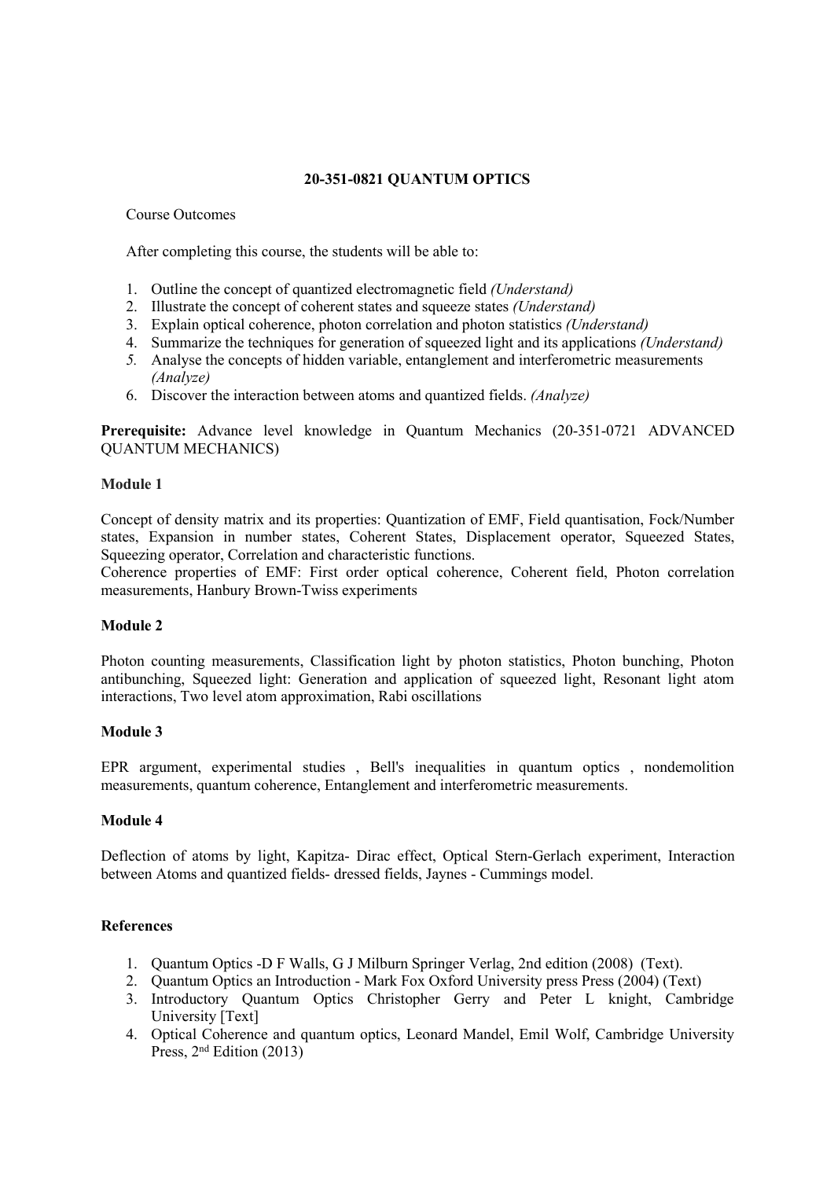## 20-351-0821 QUANTUM OPTICS

Course Outcomes

After completing this course, the students will be able to:

1. Outline the concept of quantized electromagnetic field *(Understand)*
2. Illustrate the concept of coherent states and squeeze states *(Understand)*
3. Explain optical coherence, photon correlation and photon statistics *(Understand)*
4. Summarize the techniques for generation of squeezed light and its applications *(Understand)*
5. Analyse the concepts of hidden variable, entanglement and interferometric measurements *(Analyze)*
6. Discover the interaction between atoms and quantized fields. *(Analyze)*

**Prerequisite:** Advance level knowledge in Quantum Mechanics (20-351-0721 ADVANCED QUANTUM MECHANICS)

**Module 1**

Concept of density matrix and its properties: Quantization of EMF, Field quantisation, Fock/Number states, Expansion in number states, Coherent States, Displacement operator, Squeezed States, Squeezing operator, Correlation and characteristic functions.
Coherence properties of EMF: First order optical coherence, Coherent field, Photon correlation measurements, Hanbury Brown-Twiss experiments

**Module 2**

Photon counting measurements, Classification light by photon statistics, Photon bunching, Photon antibunching, Squeezed light: Generation and application of squeezed light, Resonant light atom interactions, Two level atom approximation, Rabi oscillations

**Module 3**

EPR argument, experimental studies , Bell's inequalities in quantum optics , nondemolition measurements, quantum coherence, Entanglement and interferometric measurements.

**Module 4**

Deflection of atoms by light, Kapitza- Dirac effect, Optical Stern-Gerlach experiment, Interaction between Atoms and quantized fields- dressed fields, Jaynes - Cummings model.

**References**

1. Quantum Optics -D F Walls, G J Milburn Springer Verlag, 2nd edition (2008) (Text).
2. Quantum Optics an Introduction - Mark Fox Oxford University press Press (2004) (Text)
3. Introductory Quantum Optics Christopher Gerry and Peter L knight, Cambridge University [Text]
4. Optical Coherence and quantum optics, Leonard Mandel, Emil Wolf, Cambridge University Press, 2nd Edition (2013)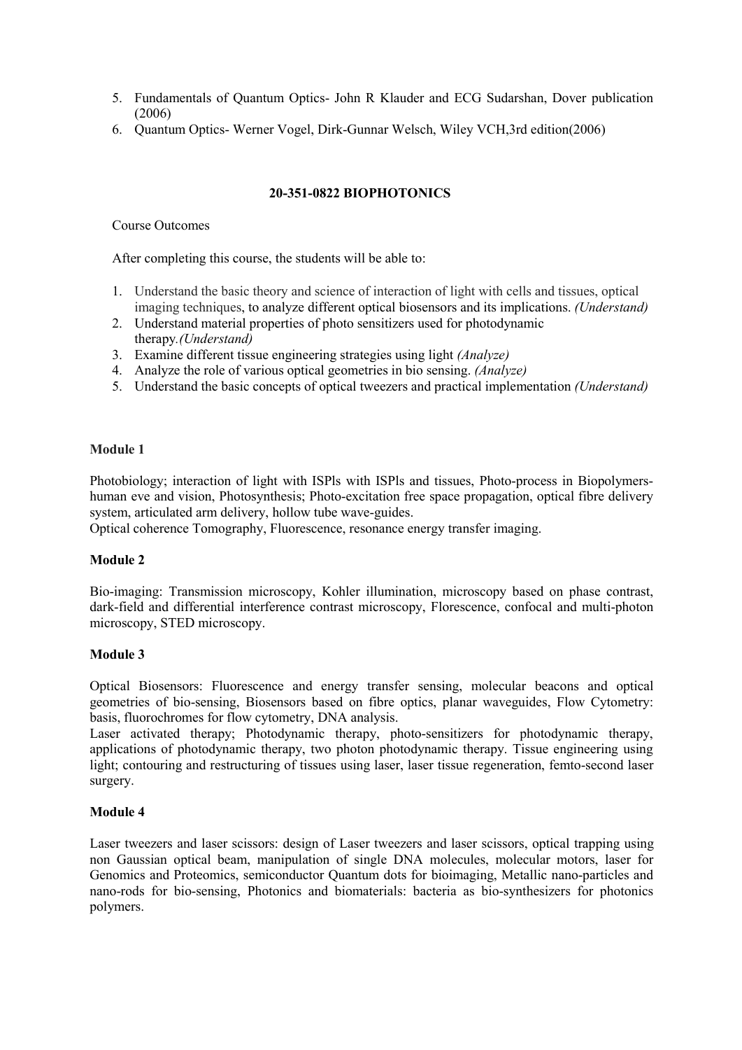5. Fundamentals of Quantum Optics- John R Klauder and ECG Sudarshan, Dover publication (2006)
6. Quantum Optics- Werner Vogel, Dirk-Gunnar Welsch, Wiley VCH,3rd edition(2006)

## 20-351-0822 BIOPHOTONICS

Course Outcomes

After completing this course, the students will be able to:

1. Understand the basic theory and science of interaction of light with cells and tissues, optical imaging techniques, to analyze different optical biosensors and its implications. *(Understand)*
2. Understand material properties of photo sensitizers used for photodynamic therapy.*(Understand)*
3. Examine different tissue engineering strategies using light *(Analyze)*
4. Analyze the role of various optical geometries in bio sensing. *(Analyze)*
5. Understand the basic concepts of optical tweezers and practical implementation *(Understand)*

**Module 1**

Photobiology; interaction of light with ISPls with ISPls and tissues, Photo-process in Biopolymers- human eve and vision, Photosynthesis; Photo-excitation free space propagation, optical fibre delivery system, articulated arm delivery, hollow tube wave-guides.
Optical coherence Tomography, Fluorescence, resonance energy transfer imaging.

**Module 2**

Bio-imaging: Transmission microscopy, Kohler illumination, microscopy based on phase contrast, dark-field and differential interference contrast microscopy, Florescence, confocal and multi-photon microscopy, STED microscopy.

**Module 3**

Optical Biosensors: Fluorescence and energy transfer sensing, molecular beacons and optical geometries of bio-sensing, Biosensors based on fibre optics, planar waveguides, Flow Cytometry: basis, fluorochromes for flow cytometry, DNA analysis.
Laser activated therapy; Photodynamic therapy, photo-sensitizers for photodynamic therapy, applications of photodynamic therapy, two photon photodynamic therapy. Tissue engineering using light; contouring and restructuring of tissues using laser, laser tissue regeneration, femto-second laser surgery.

**Module 4**

Laser tweezers and laser scissors: design of Laser tweezers and laser scissors, optical trapping using non Gaussian optical beam, manipulation of single DNA molecules, molecular motors, laser for Genomics and Proteomics, semiconductor Quantum dots for bioimaging, Metallic nano-particles and nano-rods for bio-sensing, Photonics and biomaterials: bacteria as bio-synthesizers for photonics polymers.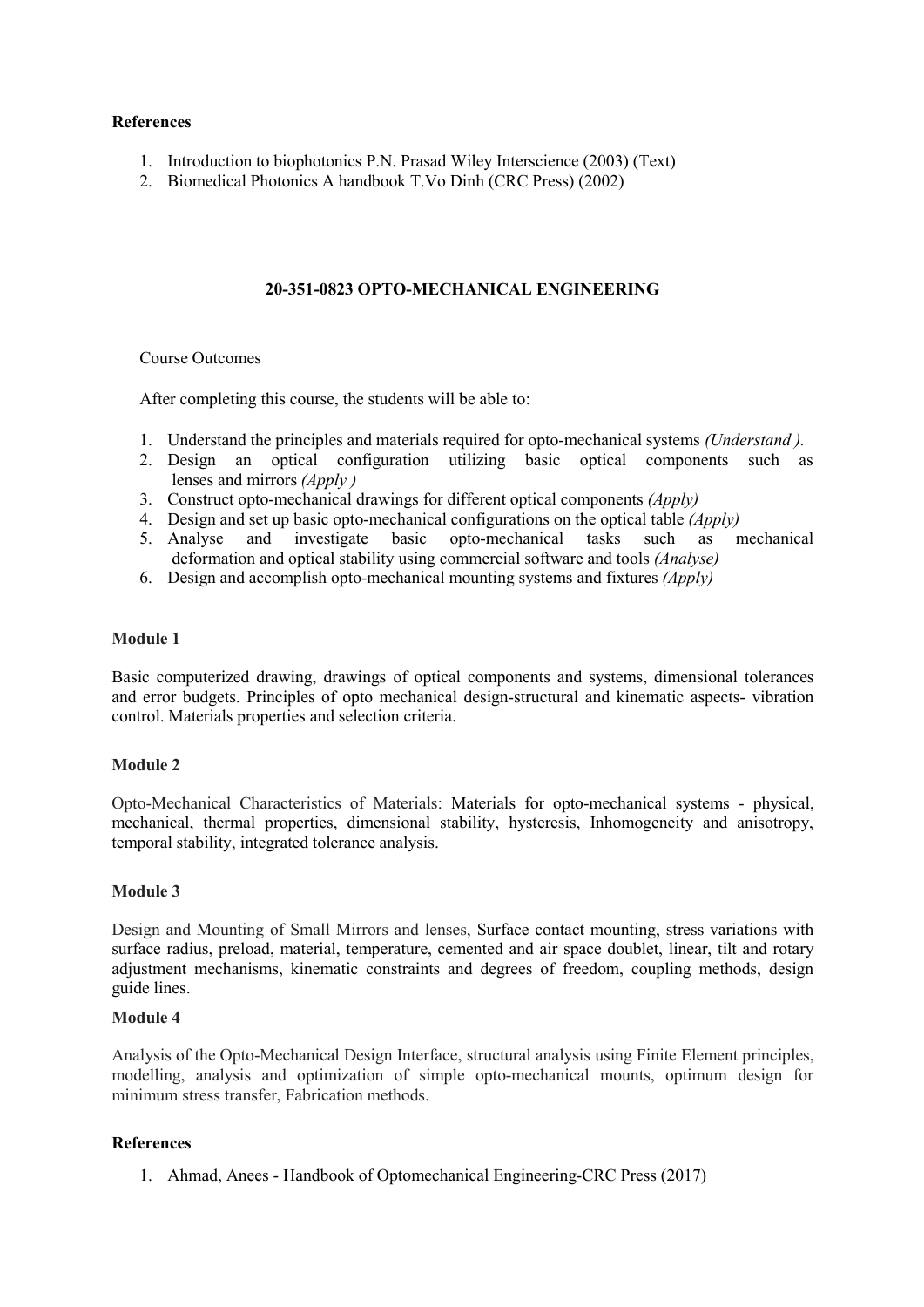**References**

1. Introduction to biophotonics P.N. Prasad Wiley Interscience (2003) (Text)
2. Biomedical Photonics A handbook T.Vo Dinh (CRC Press) (2002)

## 20-351-0823 OPTO-MECHANICAL ENGINEERING

Course Outcomes

After completing this course, the students will be able to:

1. Understand the principles and materials required for opto-mechanical systems *(Understand ).*
2. Design an optical configuration utilizing basic optical components such as lenses and mirrors *(Apply )*
3. Construct opto-mechanical drawings for different optical components *(Apply)*
4. Design and set up basic opto-mechanical configurations on the optical table *(Apply)*
5. Analyse and investigate basic opto-mechanical tasks such as mechanical deformation and optical stability using commercial software and tools *(Analyse)*
6. Design and accomplish opto-mechanical mounting systems and fixtures *(Apply)*

**Module 1**

Basic computerized drawing, drawings of optical components and systems, dimensional tolerances and error budgets. Principles of opto mechanical design-structural and kinematic aspects- vibration control. Materials properties and selection criteria.

**Module 2**

Opto-Mechanical Characteristics of Materials: Materials for opto-mechanical systems - physical, mechanical, thermal properties, dimensional stability, hysteresis, Inhomogeneity and anisotropy, temporal stability, integrated tolerance analysis.

**Module 3**

Design and Mounting of Small Mirrors and lenses, Surface contact mounting, stress variations with surface radius, preload, material, temperature, cemented and air space doublet, linear, tilt and rotary adjustment mechanisms, kinematic constraints and degrees of freedom, coupling methods, design guide lines.

**Module 4**

Analysis of the Opto-Mechanical Design Interface, structural analysis using Finite Element principles, modelling, analysis and optimization of simple opto-mechanical mounts, optimum design for minimum stress transfer, Fabrication methods.

**References**

1. Ahmad, Anees - Handbook of Optomechanical Engineering-CRC Press (2017)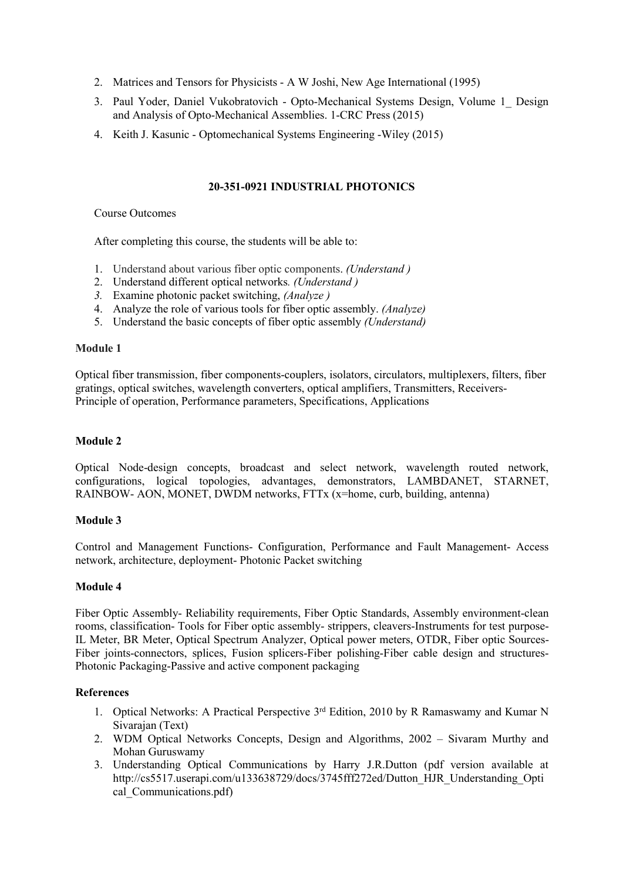2. Matrices and Tensors for Physicists - A W Joshi, New Age International (1995)
3. Paul Yoder, Daniel Vukobratovich - Opto-Mechanical Systems Design, Volume 1_ Design and Analysis of Opto-Mechanical Assemblies. 1-CRC Press (2015)
4. Keith J. Kasunic - Optomechanical Systems Engineering -Wiley (2015)

## 20-351-0921 INDUSTRIAL PHOTONICS

Course Outcomes

After completing this course, the students will be able to:

1. Understand about various fiber optic components. *(Understand )*
2. Understand different optical networks*. (Understand )*
3. Examine photonic packet switching, *(Analyze )*
4. Analyze the role of various tools for fiber optic assembly. *(Analyze)*
5. Understand the basic concepts of fiber optic assembly *(Understand)*

**Module 1**

Optical fiber transmission, fiber components-couplers, isolators, circulators, multiplexers, filters, fiber gratings, optical switches, wavelength converters, optical amplifiers, Transmitters, Receivers-Principle of operation, Performance parameters, Specifications, Applications

**Module 2**

Optical Node-design concepts, broadcast and select network, wavelength routed network, configurations, logical topologies, advantages, demonstrators, LAMBDANET, STARNET, RAINBOW- AON, MONET, DWDM networks, FTTx (x=home, curb, building, antenna)

**Module 3**

Control and Management Functions- Configuration, Performance and Fault Management- Access network, architecture, deployment- Photonic Packet switching

**Module 4**

Fiber Optic Assembly- Reliability requirements, Fiber Optic Standards, Assembly environment-clean rooms, classification- Tools for Fiber optic assembly- strippers, cleavers-Instruments for test purpose-IL Meter, BR Meter, Optical Spectrum Analyzer, Optical power meters, OTDR, Fiber optic Sources-Fiber joints-connectors, splices, Fusion splicers-Fiber polishing-Fiber cable design and structures-Photonic Packaging-Passive and active component packaging

**References**

1. Optical Networks: A Practical Perspective 3rd Edition, 2010 by R Ramaswamy and Kumar N Sivarajan (Text)
2. WDM Optical Networks Concepts, Design and Algorithms, 2002 – Sivaram Murthy and Mohan Guruswamy
3. Understanding Optical Communications by Harry J.R.Dutton (pdf version available at http://cs5517.userapi.com/u133638729/docs/3745fff272ed/Dutton_HJR_Understanding_Optical_Communications.pdf)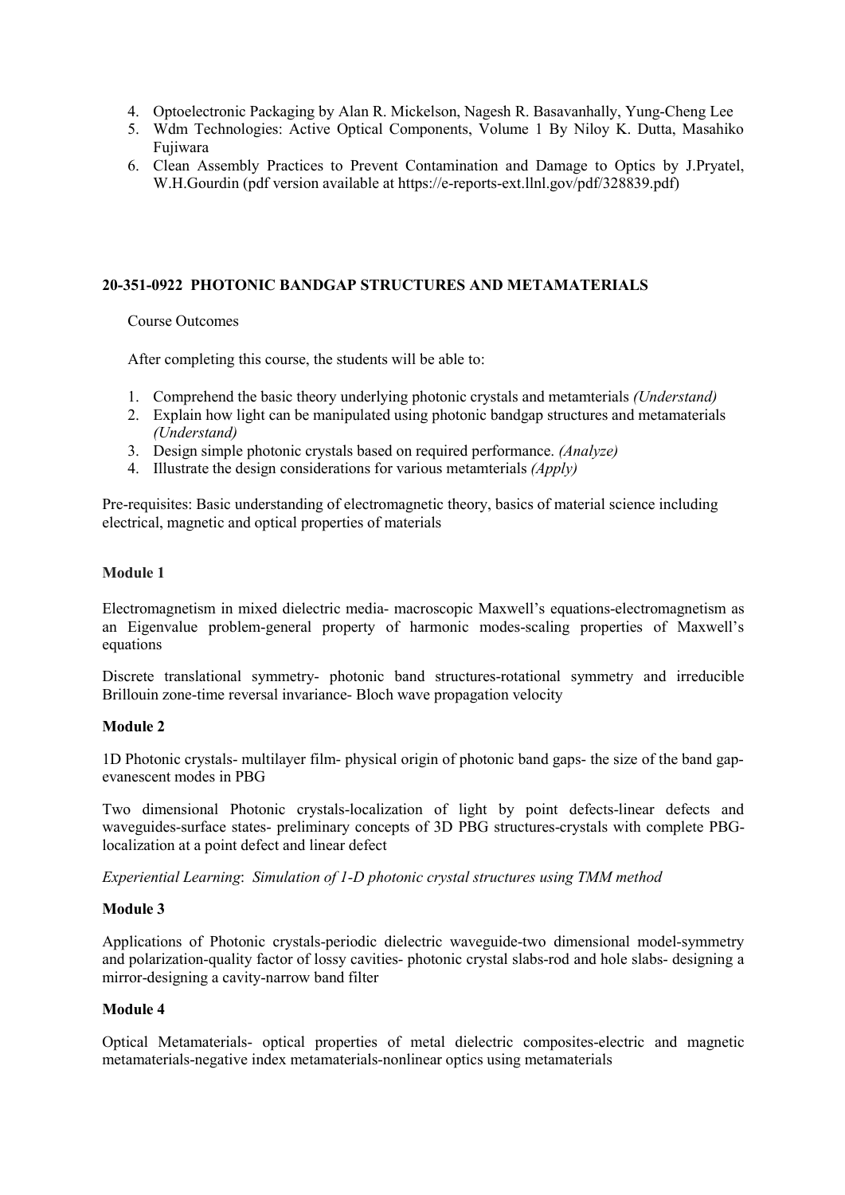4. Optoelectronic Packaging by Alan R. Mickelson, Nagesh R. Basavanhally, Yung-Cheng Lee
5. Wdm Technologies: Active Optical Components, Volume 1 By Niloy K. Dutta, Masahiko Fujiwara
6. Clean Assembly Practices to Prevent Contamination and Damage to Optics by J.Pryatel, W.H.Gourdin (pdf version available at https://e-reports-ext.llnl.gov/pdf/328839.pdf)

## 20-351-0922 PHOTONIC BANDGAP STRUCTURES AND METAMATERIALS

Course Outcomes

After completing this course, the students will be able to:

1. Comprehend the basic theory underlying photonic crystals and metamterials *(Understand)*
2. Explain how light can be manipulated using photonic bandgap structures and metamaterials *(Understand)*
3. Design simple photonic crystals based on required performance. *(Analyze)*
4. Illustrate the design considerations for various metamterials *(Apply)*

Pre-requisites: Basic understanding of electromagnetic theory, basics of material science including electrical, magnetic and optical properties of materials

### Module 1

Electromagnetism in mixed dielectric media- macroscopic Maxwell's equations-electromagnetism as an Eigenvalue problem-general property of harmonic modes-scaling properties of Maxwell's equations

Discrete translational symmetry- photonic band structures-rotational symmetry and irreducible Brillouin zone-time reversal invariance- Bloch wave propagation velocity

### Module 2

1D Photonic crystals- multilayer film- physical origin of photonic band gaps- the size of the band gap-evanescent modes in PBG

Two dimensional Photonic crystals-localization of light by point defects-linear defects and waveguides-surface states- preliminary concepts of 3D PBG structures-crystals with complete PBG-localization at a point defect and linear defect

*Experiential Learning*: *Simulation of 1-D photonic crystal structures using TMM method*

### Module 3

Applications of Photonic crystals-periodic dielectric waveguide-two dimensional model-symmetry and polarization-quality factor of lossy cavities- photonic crystal slabs-rod and hole slabs- designing a mirror-designing a cavity-narrow band filter

### Module 4

Optical Metamaterials- optical properties of metal dielectric composites-electric and magnetic metamaterials-negative index metamaterials-nonlinear optics using metamaterials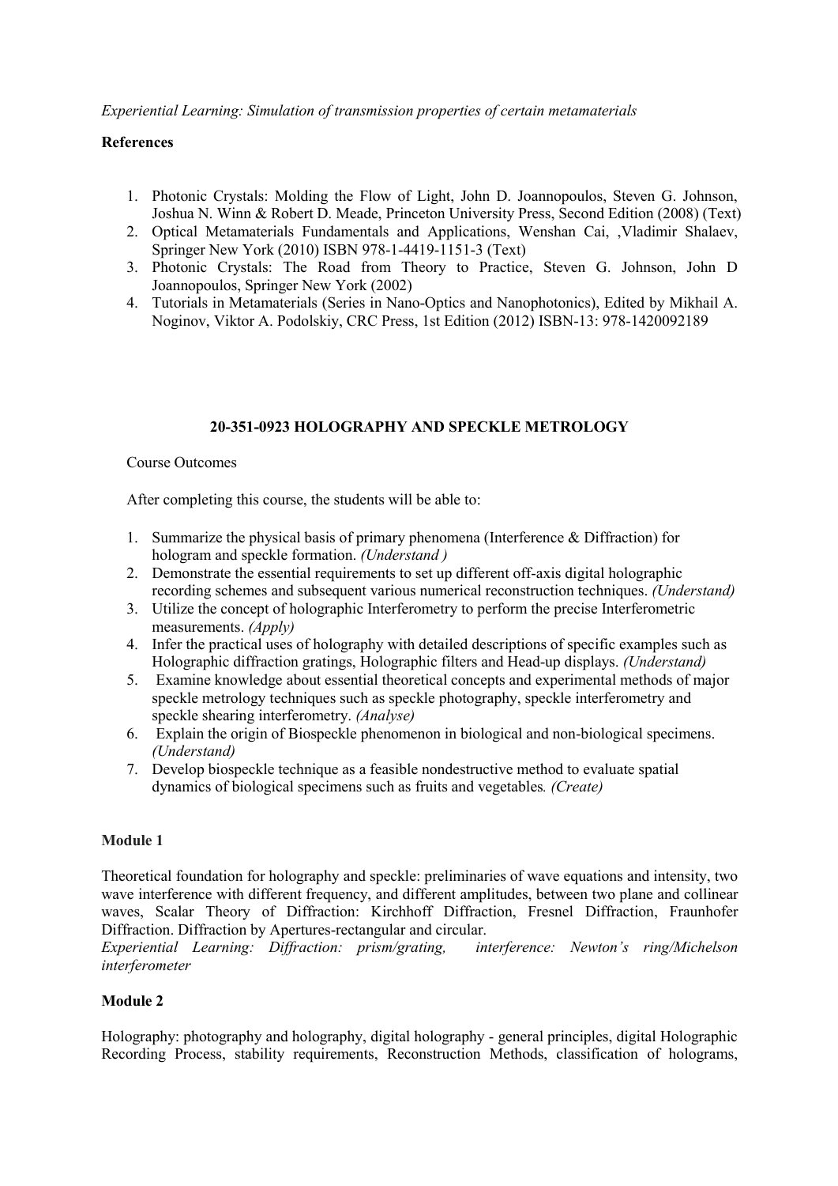*Experiential Learning: Simulation of transmission properties of certain metamaterials*

**References**

1. Photonic Crystals: Molding the Flow of Light, John D. Joannopoulos, Steven G. Johnson, Joshua N. Winn & Robert D. Meade, Princeton University Press, Second Edition (2008) (Text)
2. Optical Metamaterials Fundamentals and Applications, Wenshan Cai, ,Vladimir Shalaev, Springer New York (2010) ISBN 978-1-4419-1151-3 (Text)
3. Photonic Crystals: The Road from Theory to Practice, Steven G. Johnson, John D Joannopoulos, Springer New York (2002)
4. Tutorials in Metamaterials (Series in Nano-Optics and Nanophotonics), Edited by Mikhail A. Noginov, Viktor A. Podolskiy, CRC Press, 1st Edition (2012) ISBN-13: 978-1420092189

## 20-351-0923 HOLOGRAPHY AND SPECKLE METROLOGY

Course Outcomes

After completing this course, the students will be able to:

1. Summarize the physical basis of primary phenomena (Interference & Diffraction) for hologram and speckle formation. *(Understand )*
2. Demonstrate the essential requirements to set up different off-axis digital holographic recording schemes and subsequent various numerical reconstruction techniques. *(Understand)*
3. Utilize the concept of holographic Interferometry to perform the precise Interferometric measurements. *(Apply)*
4. Infer the practical uses of holography with detailed descriptions of specific examples such as Holographic diffraction gratings, Holographic filters and Head-up displays. *(Understand)*
5. Examine knowledge about essential theoretical concepts and experimental methods of major speckle metrology techniques such as speckle photography, speckle interferometry and speckle shearing interferometry. *(Analyse)*
6. Explain the origin of Biospeckle phenomenon in biological and non-biological specimens. *(Understand)*
7. Develop biospeckle technique as a feasible nondestructive method to evaluate spatial dynamics of biological specimens such as fruits and vegetables*. (Create)*

### Module 1

Theoretical foundation for holography and speckle: preliminaries of wave equations and intensity, two wave interference with different frequency, and different amplitudes, between two plane and collinear waves, Scalar Theory of Diffraction: Kirchhoff Diffraction, Fresnel Diffraction, Fraunhofer Diffraction. Diffraction by Apertures-rectangular and circular.
*Experiential Learning: Diffraction: prism/grating, interference: Newton's ring/Michelson interferometer*

### Module 2

Holography: photography and holography, digital holography - general principles, digital Holographic Recording Process, stability requirements, Reconstruction Methods, classification of holograms,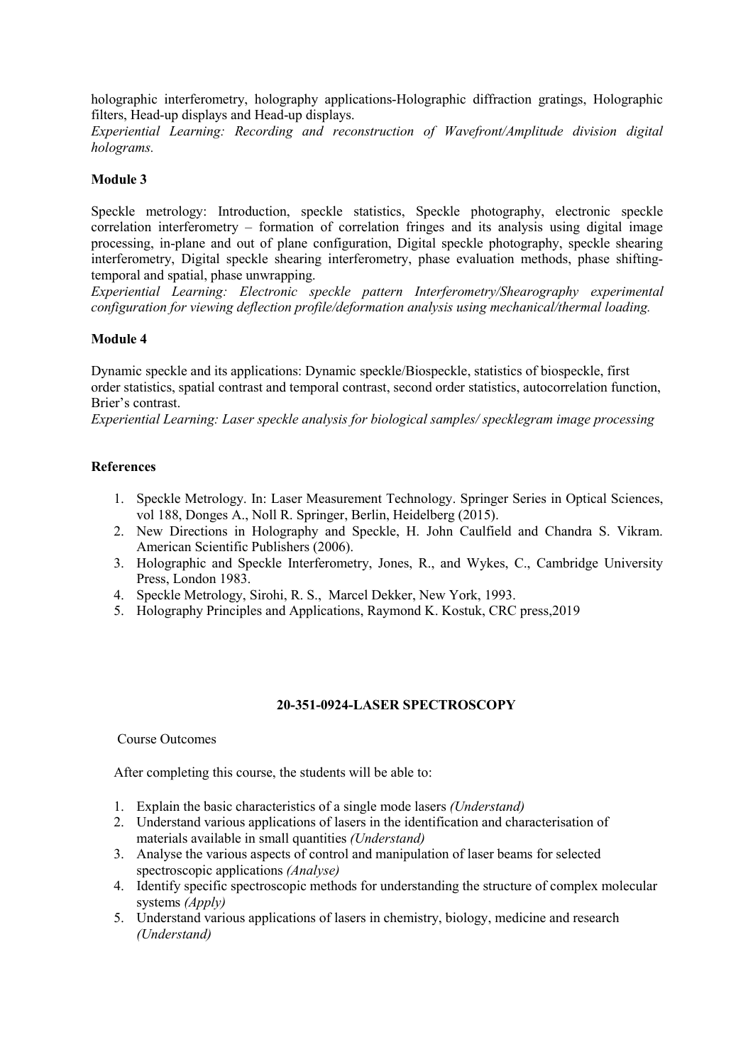holographic interferometry, holography applications-Holographic diffraction gratings, Holographic filters, Head-up displays and Head-up displays.

*Experiential Learning: Recording and reconstruction of Wavefront/Amplitude division digital holograms.*

**Module 3**

Speckle metrology: Introduction, speckle statistics, Speckle photography, electronic speckle correlation interferometry – formation of correlation fringes and its analysis using digital image processing, in-plane and out of plane configuration, Digital speckle photography, speckle shearing interferometry, Digital speckle shearing interferometry, phase evaluation methods, phase shifting-temporal and spatial, phase unwrapping.

*Experiential Learning: Electronic speckle pattern Interferometry/Shearography experimental configuration for viewing deflection profile/deformation analysis using mechanical/thermal loading.*

**Module 4**

Dynamic speckle and its applications: Dynamic speckle/Biospeckle, statistics of biospeckle, first order statistics, spatial contrast and temporal contrast, second order statistics, autocorrelation function, Brier's contrast.

*Experiential Learning: Laser speckle analysis for biological samples/ specklegram image processing*

**References**

1. Speckle Metrology. In: Laser Measurement Technology. Springer Series in Optical Sciences, vol 188, Donges A., Noll R. Springer, Berlin, Heidelberg (2015).
2. New Directions in Holography and Speckle, H. John Caulfield and Chandra S. Vikram. American Scientific Publishers (2006).
3. Holographic and Speckle Interferometry, Jones, R., and Wykes, C., Cambridge University Press, London 1983.
4. Speckle Metrology, Sirohi, R. S., Marcel Dekker, New York, 1993.
5. Holography Principles and Applications, Raymond K. Kostuk, CRC press,2019

## 20-351-0924-LASER SPECTROSCOPY

Course Outcomes

After completing this course, the students will be able to:

1. Explain the basic characteristics of a single mode lasers *(Understand)*
2. Understand various applications of lasers in the identification and characterisation of materials available in small quantities *(Understand)*
3. Analyse the various aspects of control and manipulation of laser beams for selected spectroscopic applications *(Analyse)*
4. Identify specific spectroscopic methods for understanding the structure of complex molecular systems *(Apply)*
5. Understand various applications of lasers in chemistry, biology, medicine and research *(Understand)*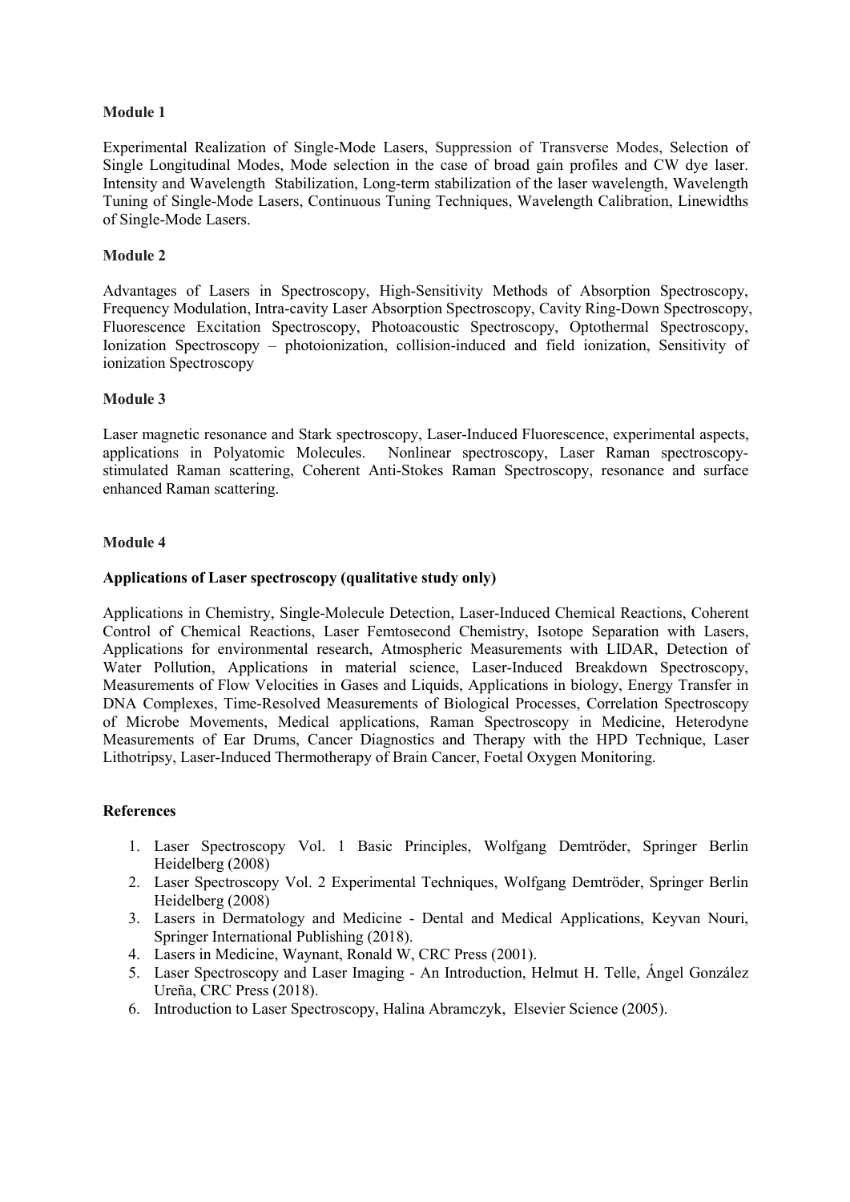**Module 1**

Experimental Realization of Single-Mode Lasers, Suppression of Transverse Modes, Selection of Single Longitudinal Modes, Mode selection in the case of broad gain profiles and CW dye laser. Intensity and Wavelength Stabilization, Long-term stabilization of the laser wavelength, Wavelength Tuning of Single-Mode Lasers, Continuous Tuning Techniques, Wavelength Calibration, Linewidths of Single-Mode Lasers.

**Module 2**

Advantages of Lasers in Spectroscopy, High-Sensitivity Methods of Absorption Spectroscopy, Frequency Modulation, Intra-cavity Laser Absorption Spectroscopy, Cavity Ring-Down Spectroscopy, Fluorescence Excitation Spectroscopy, Photoacoustic Spectroscopy, Optothermal Spectroscopy, Ionization Spectroscopy – photoionization, collision-induced and field ionization, Sensitivity of ionization Spectroscopy

**Module 3**

Laser magnetic resonance and Stark spectroscopy, Laser-Induced Fluorescence, experimental aspects, applications in Polyatomic Molecules. Nonlinear spectroscopy, Laser Raman spectroscopy- stimulated Raman scattering, Coherent Anti-Stokes Raman Spectroscopy, resonance and surface enhanced Raman scattering.

**Module 4**

**Applications of Laser spectroscopy (qualitative study only)**

Applications in Chemistry, Single-Molecule Detection, Laser-Induced Chemical Reactions, Coherent Control of Chemical Reactions, Laser Femtosecond Chemistry, Isotope Separation with Lasers, Applications for environmental research, Atmospheric Measurements with LIDAR, Detection of Water Pollution, Applications in material science, Laser-Induced Breakdown Spectroscopy, Measurements of Flow Velocities in Gases and Liquids, Applications in biology, Energy Transfer in DNA Complexes, Time-Resolved Measurements of Biological Processes, Correlation Spectroscopy of Microbe Movements, Medical applications, Raman Spectroscopy in Medicine, Heterodyne Measurements of Ear Drums, Cancer Diagnostics and Therapy with the HPD Technique, Laser Lithotripsy, Laser-Induced Thermotherapy of Brain Cancer, Foetal Oxygen Monitoring.

**References**

1. Laser Spectroscopy Vol. 1 Basic Principles, Wolfgang Demtröder, Springer Berlin Heidelberg (2008)
2. Laser Spectroscopy Vol. 2 Experimental Techniques, Wolfgang Demtröder, Springer Berlin Heidelberg (2008)
3. Lasers in Dermatology and Medicine - Dental and Medical Applications, Keyvan Nouri, Springer International Publishing (2018).
4. Lasers in Medicine, Waynant, Ronald W, CRC Press (2001).
5. Laser Spectroscopy and Laser Imaging - An Introduction, Helmut H. Telle, Ángel González Ureña, CRC Press (2018).
6. Introduction to Laser Spectroscopy, Halina Abramczyk, Elsevier Science (2005).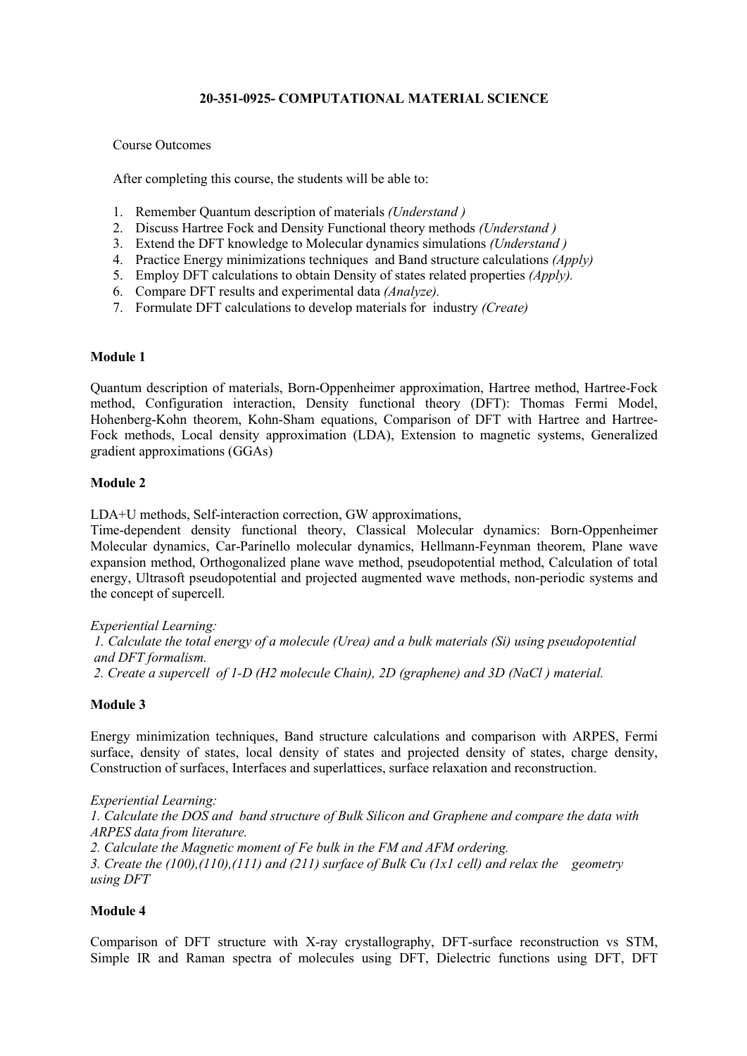# 20-351-0925- COMPUTATIONAL MATERIAL SCIENCE

Course Outcomes

After completing this course, the students will be able to:

1. Remember Quantum description of materials *(Understand )*
2. Discuss Hartree Fock and Density Functional theory methods *(Understand )*
3. Extend the DFT knowledge to Molecular dynamics simulations *(Understand )*
4. Practice Energy minimizations techniques and Band structure calculations *(Apply)*
5. Employ DFT calculations to obtain Density of states related properties *(Apply).*
6. Compare DFT results and experimental data *(Analyze).*
7. Formulate DFT calculations to develop materials for industry *(Create)*

**Module 1**

Quantum description of materials, Born-Oppenheimer approximation, Hartree method, Hartree-Fock method, Configuration interaction, Density functional theory (DFT): Thomas Fermi Model, Hohenberg-Kohn theorem, Kohn-Sham equations, Comparison of DFT with Hartree and Hartree-Fock methods, Local density approximation (LDA), Extension to magnetic systems, Generalized gradient approximations (GGAs)

**Module 2**

LDA+U methods, Self-interaction correction, GW approximations,
Time-dependent density functional theory, Classical Molecular dynamics: Born-Oppenheimer Molecular dynamics, Car-Parinello molecular dynamics, Hellmann-Feynman theorem, Plane wave expansion method, Orthogonalized plane wave method, pseudopotential method, Calculation of total energy, Ultrasoft pseudopotential and projected augmented wave methods, non-periodic systems and the concept of supercell.

*Experiential Learning:*

*1. Calculate the total energy of a molecule (Urea) and a bulk materials (Si) using pseudopotential and DFT formalism.*

*2. Create a supercell of 1-D (H2 molecule Chain), 2D (graphene) and 3D (NaCl ) material.*

**Module 3**

Energy minimization techniques, Band structure calculations and comparison with ARPES, Fermi surface, density of states, local density of states and projected density of states, charge density, Construction of surfaces, Interfaces and superlattices, surface relaxation and reconstruction.

*Experiential Learning:*

*1. Calculate the DOS and band structure of Bulk Silicon and Graphene and compare the data with ARPES data from literature.*

*2. Calculate the Magnetic moment of Fe bulk in the FM and AFM ordering.*

*3. Create the (100),(110),(111) and (211) surface of Bulk Cu (1x1 cell) and relax the geometry using DFT*

**Module 4**

Comparison of DFT structure with X-ray crystallography, DFT-surface reconstruction vs STM, Simple IR and Raman spectra of molecules using DFT, Dielectric functions using DFT, DFT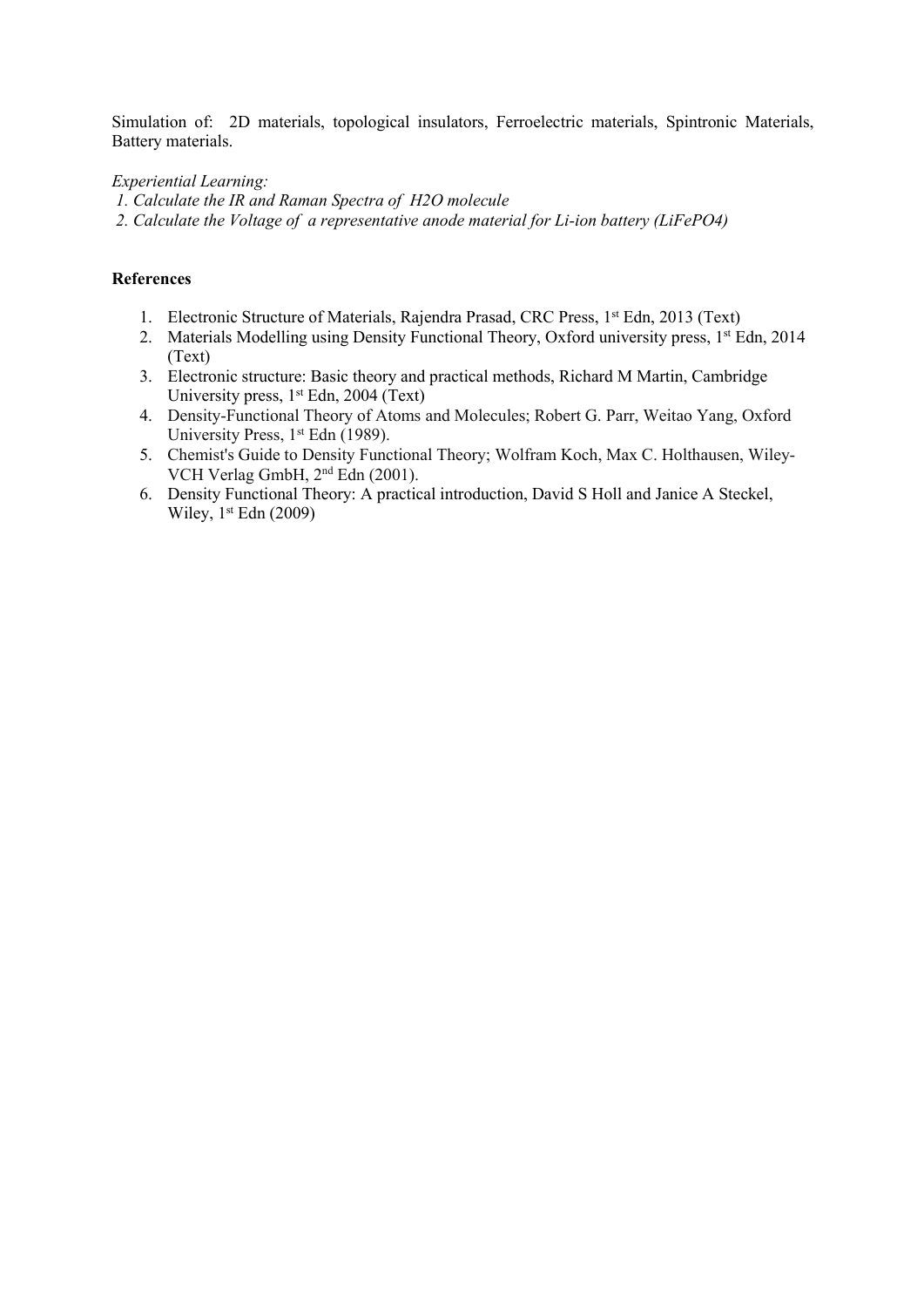Simulation of: 2D materials, topological insulators, Ferroelectric materials, Spintronic Materials, Battery materials.

*Experiential Learning:*

*1. Calculate the IR and Raman Spectra of $H_2O$ molecule*

*2. Calculate the Voltage of a representative anode material for Li-ion battery ($LiFePO_4$)*

**References**

1. Electronic Structure of Materials, Rajendra Prasad, CRC Press, 1st Edn, 2013 (Text)
2. Materials Modelling using Density Functional Theory, Oxford university press, 1st Edn, 2014 (Text)
3. Electronic structure: Basic theory and practical methods, Richard M Martin, Cambridge University press, 1st Edn, 2004 (Text)
4. Density-Functional Theory of Atoms and Molecules; Robert G. Parr, Weitao Yang, Oxford University Press, 1st Edn (1989).
5. Chemist's Guide to Density Functional Theory; Wolfram Koch, Max C. Holthausen, Wiley-VCH Verlag GmbH, 2nd Edn (2001).
6. Density Functional Theory: A practical introduction, David S Holl and Janice A Steckel, Wiley, 1st Edn (2009)